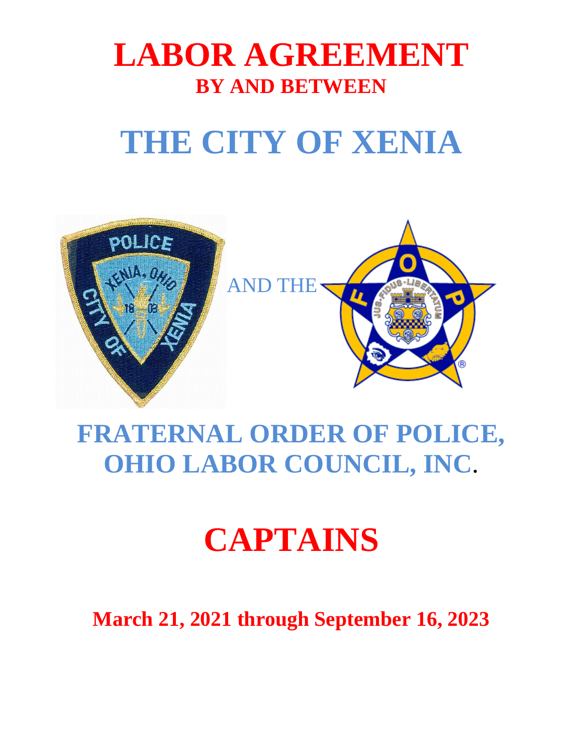# LABOR AGREEMENT

**BY AND BETWEEN**

# THE CITY OF XENIA

AND THE

# FRATERNAL ORDER OF POLICE, OHIO LABOR COUNCIL, INC.

# CAPTAINS

**March 21, 2021 through September 16, 2023**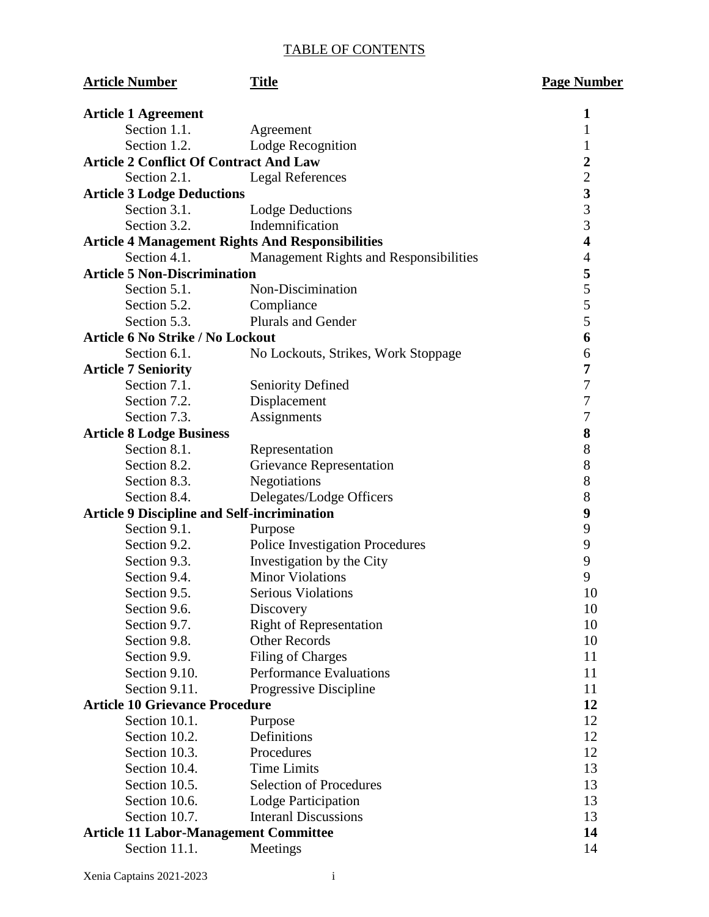TABLE OF CONTENTS

| Article Number | Title | Page Number |
|---|---|---|
| **Article 1 Agreement** | | **1** |
| Section 1.1. | Agreement | 1 |
| Section 1.2. | Lodge Recognition | 1 |
| **Article 2 Conflict Of Contract And Law** | | **2** |
| Section 2.1. | Legal References | 2 |
| **Article 3 Lodge Deductions** | | **3** |
| Section 3.1. | Lodge Deductions | 3 |
| Section 3.2. | Indemnification | 3 |
| **Article 4 Management Rights And Responsibilities** | | **4** |
| Section 4.1. | Management Rights and Responsibilities | 4 |
| **Article 5 Non-Discrimination** | | **5** |
| Section 5.1. | Non-Discimination | 5 |
| Section 5.2. | Compliance | 5 |
| Section 5.3. | Plurals and Gender | 5 |
| **Article 6 No Strike / No Lockout** | | **6** |
| Section 6.1. | No Lockouts, Strikes, Work Stoppage | 6 |
| **Article 7 Seniority** | | **7** |
| Section 7.1. | Seniority Defined | 7 |
| Section 7.2. | Displacement | 7 |
| Section 7.3. | Assignments | 7 |
| **Article 8 Lodge Business** | | **8** |
| Section 8.1. | Representation | 8 |
| Section 8.2. | Grievance Representation | 8 |
| Section 8.3. | Negotiations | 8 |
| Section 8.4. | Delegates/Lodge Officers | 8 |
| **Article 9 Discipline and Self-incrimination** | | **9** |
| Section 9.1. | Purpose | 9 |
| Section 9.2. | Police Investigation Procedures | 9 |
| Section 9.3. | Investigation by the City | 9 |
| Section 9.4. | Minor Violations | 9 |
| Section 9.5. | Serious Violations | 10 |
| Section 9.6. | Discovery | 10 |
| Section 9.7. | Right of Representation | 10 |
| Section 9.8. | Other Records | 10 |
| Section 9.9. | Filing of Charges | 11 |
| Section 9.10. | Performance Evaluations | 11 |
| Section 9.11. | Progressive Discipline | 11 |
| **Article 10 Grievance Procedure** | | **12** |
| Section 10.1. | Purpose | 12 |
| Section 10.2. | Definitions | 12 |
| Section 10.3. | Procedures | 12 |
| Section 10.4. | Time Limits | 13 |
| Section 10.5. | Selection of Procedures | 13 |
| Section 10.6. | Lodge Participation | 13 |
| Section 10.7. | Interanl Discussions | 13 |
| **Article 11 Labor-Management Committee** | | **14** |
| Section 11.1. | Meetings | 14 |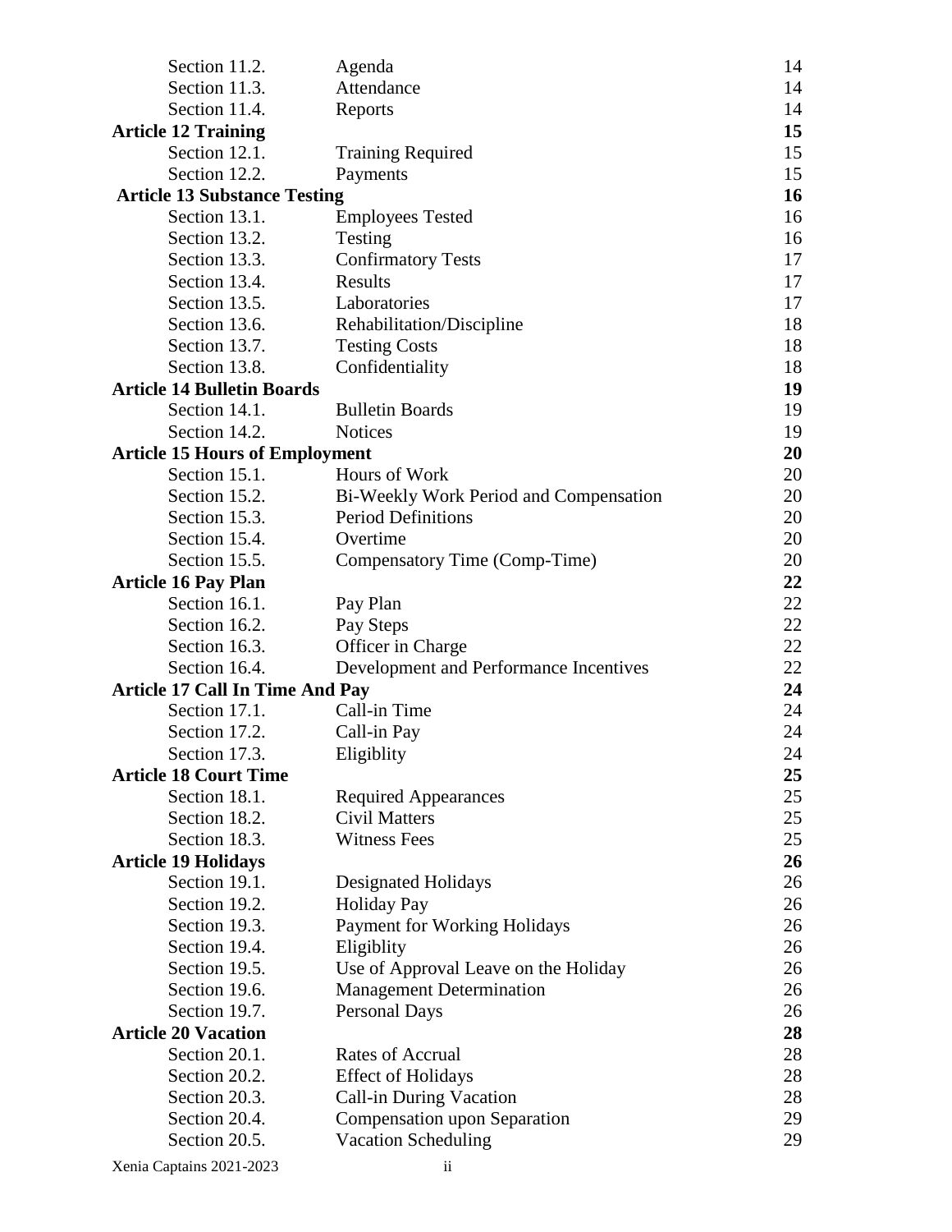| | | |
|---|---|---|
| Section 11.2. | Agenda | 14 |
| Section 11.3. | Attendance | 14 |
| Section 11.4. | Reports | 14 |
| **Article 12 Training** | | **15** |
| Section 12.1. | Training Required | 15 |
| Section 12.2. | Payments | 15 |
| **Article 13 Substance Testing** | | **16** |
| Section 13.1. | Employees Tested | 16 |
| Section 13.2. | Testing | 16 |
| Section 13.3. | Confirmatory Tests | 17 |
| Section 13.4. | Results | 17 |
| Section 13.5. | Laboratories | 17 |
| Section 13.6. | Rehabilitation/Discipline | 18 |
| Section 13.7. | Testing Costs | 18 |
| Section 13.8. | Confidentiality | 18 |
| **Article 14 Bulletin Boards** | | **19** |
| Section 14.1. | Bulletin Boards | 19 |
| Section 14.2. | Notices | 19 |
| **Article 15 Hours of Employment** | | **20** |
| Section 15.1. | Hours of Work | 20 |
| Section 15.2. | Bi-Weekly Work Period and Compensation | 20 |
| Section 15.3. | Period Definitions | 20 |
| Section 15.4. | Overtime | 20 |
| Section 15.5. | Compensatory Time (Comp-Time) | 20 |
| **Article 16 Pay Plan** | | **22** |
| Section 16.1. | Pay Plan | 22 |
| Section 16.2. | Pay Steps | 22 |
| Section 16.3. | Officer in Charge | 22 |
| Section 16.4. | Development and Performance Incentives | 22 |
| **Article 17 Call In Time And Pay** | | **24** |
| Section 17.1. | Call-in Time | 24 |
| Section 17.2. | Call-in Pay | 24 |
| Section 17.3. | Eligiblity | 24 |
| **Article 18 Court Time** | | **25** |
| Section 18.1. | Required Appearances | 25 |
| Section 18.2. | Civil Matters | 25 |
| Section 18.3. | Witness Fees | 25 |
| **Article 19 Holidays** | | **26** |
| Section 19.1. | Designated Holidays | 26 |
| Section 19.2. | Holiday Pay | 26 |
| Section 19.3. | Payment for Working Holidays | 26 |
| Section 19.4. | Eligiblity | 26 |
| Section 19.5. | Use of Approval Leave on the Holiday | 26 |
| Section 19.6. | Management Determination | 26 |
| Section 19.7. | Personal Days | 26 |
| **Article 20 Vacation** | | **28** |
| Section 20.1. | Rates of Accrual | 28 |
| Section 20.2. | Effect of Holidays | 28 |
| Section 20.3. | Call-in During Vacation | 28 |
| Section 20.4. | Compensation upon Separation | 29 |
| Section 20.5. | Vacation Scheduling | 29 |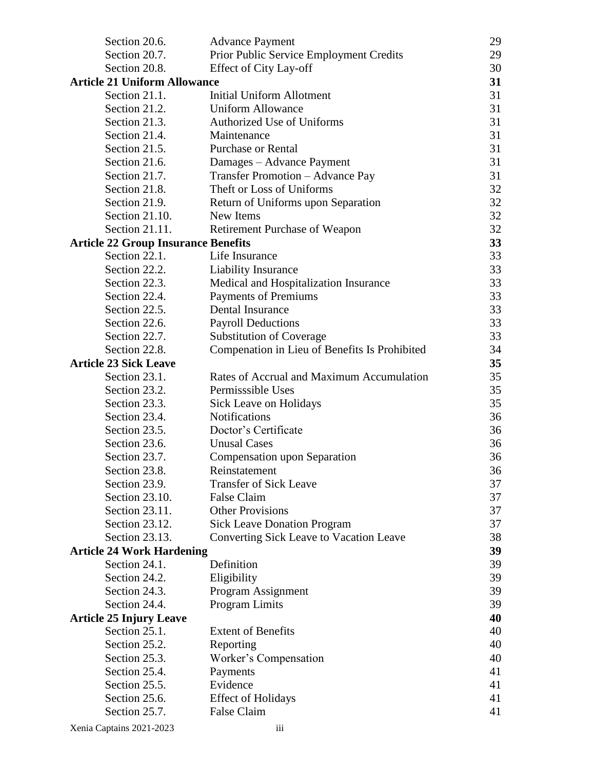| | | |
|---|---|---|
| Section 20.6. | Advance Payment | 29 |
| Section 20.7. | Prior Public Service Employment Credits | 29 |
| Section 20.8. | Effect of City Lay-off | 30 |
| **Article 21 Uniform Allowance** | | **31** |
| Section 21.1. | Initial Uniform Allotment | 31 |
| Section 21.2. | Uniform Allowance | 31 |
| Section 21.3. | Authorized Use of Uniforms | 31 |
| Section 21.4. | Maintenance | 31 |
| Section 21.5. | Purchase or Rental | 31 |
| Section 21.6. | Damages – Advance Payment | 31 |
| Section 21.7. | Transfer Promotion – Advance Pay | 31 |
| Section 21.8. | Theft or Loss of Uniforms | 32 |
| Section 21.9. | Return of Uniforms upon Separation | 32 |
| Section 21.10. | New Items | 32 |
| Section 21.11. | Retirement Purchase of Weapon | 32 |
| **Article 22 Group Insurance Benefits** | | **33** |
| Section 22.1. | Life Insurance | 33 |
| Section 22.2. | Liability Insurance | 33 |
| Section 22.3. | Medical and Hospitalization Insurance | 33 |
| Section 22.4. | Payments of Premiums | 33 |
| Section 22.5. | Dental Insurance | 33 |
| Section 22.6. | Payroll Deductions | 33 |
| Section 22.7. | Substitution of Coverage | 33 |
| Section 22.8. | Compenation in Lieu of Benefits Is Prohibited | 34 |
| **Article 23 Sick Leave** | | **35** |
| Section 23.1. | Rates of Accrual and Maximum Accumulation | 35 |
| Section 23.2. | Permisssible Uses | 35 |
| Section 23.3. | Sick Leave on Holidays | 35 |
| Section 23.4. | Notifications | 36 |
| Section 23.5. | Doctor's Certificate | 36 |
| Section 23.6. | Unusal Cases | 36 |
| Section 23.7. | Compensation upon Separation | 36 |
| Section 23.8. | Reinstatement | 36 |
| Section 23.9. | Transfer of Sick Leave | 37 |
| Section 23.10. | False Claim | 37 |
| Section 23.11. | Other Provisions | 37 |
| Section 23.12. | Sick Leave Donation Program | 37 |
| Section 23.13. | Converting Sick Leave to Vacation Leave | 38 |
| **Article 24 Work Hardening** | | **39** |
| Section 24.1. | Definition | 39 |
| Section 24.2. | Eligibility | 39 |
| Section 24.3. | Program Assignment | 39 |
| Section 24.4. | Program Limits | 39 |
| **Article 25 Injury Leave** | | **40** |
| Section 25.1. | Extent of Benefits | 40 |
| Section 25.2. | Reporting | 40 |
| Section 25.3. | Worker's Compensation | 40 |
| Section 25.4. | Payments | 41 |
| Section 25.5. | Evidence | 41 |
| Section 25.6. | Effect of Holidays | 41 |
| Section 25.7. | False Claim | 41 |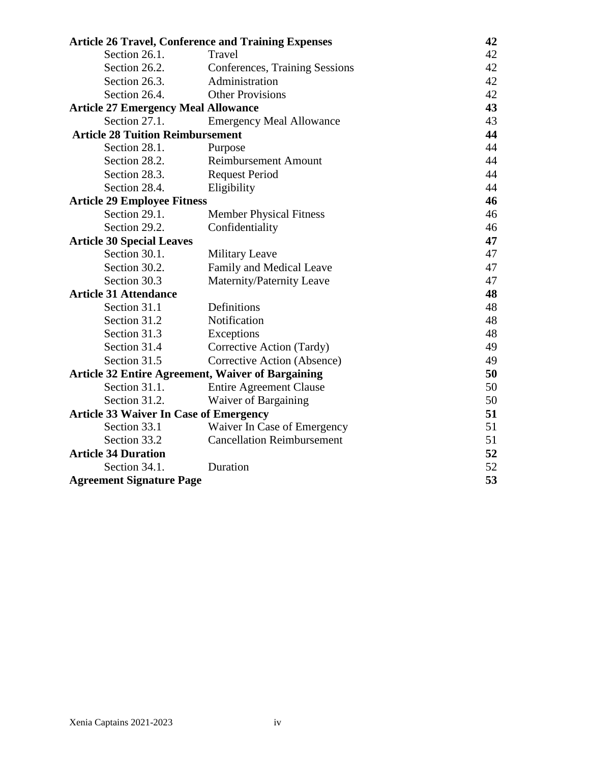| | | |
|---|---|---|
| **Article 26 Travel, Conference and Training Expenses** | | **42** |
| Section 26.1. | Travel | 42 |
| Section 26.2. | Conferences, Training Sessions | 42 |
| Section 26.3. | Administration | 42 |
| Section 26.4. | Other Provisions | 42 |
| **Article 27 Emergency Meal Allowance** | | **43** |
| Section 27.1. | Emergency Meal Allowance | 43 |
| **Article 28 Tuition Reimbursement** | | **44** |
| Section 28.1. | Purpose | 44 |
| Section 28.2. | Reimbursement Amount | 44 |
| Section 28.3. | Request Period | 44 |
| Section 28.4. | Eligibility | 44 |
| **Article 29 Employee Fitness** | | **46** |
| Section 29.1. | Member Physical Fitness | 46 |
| Section 29.2. | Confidentiality | 46 |
| **Article 30 Special Leaves** | | **47** |
| Section 30.1. | Military Leave | 47 |
| Section 30.2. | Family and Medical Leave | 47 |
| Section 30.3 | Maternity/Paternity Leave | 47 |
| **Article 31 Attendance** | | **48** |
| Section 31.1 | Definitions | 48 |
| Section 31.2 | Notification | 48 |
| Section 31.3 | Exceptions | 48 |
| Section 31.4 | Corrective Action (Tardy) | 49 |
| Section 31.5 | Corrective Action (Absence) | 49 |
| **Article 32 Entire Agreement, Waiver of Bargaining** | | **50** |
| Section 31.1. | Entire Agreement Clause | 50 |
| Section 31.2. | Waiver of Bargaining | 50 |
| **Article 33 Waiver In Case of Emergency** | | **51** |
| Section 33.1 | Waiver In Case of Emergency | 51 |
| Section 33.2 | Cancellation Reimbursement | 51 |
| **Article 34 Duration** | | **52** |
| Section 34.1. | Duration | 52 |
| **Agreement Signature Page** | | **53** |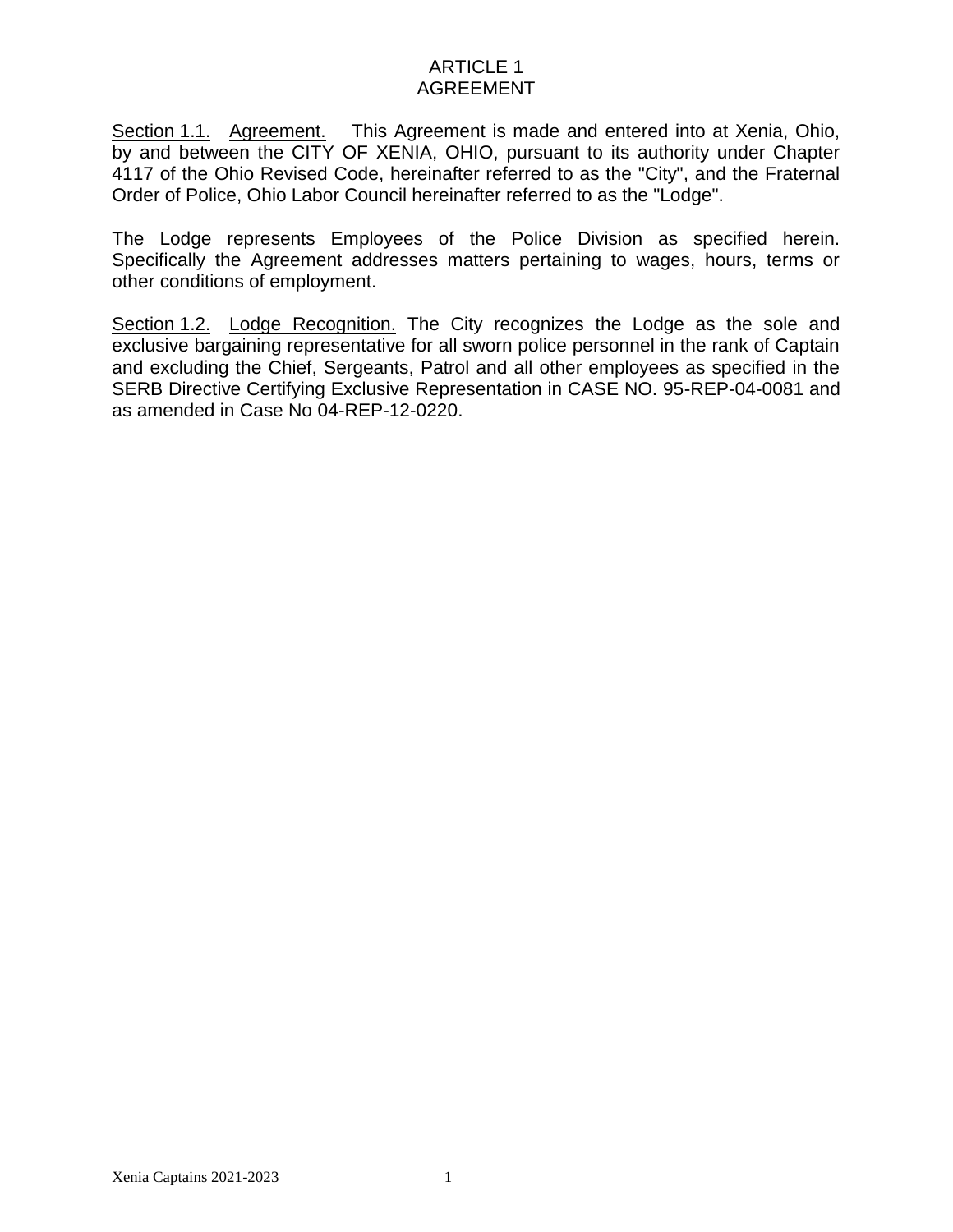# ARTICLE 1
# AGREEMENT

Section 1.1. Agreement. This Agreement is made and entered into at Xenia, Ohio, by and between the CITY OF XENIA, OHIO, pursuant to its authority under Chapter 4117 of the Ohio Revised Code, hereinafter referred to as the "City", and the Fraternal Order of Police, Ohio Labor Council hereinafter referred to as the "Lodge".

The Lodge represents Employees of the Police Division as specified herein. Specifically the Agreement addresses matters pertaining to wages, hours, terms or other conditions of employment.

Section 1.2. Lodge Recognition. The City recognizes the Lodge as the sole and exclusive bargaining representative for all sworn police personnel in the rank of Captain and excluding the Chief, Sergeants, Patrol and all other employees as specified in the SERB Directive Certifying Exclusive Representation in CASE NO. 95-REP-04-0081 and as amended in Case No 04-REP-12-0220.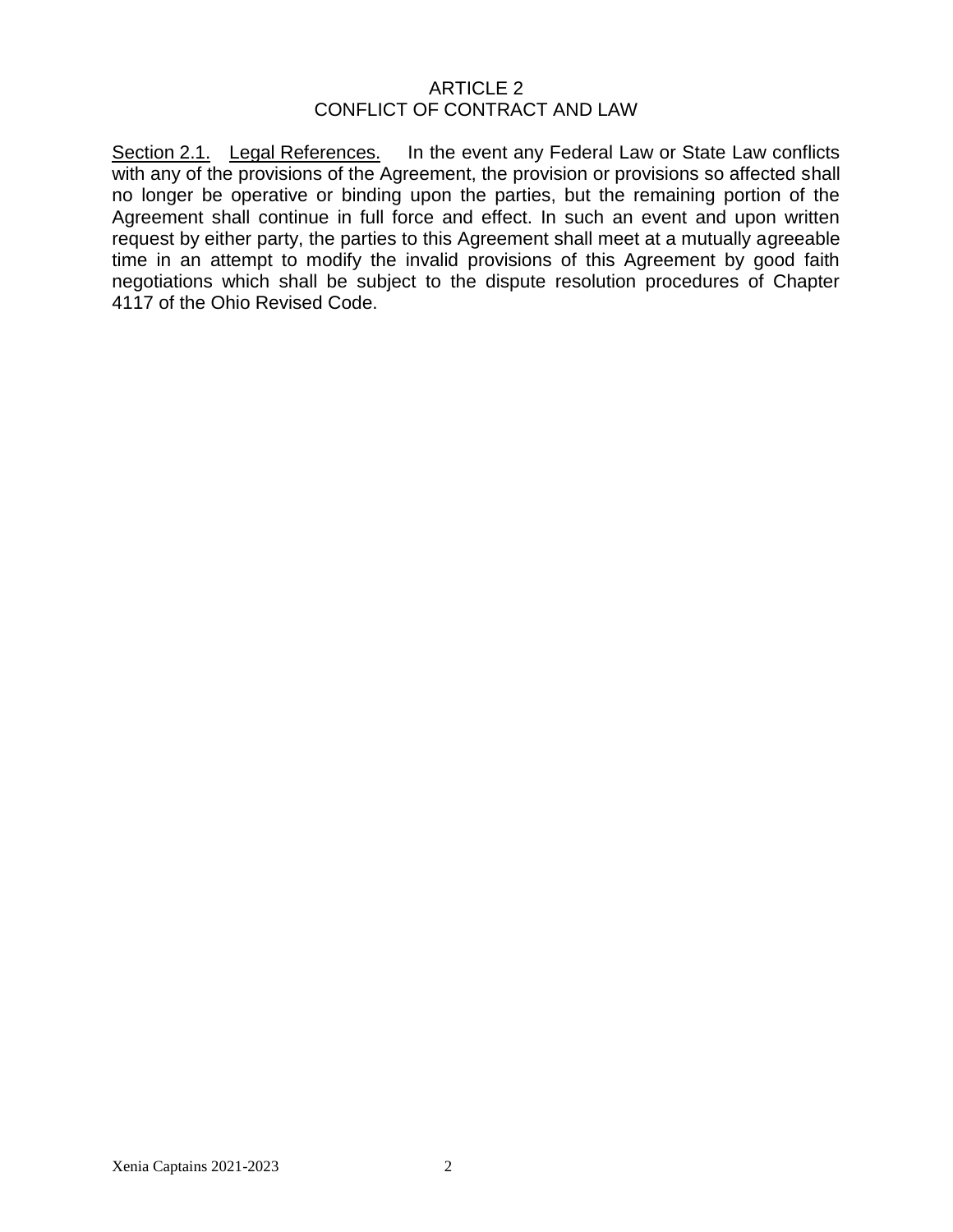# ARTICLE 2
## CONFLICT OF CONTRACT AND LAW

Section 2.1. Legal References. In the event any Federal Law or State Law conflicts with any of the provisions of the Agreement, the provision or provisions so affected shall no longer be operative or binding upon the parties, but the remaining portion of the Agreement shall continue in full force and effect. In such an event and upon written request by either party, the parties to this Agreement shall meet at a mutually agreeable time in an attempt to modify the invalid provisions of this Agreement by good faith negotiations which shall be subject to the dispute resolution procedures of Chapter 4117 of the Ohio Revised Code.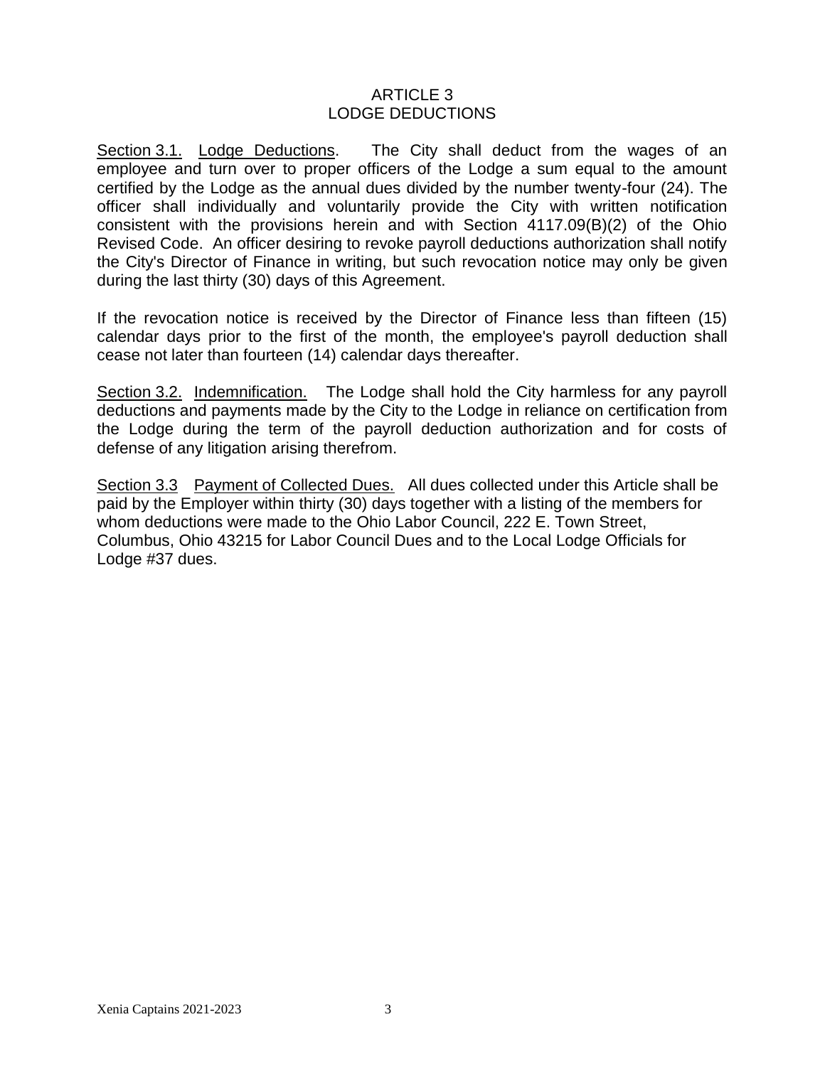# ARTICLE 3
# LODGE DEDUCTIONS

<u>Section 3.1.</u> <u>Lodge Deductions</u>. The City shall deduct from the wages of an employee and turn over to proper officers of the Lodge a sum equal to the amount certified by the Lodge as the annual dues divided by the number twenty-four (24). The officer shall individually and voluntarily provide the City with written notification consistent with the provisions herein and with Section 4117.09(B)(2) of the Ohio Revised Code. An officer desiring to revoke payroll deductions authorization shall notify the City's Director of Finance in writing, but such revocation notice may only be given during the last thirty (30) days of this Agreement.

If the revocation notice is received by the Director of Finance less than fifteen (15) calendar days prior to the first of the month, the employee's payroll deduction shall cease not later than fourteen (14) calendar days thereafter.

<u>Section 3.2.</u> <u>Indemnification.</u> The Lodge shall hold the City harmless for any payroll deductions and payments made by the City to the Lodge in reliance on certification from the Lodge during the term of the payroll deduction authorization and for costs of defense of any litigation arising therefrom.

<u>Section 3.3</u> <u>Payment of Collected Dues.</u> All dues collected under this Article shall be paid by the Employer within thirty (30) days together with a listing of the members for whom deductions were made to the Ohio Labor Council, 222 E. Town Street, Columbus, Ohio 43215 for Labor Council Dues and to the Local Lodge Officials for Lodge #37 dues.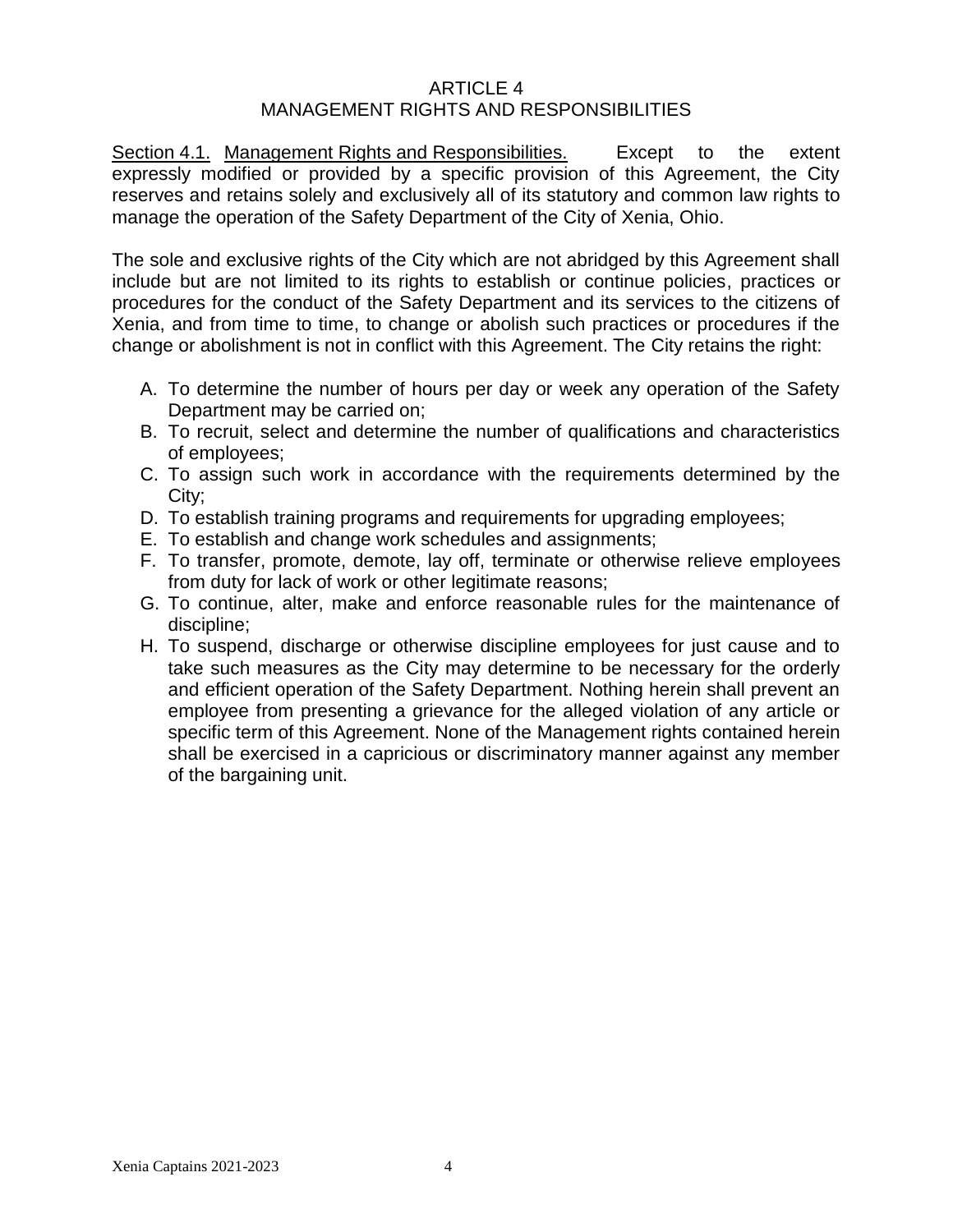# ARTICLE 4
# MANAGEMENT RIGHTS AND RESPONSIBILITIES

Section 4.1. Management Rights and Responsibilities. Except to the extent expressly modified or provided by a specific provision of this Agreement, the City reserves and retains solely and exclusively all of its statutory and common law rights to manage the operation of the Safety Department of the City of Xenia, Ohio.

The sole and exclusive rights of the City which are not abridged by this Agreement shall include but are not limited to its rights to establish or continue policies, practices or procedures for the conduct of the Safety Department and its services to the citizens of Xenia, and from time to time, to change or abolish such practices or procedures if the change or abolishment is not in conflict with this Agreement. The City retains the right:

A. To determine the number of hours per day or week any operation of the Safety Department may be carried on;
B. To recruit, select and determine the number of qualifications and characteristics of employees;
C. To assign such work in accordance with the requirements determined by the City;
D. To establish training programs and requirements for upgrading employees;
E. To establish and change work schedules and assignments;
F. To transfer, promote, demote, lay off, terminate or otherwise relieve employees from duty for lack of work or other legitimate reasons;
G. To continue, alter, make and enforce reasonable rules for the maintenance of discipline;
H. To suspend, discharge or otherwise discipline employees for just cause and to take such measures as the City may determine to be necessary for the orderly and efficient operation of the Safety Department. Nothing herein shall prevent an employee from presenting a grievance for the alleged violation of any article or specific term of this Agreement. None of the Management rights contained herein shall be exercised in a capricious or discriminatory manner against any member of the bargaining unit.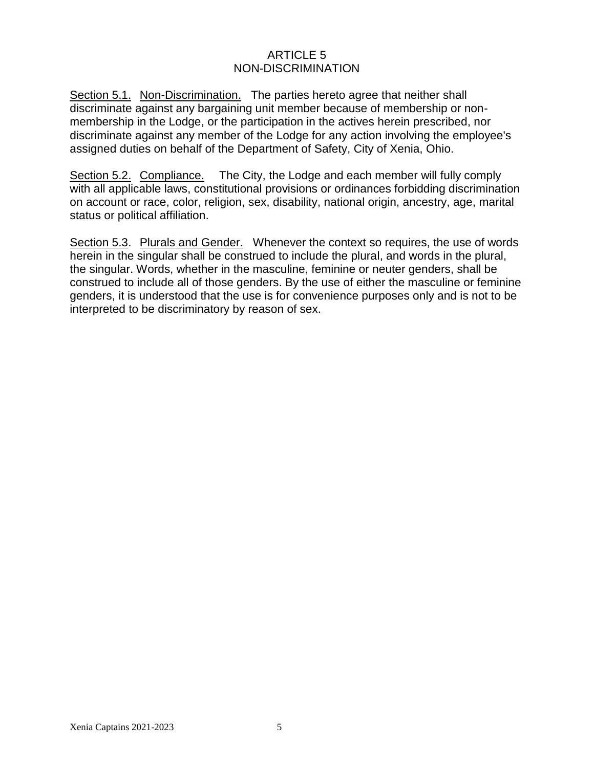## ARTICLE 5
## NON-DISCRIMINATION

Section 5.1. Non-Discrimination. The parties hereto agree that neither shall discriminate against any bargaining unit member because of membership or non-membership in the Lodge, or the participation in the actives herein prescribed, nor discriminate against any member of the Lodge for any action involving the employee's assigned duties on behalf of the Department of Safety, City of Xenia, Ohio.

Section 5.2. Compliance. The City, the Lodge and each member will fully comply with all applicable laws, constitutional provisions or ordinances forbidding discrimination on account or race, color, religion, sex, disability, national origin, ancestry, age, marital status or political affiliation.

Section 5.3. Plurals and Gender. Whenever the context so requires, the use of words herein in the singular shall be construed to include the plural, and words in the plural, the singular. Words, whether in the masculine, feminine or neuter genders, shall be construed to include all of those genders. By the use of either the masculine or feminine genders, it is understood that the use is for convenience purposes only and is not to be interpreted to be discriminatory by reason of sex.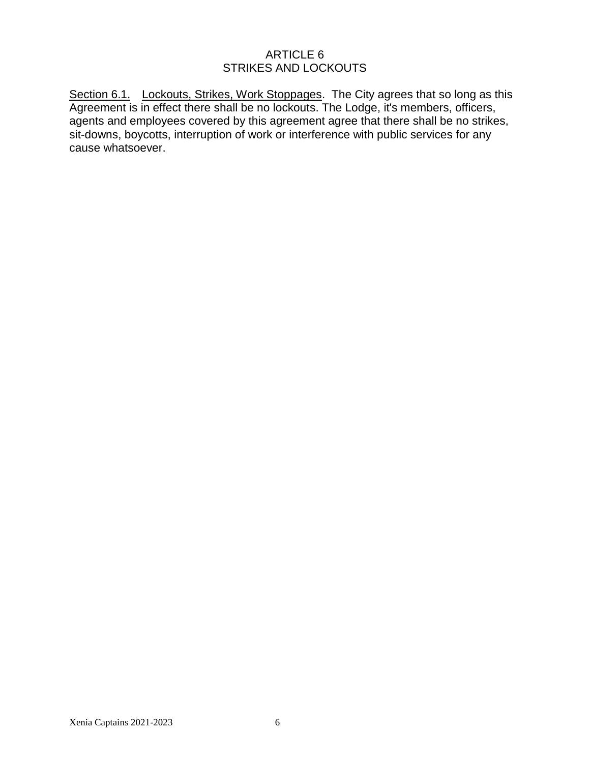# ARTICLE 6
# STRIKES AND LOCKOUTS

Section 6.1. Lockouts, Strikes, Work Stoppages. The City agrees that so long as this Agreement is in effect there shall be no lockouts. The Lodge, it's members, officers, agents and employees covered by this agreement agree that there shall be no strikes, sit-downs, boycotts, interruption of work or interference with public services for any cause whatsoever.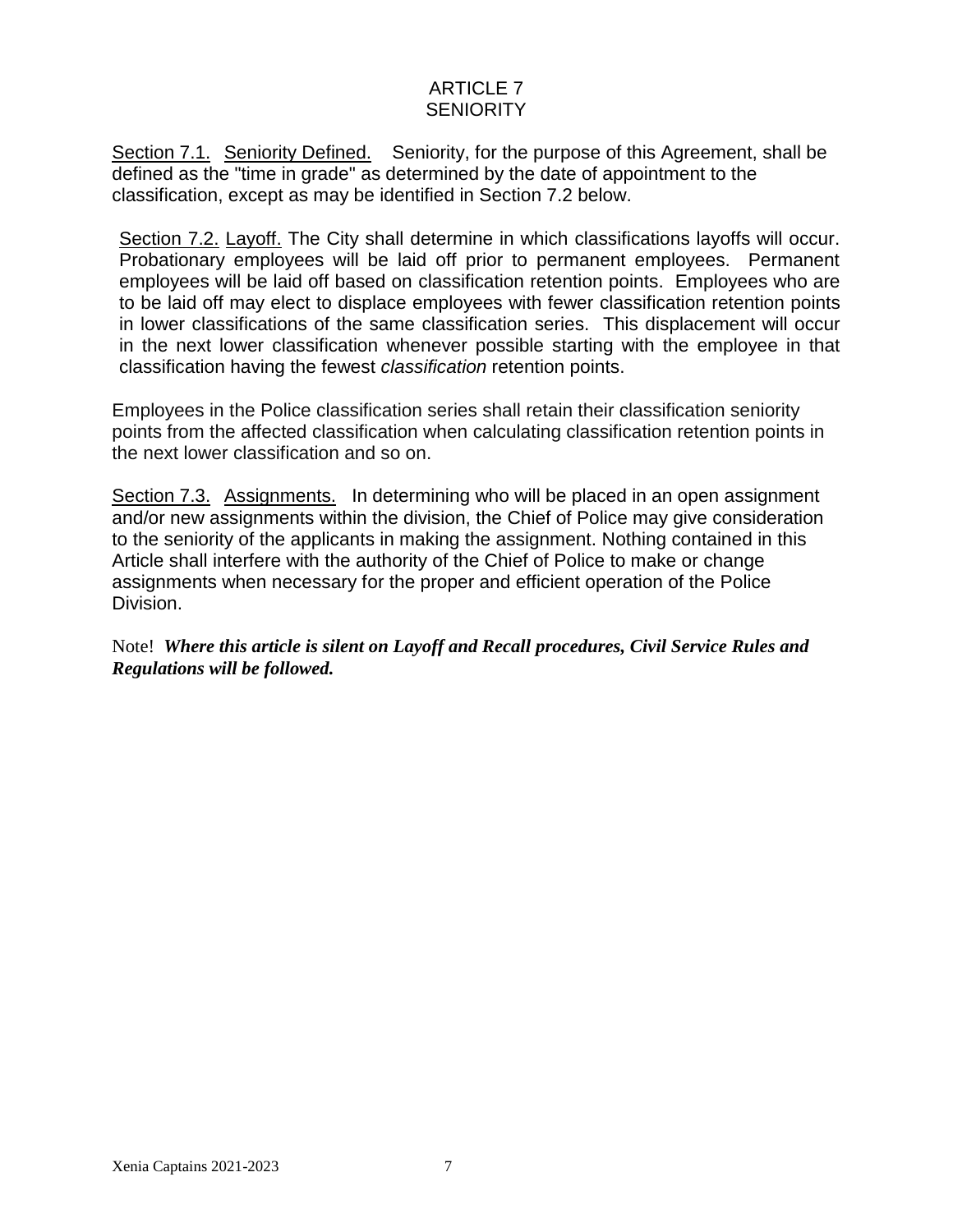# ARTICLE 7
# SENIORITY

<u>Section 7.1.</u> <u>Seniority Defined.</u> Seniority, for the purpose of this Agreement, shall be defined as the "time in grade" as determined by the date of appointment to the classification, except as may be identified in Section 7.2 below.

<u>Section 7.2.</u> <u>Layoff.</u> The City shall determine in which classifications layoffs will occur. Probationary employees will be laid off prior to permanent employees. Permanent employees will be laid off based on classification retention points. Employees who are to be laid off may elect to displace employees with fewer classification retention points in lower classifications of the same classification series. This displacement will occur in the next lower classification whenever possible starting with the employee in that classification having the fewest *classification* retention points.

Employees in the Police classification series shall retain their classification seniority points from the affected classification when calculating classification retention points in the next lower classification and so on.

<u>Section 7.3.</u> <u>Assignments.</u> In determining who will be placed in an open assignment and/or new assignments within the division, the Chief of Police may give consideration to the seniority of the applicants in making the assignment. Nothing contained in this Article shall interfere with the authority of the Chief of Police to make or change assignments when necessary for the proper and efficient operation of the Police Division.

Note! ***Where this article is silent on Layoff and Recall procedures, Civil Service Rules and Regulations will be followed.***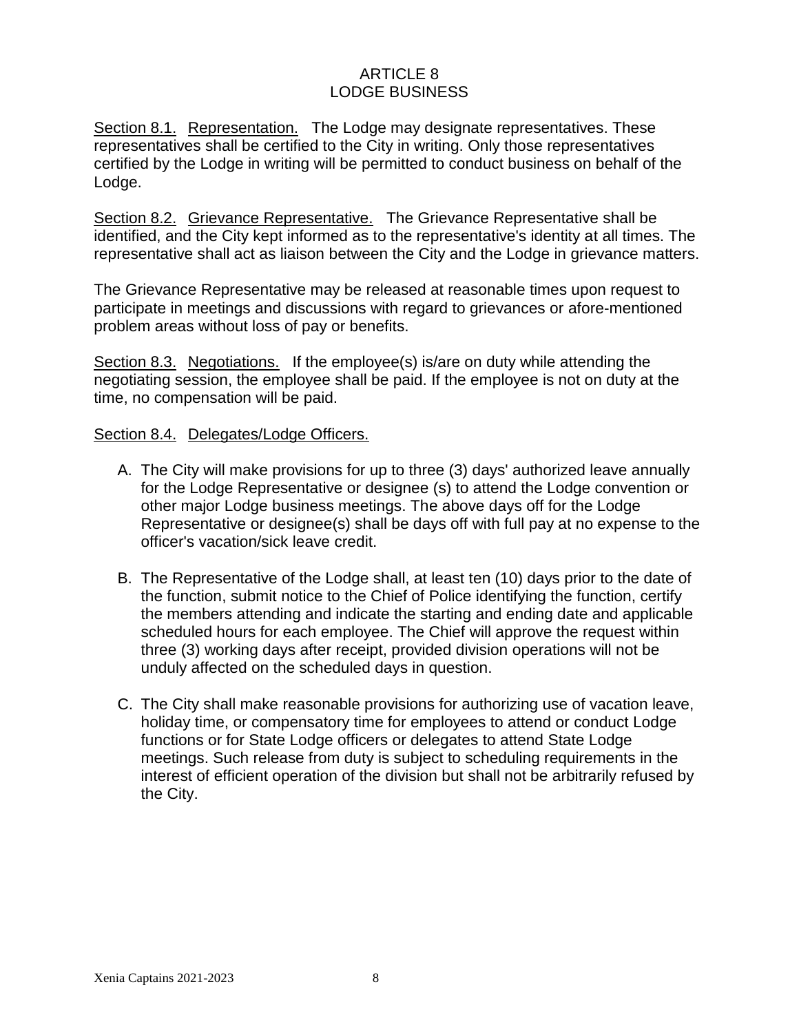# ARTICLE 8
# LODGE BUSINESS

Section 8.1. Representation. The Lodge may designate representatives. These representatives shall be certified to the City in writing. Only those representatives certified by the Lodge in writing will be permitted to conduct business on behalf of the Lodge.

Section 8.2. Grievance Representative. The Grievance Representative shall be identified, and the City kept informed as to the representative's identity at all times. The representative shall act as liaison between the City and the Lodge in grievance matters.

The Grievance Representative may be released at reasonable times upon request to participate in meetings and discussions with regard to grievances or afore-mentioned problem areas without loss of pay or benefits.

Section 8.3. Negotiations. If the employee(s) is/are on duty while attending the negotiating session, the employee shall be paid. If the employee is not on duty at the time, no compensation will be paid.

Section 8.4. Delegates/Lodge Officers.

A. The City will make provisions for up to three (3) days' authorized leave annually for the Lodge Representative or designee (s) to attend the Lodge convention or other major Lodge business meetings. The above days off for the Lodge Representative or designee(s) shall be days off with full pay at no expense to the officer's vacation/sick leave credit.

B. The Representative of the Lodge shall, at least ten (10) days prior to the date of the function, submit notice to the Chief of Police identifying the function, certify the members attending and indicate the starting and ending date and applicable scheduled hours for each employee. The Chief will approve the request within three (3) working days after receipt, provided division operations will not be unduly affected on the scheduled days in question.

C. The City shall make reasonable provisions for authorizing use of vacation leave, holiday time, or compensatory time for employees to attend or conduct Lodge functions or for State Lodge officers or delegates to attend State Lodge meetings. Such release from duty is subject to scheduling requirements in the interest of efficient operation of the division but shall not be arbitrarily refused by the City.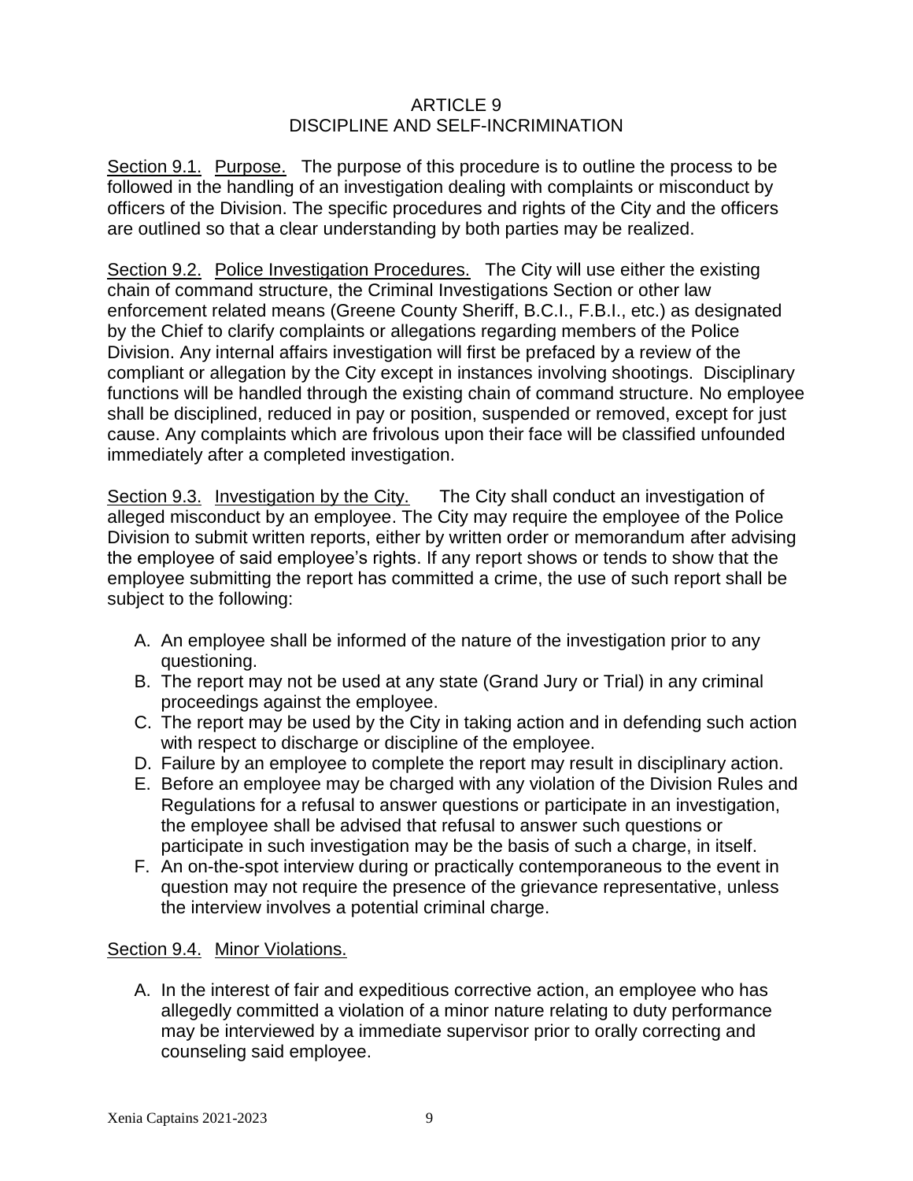# ARTICLE 9
## DISCIPLINE AND SELF-INCRIMINATION

Section 9.1. Purpose. The purpose of this procedure is to outline the process to be followed in the handling of an investigation dealing with complaints or misconduct by officers of the Division. The specific procedures and rights of the City and the officers are outlined so that a clear understanding by both parties may be realized.

Section 9.2. Police Investigation Procedures. The City will use either the existing chain of command structure, the Criminal Investigations Section or other law enforcement related means (Greene County Sheriff, B.C.I., F.B.I., etc.) as designated by the Chief to clarify complaints or allegations regarding members of the Police Division. Any internal affairs investigation will first be prefaced by a review of the compliant or allegation by the City except in instances involving shootings. Disciplinary functions will be handled through the existing chain of command structure. No employee shall be disciplined, reduced in pay or position, suspended or removed, except for just cause. Any complaints which are frivolous upon their face will be classified unfounded immediately after a completed investigation.

Section 9.3. Investigation by the City. The City shall conduct an investigation of alleged misconduct by an employee. The City may require the employee of the Police Division to submit written reports, either by written order or memorandum after advising the employee of said employee's rights. If any report shows or tends to show that the employee submitting the report has committed a crime, the use of such report shall be subject to the following:

A. An employee shall be informed of the nature of the investigation prior to any questioning.
B. The report may not be used at any state (Grand Jury or Trial) in any criminal proceedings against the employee.
C. The report may be used by the City in taking action and in defending such action with respect to discharge or discipline of the employee.
D. Failure by an employee to complete the report may result in disciplinary action.
E. Before an employee may be charged with any violation of the Division Rules and Regulations for a refusal to answer questions or participate in an investigation, the employee shall be advised that refusal to answer such questions or participate in such investigation may be the basis of such a charge, in itself.
F. An on-the-spot interview during or practically contemporaneous to the event in question may not require the presence of the grievance representative, unless the interview involves a potential criminal charge.

Section 9.4. Minor Violations.

A. In the interest of fair and expeditious corrective action, an employee who has allegedly committed a violation of a minor nature relating to duty performance may be interviewed by a immediate supervisor prior to orally correcting and counseling said employee.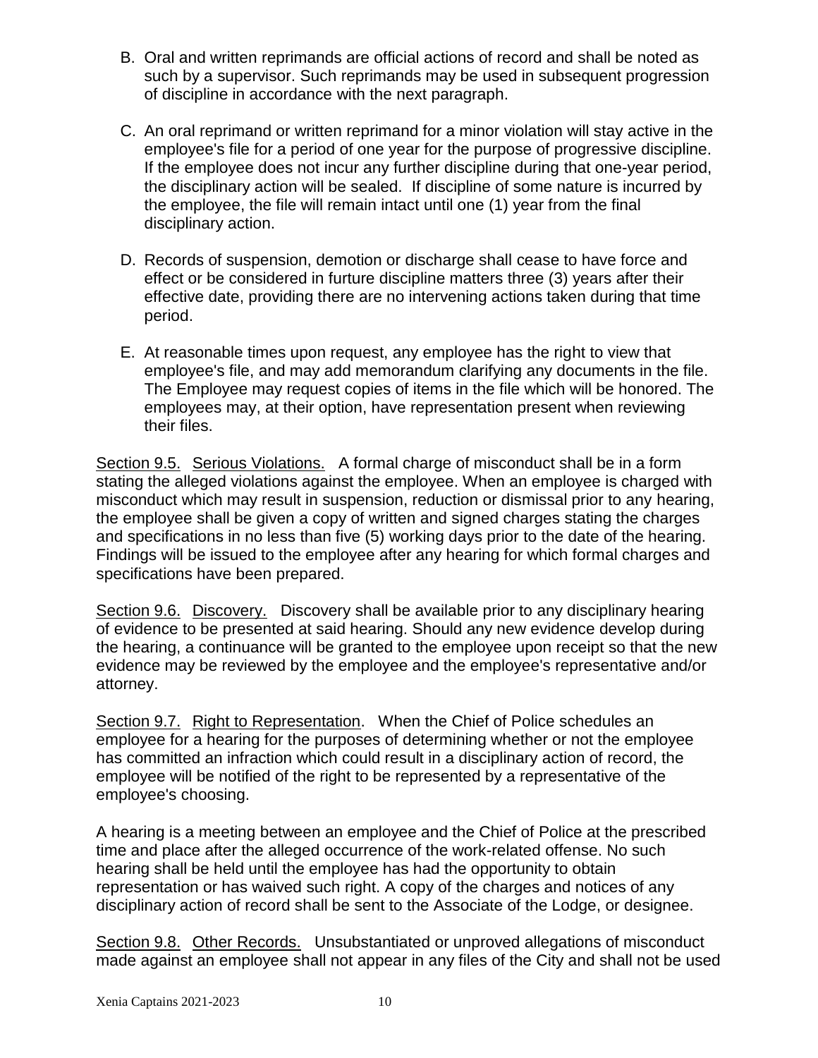B. Oral and written reprimands are official actions of record and shall be noted as such by a supervisor. Such reprimands may be used in subsequent progression of discipline in accordance with the next paragraph.

C. An oral reprimand or written reprimand for a minor violation will stay active in the employee's file for a period of one year for the purpose of progressive discipline. If the employee does not incur any further discipline during that one-year period, the disciplinary action will be sealed. If discipline of some nature is incurred by the employee, the file will remain intact until one (1) year from the final disciplinary action.

D. Records of suspension, demotion or discharge shall cease to have force and effect or be considered in furture discipline matters three (3) years after their effective date, providing there are no intervening actions taken during that time period.

E. At reasonable times upon request, any employee has the right to view that employee's file, and may add memorandum clarifying any documents in the file. The Employee may request copies of items in the file which will be honored. The employees may, at their option, have representation present when reviewing their files.

Section 9.5. Serious Violations. A formal charge of misconduct shall be in a form stating the alleged violations against the employee. When an employee is charged with misconduct which may result in suspension, reduction or dismissal prior to any hearing, the employee shall be given a copy of written and signed charges stating the charges and specifications in no less than five (5) working days prior to the date of the hearing. Findings will be issued to the employee after any hearing for which formal charges and specifications have been prepared.

Section 9.6. Discovery. Discovery shall be available prior to any disciplinary hearing of evidence to be presented at said hearing. Should any new evidence develop during the hearing, a continuance will be granted to the employee upon receipt so that the new evidence may be reviewed by the employee and the employee's representative and/or attorney.

Section 9.7. Right to Representation. When the Chief of Police schedules an employee for a hearing for the purposes of determining whether or not the employee has committed an infraction which could result in a disciplinary action of record, the employee will be notified of the right to be represented by a representative of the employee's choosing.

A hearing is a meeting between an employee and the Chief of Police at the prescribed time and place after the alleged occurrence of the work-related offense. No such hearing shall be held until the employee has had the opportunity to obtain representation or has waived such right. A copy of the charges and notices of any disciplinary action of record shall be sent to the Associate of the Lodge, or designee.

Section 9.8. Other Records. Unsubstantiated or unproved allegations of misconduct made against an employee shall not appear in any files of the City and shall not be used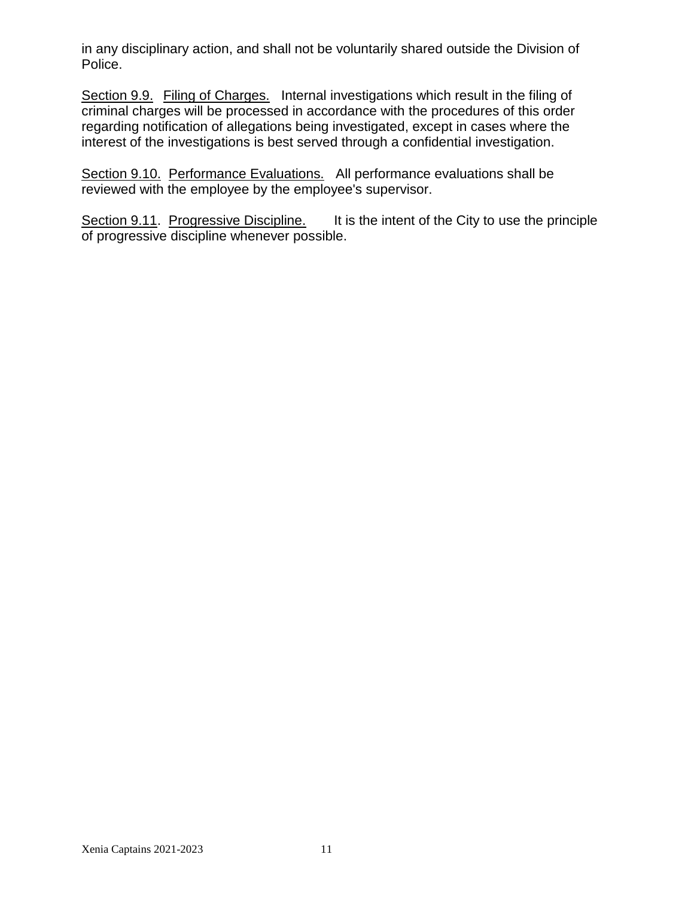in any disciplinary action, and shall not be voluntarily shared outside the Division of Police.

Section 9.9. Filing of Charges. Internal investigations which result in the filing of criminal charges will be processed in accordance with the procedures of this order regarding notification of allegations being investigated, except in cases where the interest of the investigations is best served through a confidential investigation.

Section 9.10. Performance Evaluations. All performance evaluations shall be reviewed with the employee by the employee's supervisor.

Section 9.11. Progressive Discipline. It is the intent of the City to use the principle of progressive discipline whenever possible.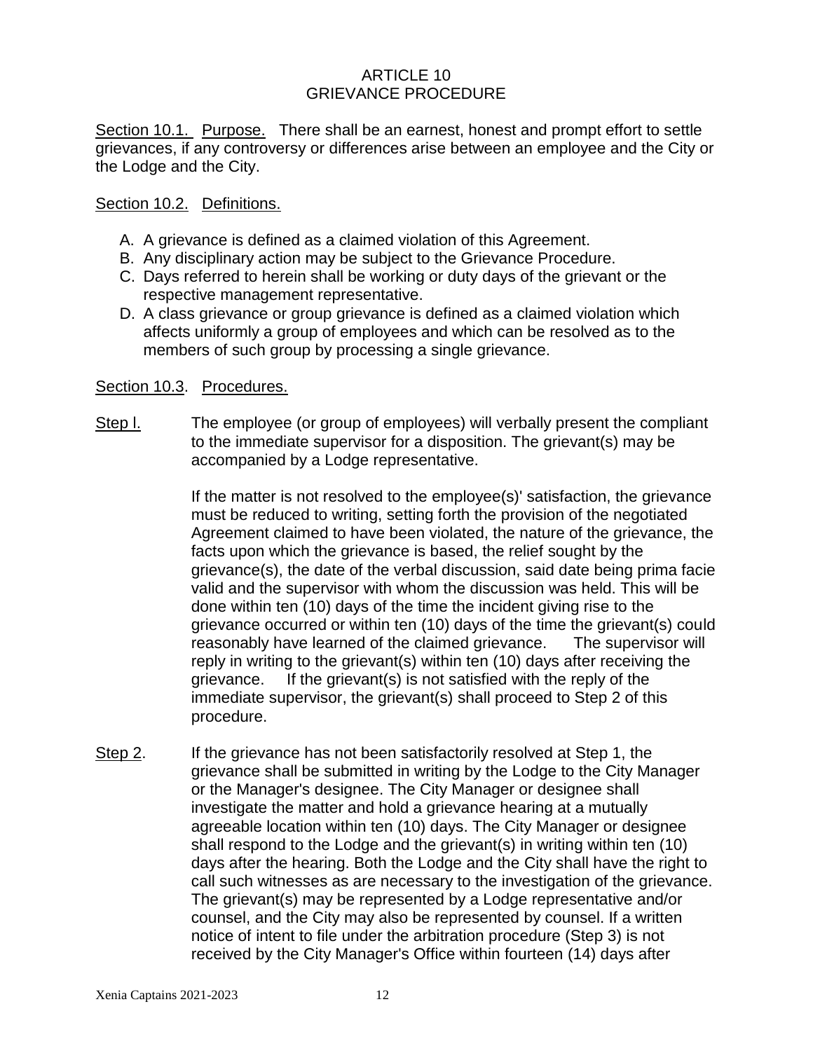# ARTICLE 10
# GRIEVANCE PROCEDURE

Section 10.1. Purpose. There shall be an earnest, honest and prompt effort to settle grievances, if any controversy or differences arise between an employee and the City or the Lodge and the City.

Section 10.2. Definitions.

A. A grievance is defined as a claimed violation of this Agreement.
B. Any disciplinary action may be subject to the Grievance Procedure.
C. Days referred to herein shall be working or duty days of the grievant or the respective management representative.
D. A class grievance or group grievance is defined as a claimed violation which affects uniformly a group of employees and which can be resolved as to the members of such group by processing a single grievance.

Section 10.3. Procedures.

Step l. The employee (or group of employees) will verbally present the compliant to the immediate supervisor for a disposition. The grievant(s) may be accompanied by a Lodge representative.

If the matter is not resolved to the employee(s)' satisfaction, the grievance must be reduced to writing, setting forth the provision of the negotiated Agreement claimed to have been violated, the nature of the grievance, the facts upon which the grievance is based, the relief sought by the grievance(s), the date of the verbal discussion, said date being prima facie valid and the supervisor with whom the discussion was held. This will be done within ten (10) days of the time the incident giving rise to the grievance occurred or within ten (10) days of the time the grievant(s) could reasonably have learned of the claimed grievance. The supervisor will reply in writing to the grievant(s) within ten (10) days after receiving the grievance. If the grievant(s) is not satisfied with the reply of the immediate supervisor, the grievant(s) shall proceed to Step 2 of this procedure.

Step 2. If the grievance has not been satisfactorily resolved at Step 1, the grievance shall be submitted in writing by the Lodge to the City Manager or the Manager's designee. The City Manager or designee shall investigate the matter and hold a grievance hearing at a mutually agreeable location within ten (10) days. The City Manager or designee shall respond to the Lodge and the grievant(s) in writing within ten (10) days after the hearing. Both the Lodge and the City shall have the right to call such witnesses as are necessary to the investigation of the grievance. The grievant(s) may be represented by a Lodge representative and/or counsel, and the City may also be represented by counsel. If a written notice of intent to file under the arbitration procedure (Step 3) is not received by the City Manager's Office within fourteen (14) days after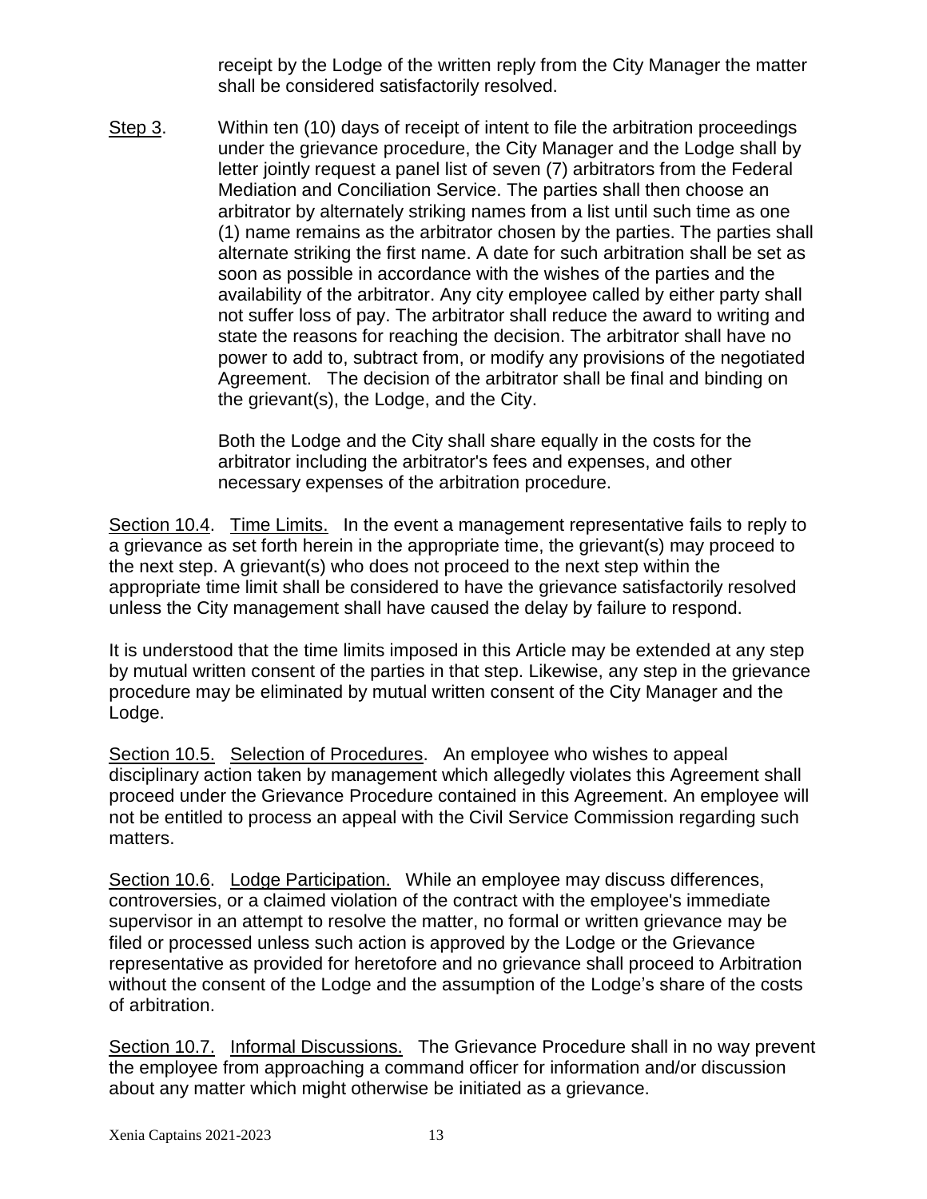receipt by the Lodge of the written reply from the City Manager the matter shall be considered satisfactorily resolved.

Step 3. Within ten (10) days of receipt of intent to file the arbitration proceedings under the grievance procedure, the City Manager and the Lodge shall by letter jointly request a panel list of seven (7) arbitrators from the Federal Mediation and Conciliation Service. The parties shall then choose an arbitrator by alternately striking names from a list until such time as one (1) name remains as the arbitrator chosen by the parties. The parties shall alternate striking the first name. A date for such arbitration shall be set as soon as possible in accordance with the wishes of the parties and the availability of the arbitrator. Any city employee called by either party shall not suffer loss of pay. The arbitrator shall reduce the award to writing and state the reasons for reaching the decision. The arbitrator shall have no power to add to, subtract from, or modify any provisions of the negotiated Agreement. The decision of the arbitrator shall be final and binding on the grievant(s), the Lodge, and the City.

Both the Lodge and the City shall share equally in the costs for the arbitrator including the arbitrator's fees and expenses, and other necessary expenses of the arbitration procedure.

Section 10.4. Time Limits. In the event a management representative fails to reply to a grievance as set forth herein in the appropriate time, the grievant(s) may proceed to the next step. A grievant(s) who does not proceed to the next step within the appropriate time limit shall be considered to have the grievance satisfactorily resolved unless the City management shall have caused the delay by failure to respond.

It is understood that the time limits imposed in this Article may be extended at any step by mutual written consent of the parties in that step. Likewise, any step in the grievance procedure may be eliminated by mutual written consent of the City Manager and the Lodge.

Section 10.5. Selection of Procedures. An employee who wishes to appeal disciplinary action taken by management which allegedly violates this Agreement shall proceed under the Grievance Procedure contained in this Agreement. An employee will not be entitled to process an appeal with the Civil Service Commission regarding such matters.

Section 10.6. Lodge Participation. While an employee may discuss differences, controversies, or a claimed violation of the contract with the employee's immediate supervisor in an attempt to resolve the matter, no formal or written grievance may be filed or processed unless such action is approved by the Lodge or the Grievance representative as provided for heretofore and no grievance shall proceed to Arbitration without the consent of the Lodge and the assumption of the Lodge's share of the costs of arbitration.

Section 10.7. Informal Discussions. The Grievance Procedure shall in no way prevent the employee from approaching a command officer for information and/or discussion about any matter which might otherwise be initiated as a grievance.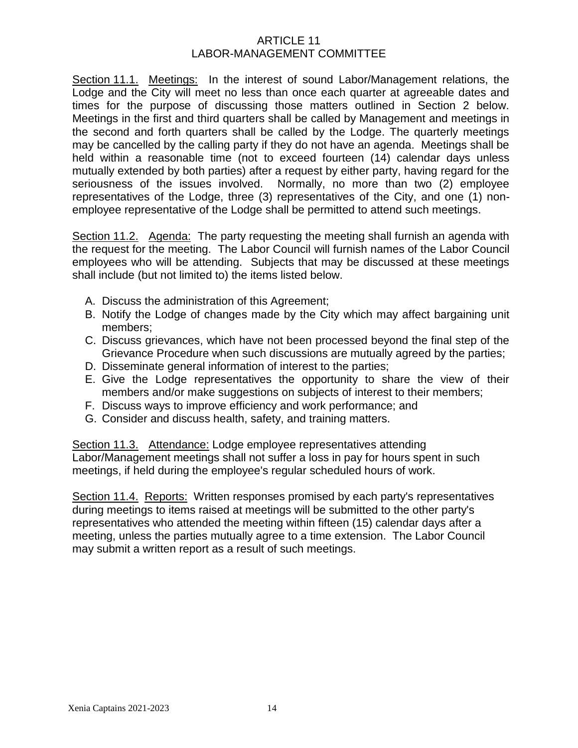# ARTICLE 11
# LABOR-MANAGEMENT COMMITTEE

Section 11.1. Meetings: In the interest of sound Labor/Management relations, the Lodge and the City will meet no less than once each quarter at agreeable dates and times for the purpose of discussing those matters outlined in Section 2 below. Meetings in the first and third quarters shall be called by Management and meetings in the second and forth quarters shall be called by the Lodge. The quarterly meetings may be cancelled by the calling party if they do not have an agenda. Meetings shall be held within a reasonable time (not to exceed fourteen (14) calendar days unless mutually extended by both parties) after a request by either party, having regard for the seriousness of the issues involved. Normally, no more than two (2) employee representatives of the Lodge, three (3) representatives of the City, and one (1) non-employee representative of the Lodge shall be permitted to attend such meetings.

Section 11.2. Agenda: The party requesting the meeting shall furnish an agenda with the request for the meeting. The Labor Council will furnish names of the Labor Council employees who will be attending. Subjects that may be discussed at these meetings shall include (but not limited to) the items listed below.

A. Discuss the administration of this Agreement;
B. Notify the Lodge of changes made by the City which may affect bargaining unit members;
C. Discuss grievances, which have not been processed beyond the final step of the Grievance Procedure when such discussions are mutually agreed by the parties;
D. Disseminate general information of interest to the parties;
E. Give the Lodge representatives the opportunity to share the view of their members and/or make suggestions on subjects of interest to their members;
F. Discuss ways to improve efficiency and work performance; and
G. Consider and discuss health, safety, and training matters.

Section 11.3. Attendance: Lodge employee representatives attending Labor/Management meetings shall not suffer a loss in pay for hours spent in such meetings, if held during the employee's regular scheduled hours of work.

Section 11.4. Reports: Written responses promised by each party's representatives during meetings to items raised at meetings will be submitted to the other party's representatives who attended the meeting within fifteen (15) calendar days after a meeting, unless the parties mutually agree to a time extension. The Labor Council may submit a written report as a result of such meetings.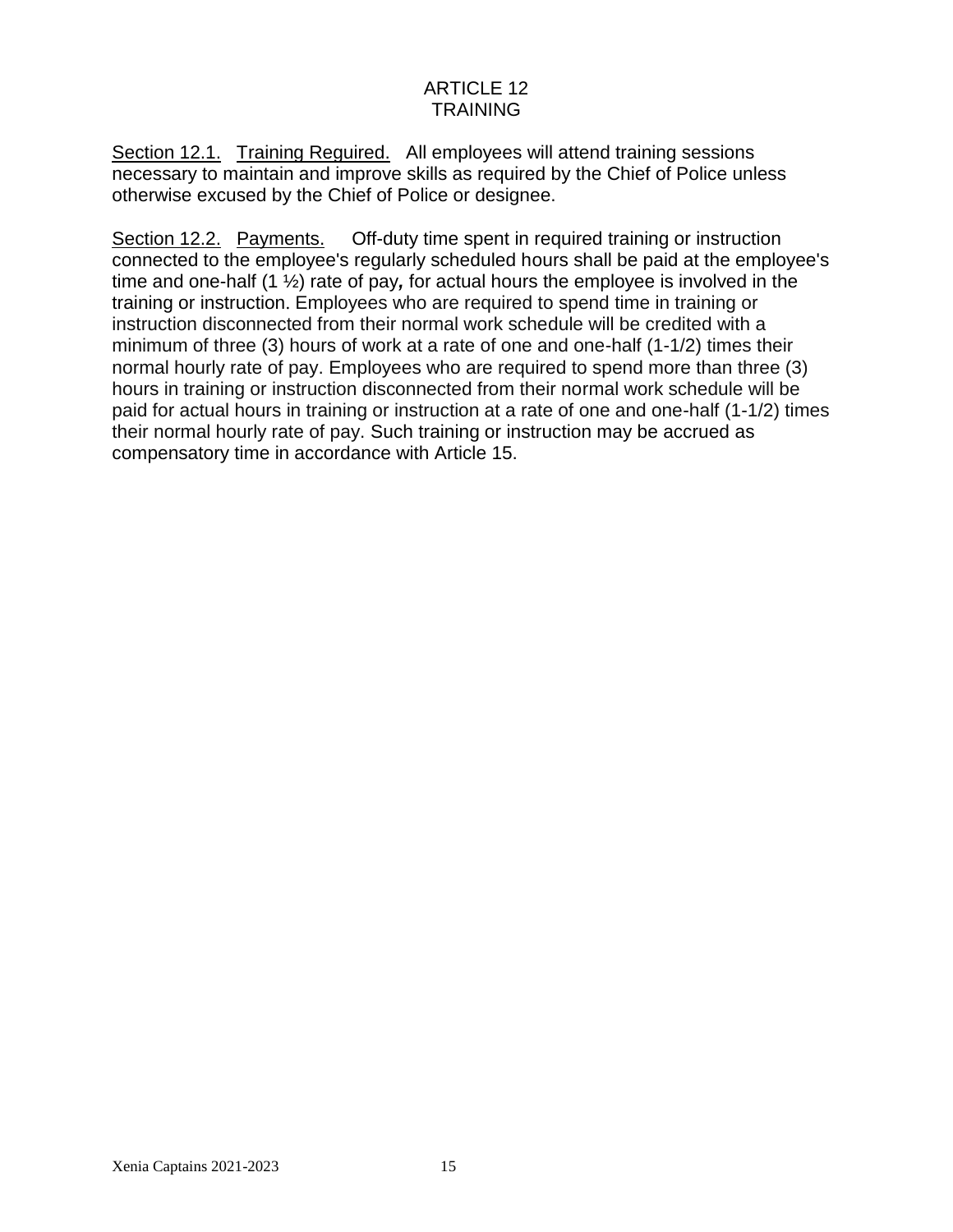# ARTICLE 12
# TRAINING

Section 12.1. Training Required. All employees will attend training sessions necessary to maintain and improve skills as required by the Chief of Police unless otherwise excused by the Chief of Police or designee.

Section 12.2. Payments. Off-duty time spent in required training or instruction connected to the employee's regularly scheduled hours shall be paid at the employee's time and one-half (1 ½) rate of pay*,* for actual hours the employee is involved in the training or instruction. Employees who are required to spend time in training or instruction disconnected from their normal work schedule will be credited with a minimum of three (3) hours of work at a rate of one and one-half (1-1/2) times their normal hourly rate of pay. Employees who are required to spend more than three (3) hours in training or instruction disconnected from their normal work schedule will be paid for actual hours in training or instruction at a rate of one and one-half (1-1/2) times their normal hourly rate of pay. Such training or instruction may be accrued as compensatory time in accordance with Article 15.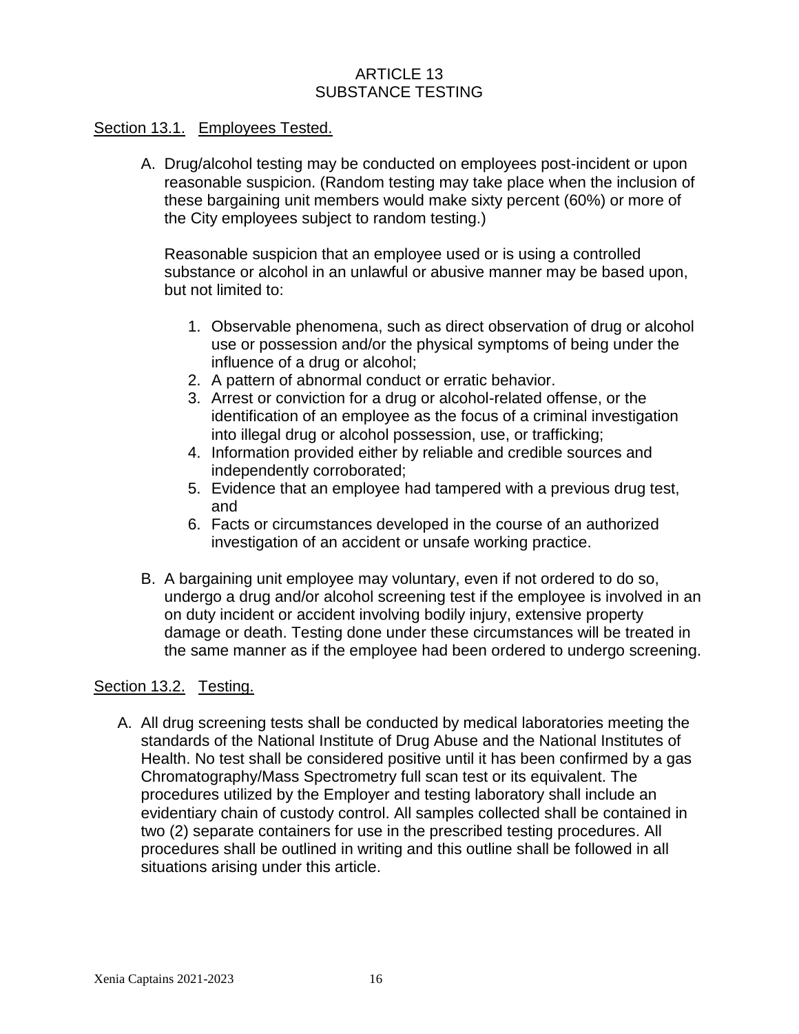# ARTICLE 13
# SUBSTANCE TESTING

Section 13.1. Employees Tested.

A. Drug/alcohol testing may be conducted on employees post-incident or upon reasonable suspicion. (Random testing may take place when the inclusion of these bargaining unit members would make sixty percent (60%) or more of the City employees subject to random testing.)

   Reasonable suspicion that an employee used or is using a controlled substance or alcohol in an unlawful or abusive manner may be based upon, but not limited to:

   1. Observable phenomena, such as direct observation of drug or alcohol use or possession and/or the physical symptoms of being under the influence of a drug or alcohol;
   2. A pattern of abnormal conduct or erratic behavior.
   3. Arrest or conviction for a drug or alcohol-related offense, or the identification of an employee as the focus of a criminal investigation into illegal drug or alcohol possession, use, or trafficking;
   4. Information provided either by reliable and credible sources and independently corroborated;
   5. Evidence that an employee had tampered with a previous drug test, and
   6. Facts or circumstances developed in the course of an authorized investigation of an accident or unsafe working practice.

B. A bargaining unit employee may voluntary, even if not ordered to do so, undergo a drug and/or alcohol screening test if the employee is involved in an on duty incident or accident involving bodily injury, extensive property damage or death. Testing done under these circumstances will be treated in the same manner as if the employee had been ordered to undergo screening.

Section 13.2. Testing.

A. All drug screening tests shall be conducted by medical laboratories meeting the standards of the National Institute of Drug Abuse and the National Institutes of Health. No test shall be considered positive until it has been confirmed by a gas Chromatography/Mass Spectrometry full scan test or its equivalent. The procedures utilized by the Employer and testing laboratory shall include an evidentiary chain of custody control. All samples collected shall be contained in two (2) separate containers for use in the prescribed testing procedures. All procedures shall be outlined in writing and this outline shall be followed in all situations arising under this article.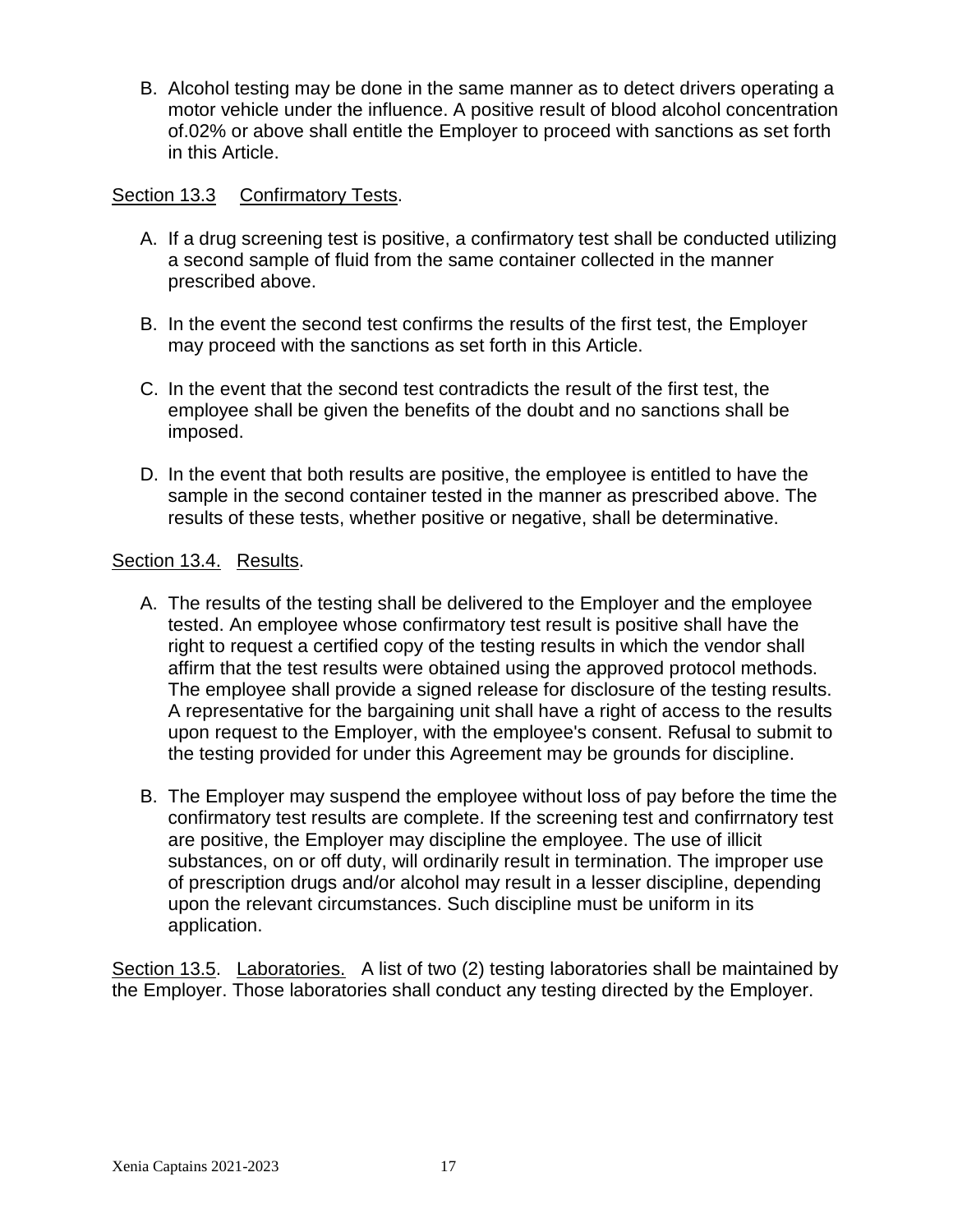B. Alcohol testing may be done in the same manner as to detect drivers operating a motor vehicle under the influence. A positive result of blood alcohol concentration of.02% or above shall entitle the Employer to proceed with sanctions as set forth in this Article.

Section 13.3 Confirmatory Tests.

A. If a drug screening test is positive, a confirmatory test shall be conducted utilizing a second sample of fluid from the same container collected in the manner prescribed above.

B. In the event the second test confirms the results of the first test, the Employer may proceed with the sanctions as set forth in this Article.

C. In the event that the second test contradicts the result of the first test, the employee shall be given the benefits of the doubt and no sanctions shall be imposed.

D. In the event that both results are positive, the employee is entitled to have the sample in the second container tested in the manner as prescribed above. The results of these tests, whether positive or negative, shall be determinative.

Section 13.4. Results.

A. The results of the testing shall be delivered to the Employer and the employee tested. An employee whose confirmatory test result is positive shall have the right to request a certified copy of the testing results in which the vendor shall affirm that the test results were obtained using the approved protocol methods. The employee shall provide a signed release for disclosure of the testing results. A representative for the bargaining unit shall have a right of access to the results upon request to the Employer, with the employee's consent. Refusal to submit to the testing provided for under this Agreement may be grounds for discipline.

B. The Employer may suspend the employee without loss of pay before the time the confirmatory test results are complete. If the screening test and confirrnatory test are positive, the Employer may discipline the employee. The use of illicit substances, on or off duty, will ordinarily result in termination. The improper use of prescription drugs and/or alcohol may result in a lesser discipline, depending upon the relevant circumstances. Such discipline must be uniform in its application.

Section 13.5. Laboratories. A list of two (2) testing laboratories shall be maintained by the Employer. Those laboratories shall conduct any testing directed by the Employer.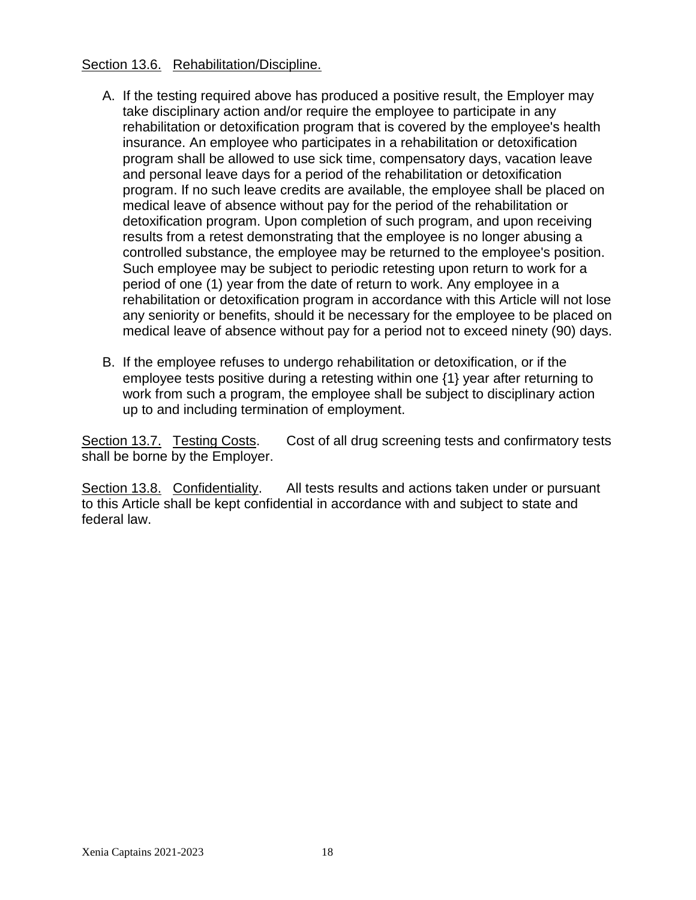Section 13.6. Rehabilitation/Discipline.

A. If the testing required above has produced a positive result, the Employer may take disciplinary action and/or require the employee to participate in any rehabilitation or detoxification program that is covered by the employee's health insurance. An employee who participates in a rehabilitation or detoxification program shall be allowed to use sick time, compensatory days, vacation leave and personal leave days for a period of the rehabilitation or detoxification program. If no such leave credits are available, the employee shall be placed on medical leave of absence without pay for the period of the rehabilitation or detoxification program. Upon completion of such program, and upon receiving results from a retest demonstrating that the employee is no longer abusing a controlled substance, the employee may be returned to the employee's position. Such employee may be subject to periodic retesting upon return to work for a period of one (1) year from the date of return to work. Any employee in a rehabilitation or detoxification program in accordance with this Article will not lose any seniority or benefits, should it be necessary for the employee to be placed on medical leave of absence without pay for a period not to exceed ninety (90) days.

B. If the employee refuses to undergo rehabilitation or detoxification, or if the employee tests positive during a retesting within one {1} year after returning to work from such a program, the employee shall be subject to disciplinary action up to and including termination of employment.

Section 13.7. Testing Costs. Cost of all drug screening tests and confirmatory tests shall be borne by the Employer.

Section 13.8. Confidentiality. All tests results and actions taken under or pursuant to this Article shall be kept confidential in accordance with and subject to state and federal law.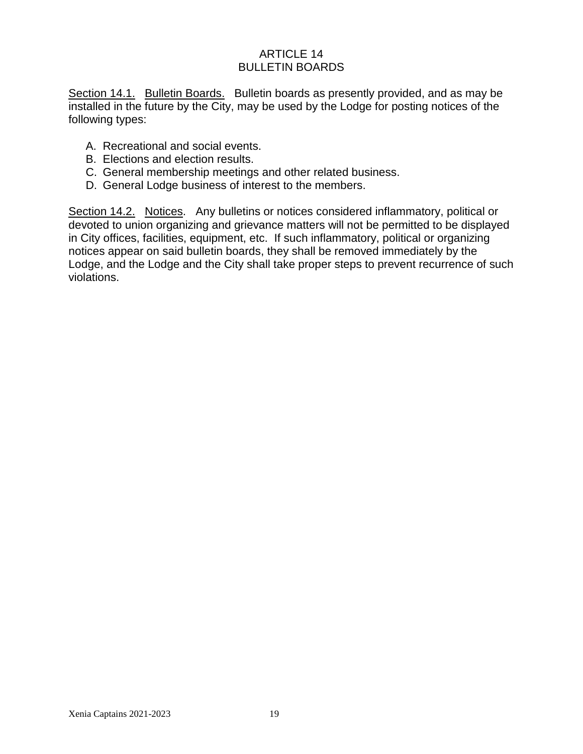# ARTICLE 14
# BULLETIN BOARDS

Section 14.1. Bulletin Boards. Bulletin boards as presently provided, and as may be installed in the future by the City, may be used by the Lodge for posting notices of the following types:

A. Recreational and social events.
B. Elections and election results.
C. General membership meetings and other related business.
D. General Lodge business of interest to the members.

Section 14.2. Notices. Any bulletins or notices considered inflammatory, political or devoted to union organizing and grievance matters will not be permitted to be displayed in City offices, facilities, equipment, etc. If such inflammatory, political or organizing notices appear on said bulletin boards, they shall be removed immediately by the Lodge, and the Lodge and the City shall take proper steps to prevent recurrence of such violations.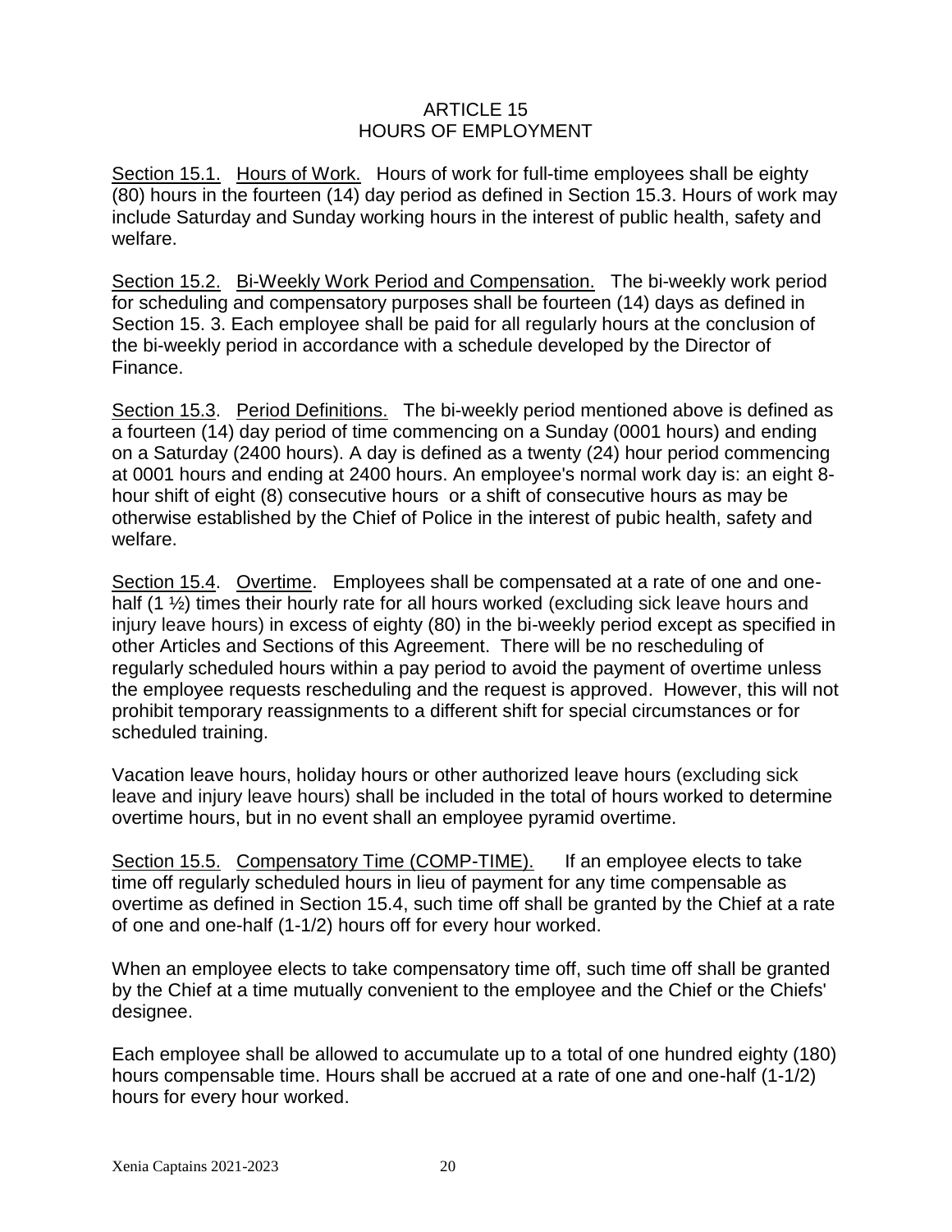# ARTICLE 15
## HOURS OF EMPLOYMENT

Section 15.1. Hours of Work. Hours of work for full-time employees shall be eighty (80) hours in the fourteen (14) day period as defined in Section 15.3. Hours of work may include Saturday and Sunday working hours in the interest of public health, safety and welfare.

Section 15.2. Bi-Weekly Work Period and Compensation. The bi-weekly work period for scheduling and compensatory purposes shall be fourteen (14) days as defined in Section 15. 3. Each employee shall be paid for all regularly hours at the conclusion of the bi-weekly period in accordance with a schedule developed by the Director of Finance.

Section 15.3. Period Definitions. The bi-weekly period mentioned above is defined as a fourteen (14) day period of time commencing on a Sunday (0001 hours) and ending on a Saturday (2400 hours). A day is defined as a twenty (24) hour period commencing at 0001 hours and ending at 2400 hours. An employee's normal work day is: an eight 8-hour shift of eight (8) consecutive hours or a shift of consecutive hours as may be otherwise established by the Chief of Police in the interest of pubic health, safety and welfare.

Section 15.4. Overtime. Employees shall be compensated at a rate of one and one-half (1 ½) times their hourly rate for all hours worked (excluding sick leave hours and injury leave hours) in excess of eighty (80) in the bi-weekly period except as specified in other Articles and Sections of this Agreement. There will be no rescheduling of regularly scheduled hours within a pay period to avoid the payment of overtime unless the employee requests rescheduling and the request is approved. However, this will not prohibit temporary reassignments to a different shift for special circumstances or for scheduled training.

Vacation leave hours, holiday hours or other authorized leave hours (excluding sick leave and injury leave hours) shall be included in the total of hours worked to determine overtime hours, but in no event shall an employee pyramid overtime.

Section 15.5. Compensatory Time (COMP-TIME). If an employee elects to take time off regularly scheduled hours in lieu of payment for any time compensable as overtime as defined in Section 15.4, such time off shall be granted by the Chief at a rate of one and one-half (1-1/2) hours off for every hour worked.

When an employee elects to take compensatory time off, such time off shall be granted by the Chief at a time mutually convenient to the employee and the Chief or the Chiefs' designee.

Each employee shall be allowed to accumulate up to a total of one hundred eighty (180) hours compensable time. Hours shall be accrued at a rate of one and one-half (1-1/2) hours for every hour worked.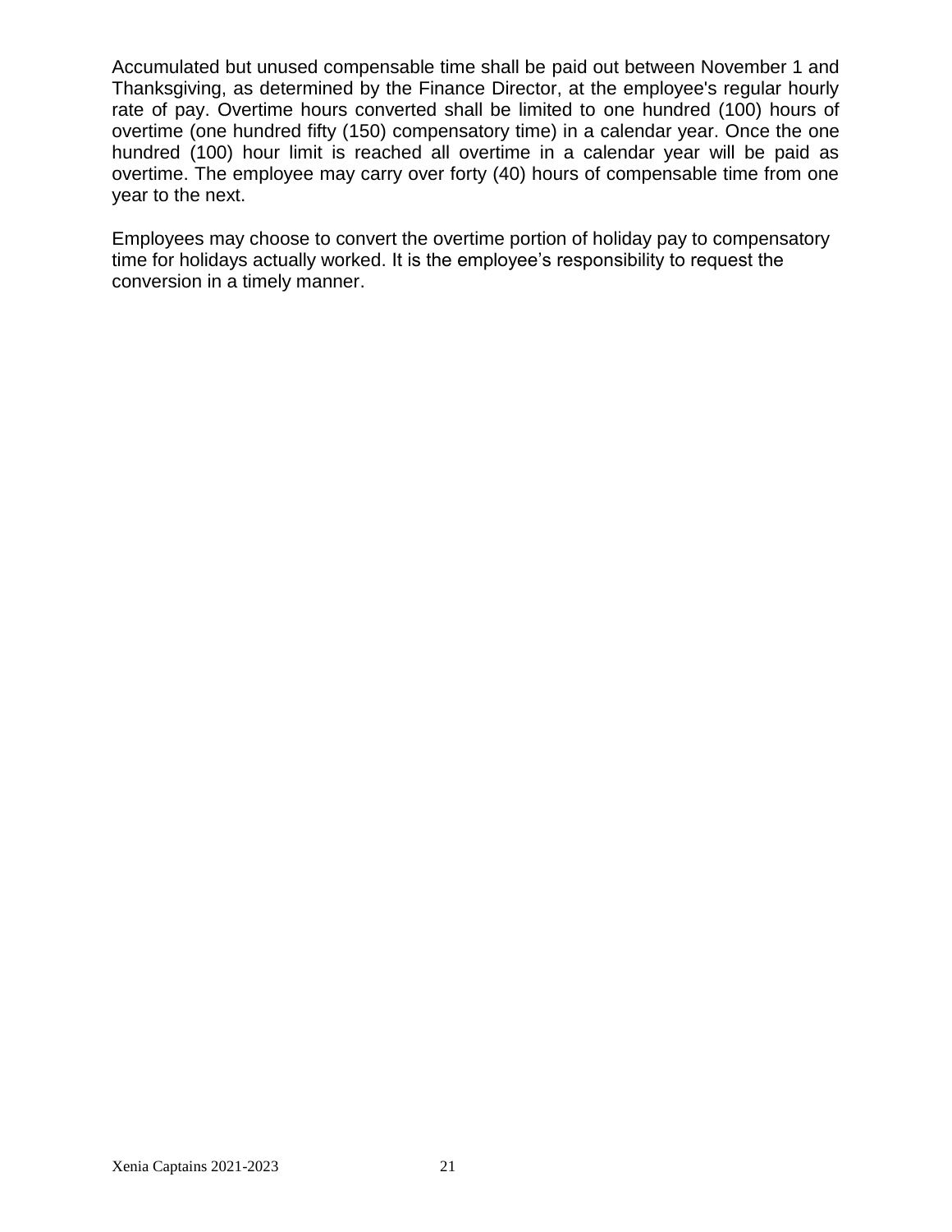Accumulated but unused compensable time shall be paid out between November 1 and Thanksgiving, as determined by the Finance Director, at the employee's regular hourly rate of pay. Overtime hours converted shall be limited to one hundred (100) hours of overtime (one hundred fifty (150) compensatory time) in a calendar year. Once the one hundred (100) hour limit is reached all overtime in a calendar year will be paid as overtime. The employee may carry over forty (40) hours of compensable time from one year to the next.

Employees may choose to convert the overtime portion of holiday pay to compensatory time for holidays actually worked. It is the employee's responsibility to request the conversion in a timely manner.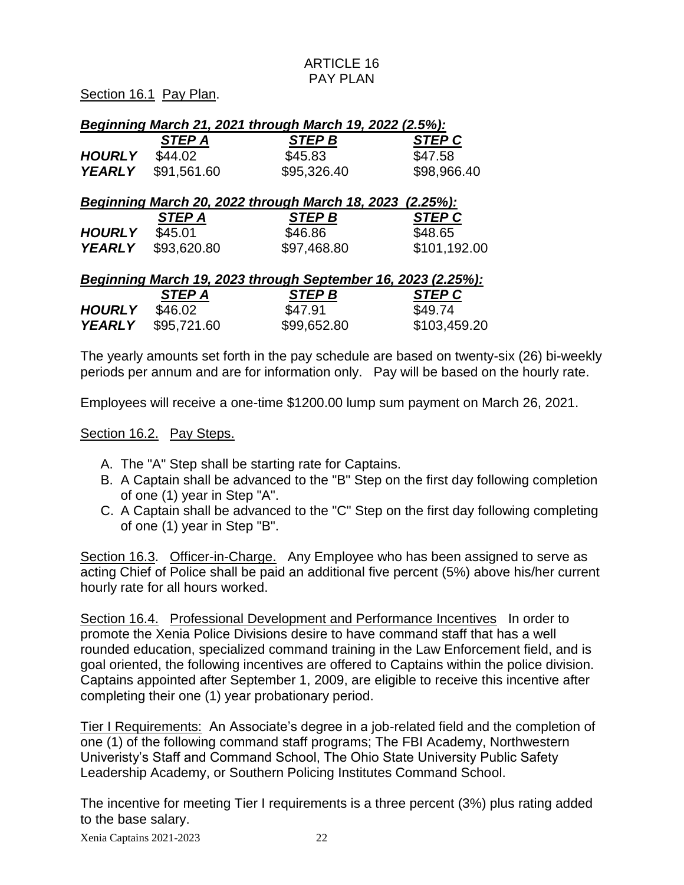# ARTICLE 16
# PAY PLAN

Section 16.1 Pay Plan.

***Beginning March 21, 2021 through March 19, 2022 (2.5%):***

| | ***STEP A*** | ***STEP B*** | ***STEP C*** |
|---|---|---|---|
| ***HOURLY*** | $44.02 | $45.83 | $47.58 |
| ***YEARLY*** | $91,561.60 | $95,326.40 | $98,966.40 |

***Beginning March 20, 2022 through March 18, 2023 (2.25%):***

| | ***STEP A*** | ***STEP B*** | ***STEP C*** |
|---|---|---|---|
| ***HOURLY*** | $45.01 | $46.86 | $48.65 |
| ***YEARLY*** | $93,620.80 | $97,468.80 | $101,192.00 |

***Beginning March 19, 2023 through September 16, 2023 (2.25%):***

| | ***STEP A*** | ***STEP B*** | ***STEP C*** |
|---|---|---|---|
| ***HOURLY*** | $46.02 | $47.91 | $49.74 |
| ***YEARLY*** | $95,721.60 | $99,652.80 | $103,459.20 |

The yearly amounts set forth in the pay schedule are based on twenty-six (26) bi-weekly periods per annum and are for information only. Pay will be based on the hourly rate.

Employees will receive a one-time $1200.00 lump sum payment on March 26, 2021.

Section 16.2. Pay Steps.

A. The "A" Step shall be starting rate for Captains.
B. A Captain shall be advanced to the "B" Step on the first day following completion of one (1) year in Step "A".
C. A Captain shall be advanced to the "C" Step on the first day following completing of one (1) year in Step "B".

Section 16.3. Officer-in-Charge. Any Employee who has been assigned to serve as acting Chief of Police shall be paid an additional five percent (5%) above his/her current hourly rate for all hours worked.

Section 16.4. Professional Development and Performance Incentives In order to promote the Xenia Police Divisions desire to have command staff that has a well rounded education, specialized command training in the Law Enforcement field, and is goal oriented, the following incentives are offered to Captains within the police division. Captains appointed after September 1, 2009, are eligible to receive this incentive after completing their one (1) year probationary period.

Tier I Requirements: An Associate's degree in a job-related field and the completion of one (1) of the following command staff programs; The FBI Academy, Northwestern Univeristy's Staff and Command School, The Ohio State University Public Safety Leadership Academy, or Southern Policing Institutes Command School.

The incentive for meeting Tier I requirements is a three percent (3%) plus rating added to the base salary.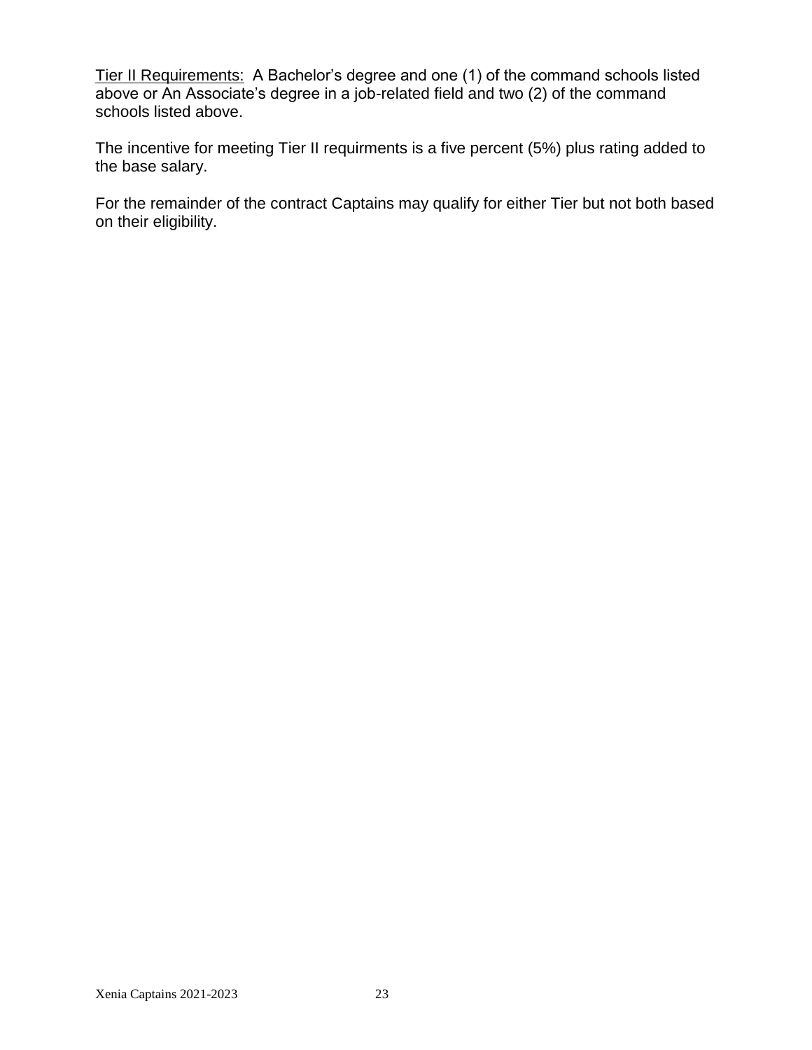<u>Tier II Requirements:</u> A Bachelor's degree and one (1) of the command schools listed above or An Associate's degree in a job-related field and two (2) of the command schools listed above.

The incentive for meeting Tier II requirments is a five percent (5%) plus rating added to the base salary.

For the remainder of the contract Captains may qualify for either Tier but not both based on their eligibility.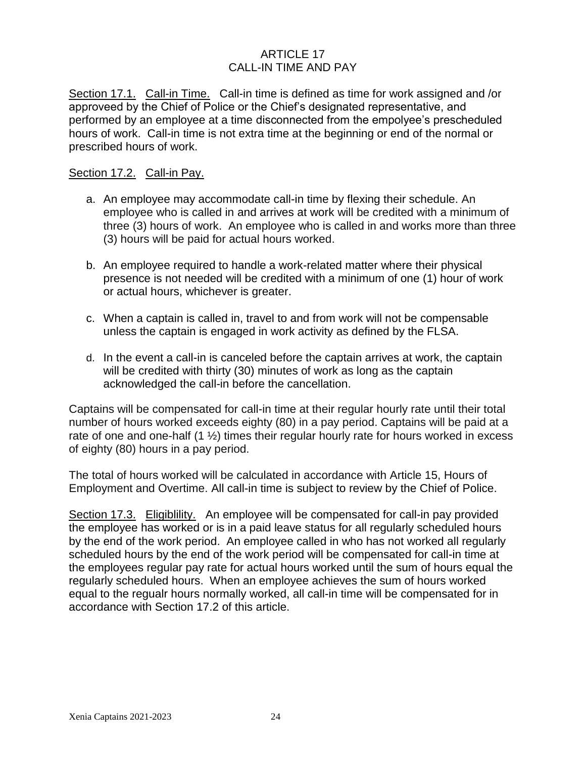# ARTICLE 17
# CALL-IN TIME AND PAY

<u>Section 17.1.</u> <u>Call-in Time.</u> Call-in time is defined as time for work assigned and /or approveed by the Chief of Police or the Chief's designated representative, and performed by an employee at a time disconnected from the empolyee's prescheduled hours of work. Call-in time is not extra time at the beginning or end of the normal or prescribed hours of work.

<u>Section 17.2.</u> <u>Call-in Pay.</u>

a. An employee may accommodate call-in time by flexing their schedule. An employee who is called in and arrives at work will be credited with a minimum of three (3) hours of work. An employee who is called in and works more than three (3) hours will be paid for actual hours worked.

b. An employee required to handle a work-related matter where their physical presence is not needed will be credited with a minimum of one (1) hour of work or actual hours, whichever is greater.

c. When a captain is called in, travel to and from work will not be compensable unless the captain is engaged in work activity as defined by the FLSA.

d. In the event a call-in is canceled before the captain arrives at work, the captain will be credited with thirty (30) minutes of work as long as the captain acknowledged the call-in before the cancellation.

Captains will be compensated for call-in time at their regular hourly rate until their total number of hours worked exceeds eighty (80) in a pay period. Captains will be paid at a rate of one and one-half (1 ½) times their regular hourly rate for hours worked in excess of eighty (80) hours in a pay period.

The total of hours worked will be calculated in accordance with Article 15, Hours of Employment and Overtime. All call-in time is subject to review by the Chief of Police.

<u>Section 17.3.</u> <u>Eligiblility.</u> An employee will be compensated for call-in pay provided the employee has worked or is in a paid leave status for all regularly scheduled hours by the end of the work period. An employee called in who has not worked all regularly scheduled hours by the end of the work period will be compensated for call-in time at the employees regular pay rate for actual hours worked until the sum of hours equal the regularly scheduled hours. When an employee achieves the sum of hours worked equal to the regualr hours normally worked, all call-in time will be compensated for in accordance with Section 17.2 of this article.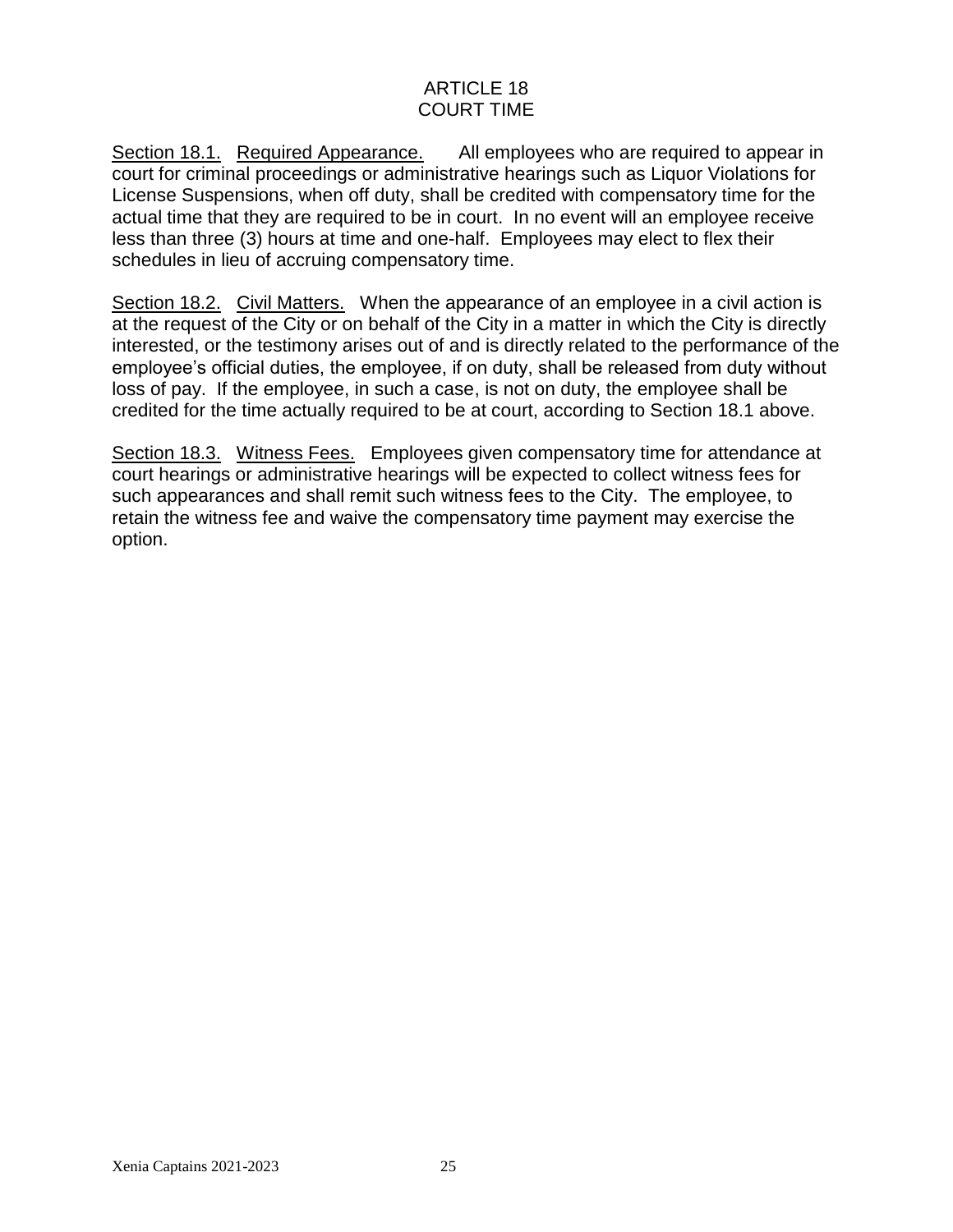# ARTICLE 18
# COURT TIME

<u>Section 18.1.</u> <u>Required Appearance.</u> All employees who are required to appear in court for criminal proceedings or administrative hearings such as Liquor Violations for License Suspensions, when off duty, shall be credited with compensatory time for the actual time that they are required to be in court. In no event will an employee receive less than three (3) hours at time and one-half. Employees may elect to flex their schedules in lieu of accruing compensatory time.

<u>Section 18.2.</u> <u>Civil Matters.</u> When the appearance of an employee in a civil action is at the request of the City or on behalf of the City in a matter in which the City is directly interested, or the testimony arises out of and is directly related to the performance of the employee's official duties, the employee, if on duty, shall be released from duty without loss of pay. If the employee, in such a case, is not on duty, the employee shall be credited for the time actually required to be at court, according to Section 18.1 above.

<u>Section 18.3.</u> <u>Witness Fees.</u> Employees given compensatory time for attendance at court hearings or administrative hearings will be expected to collect witness fees for such appearances and shall remit such witness fees to the City. The employee, to retain the witness fee and waive the compensatory time payment may exercise the option.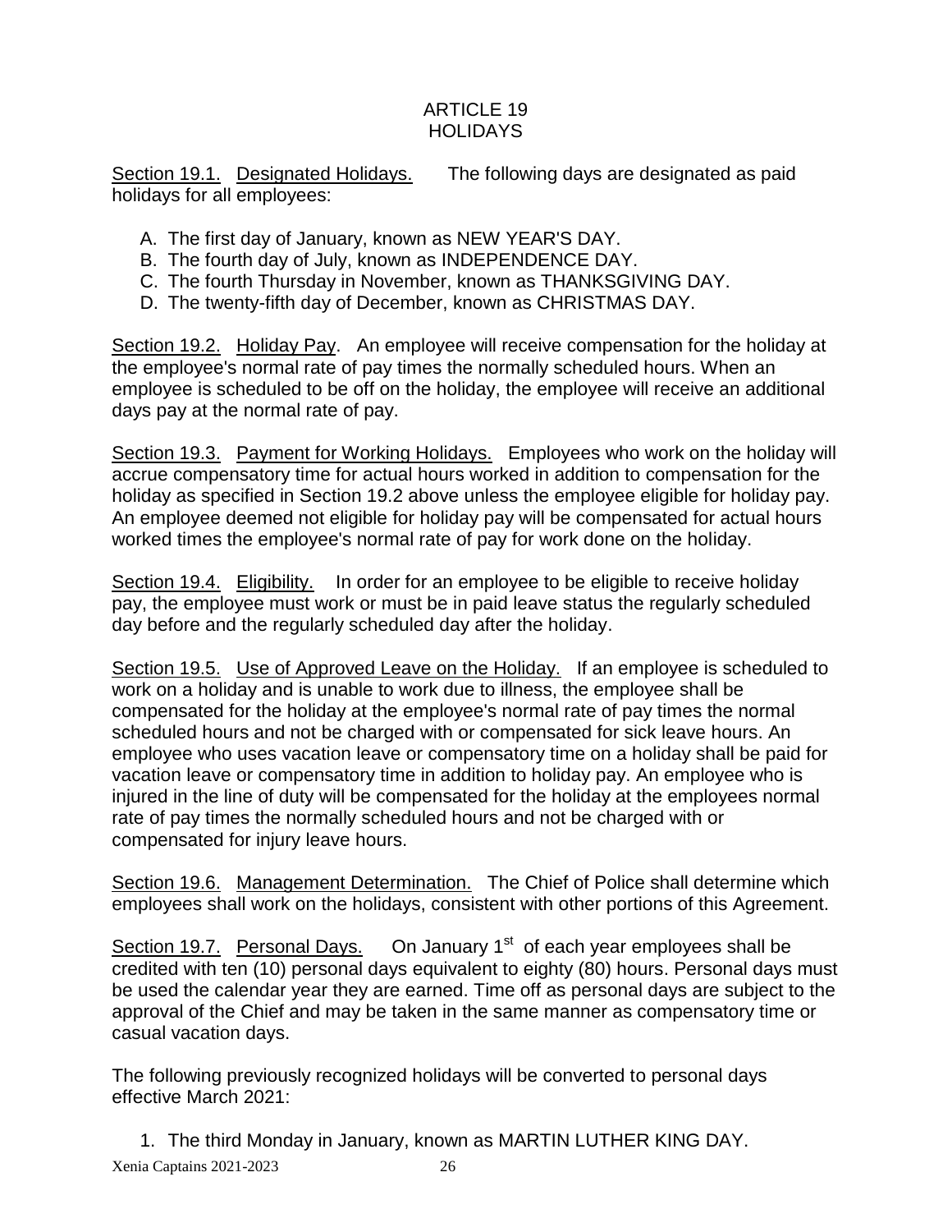# ARTICLE 19
# HOLIDAYS

Section 19.1. Designated Holidays. The following days are designated as paid holidays for all employees:

A. The first day of January, known as NEW YEAR'S DAY.
B. The fourth day of July, known as INDEPENDENCE DAY.
C. The fourth Thursday in November, known as THANKSGIVING DAY.
D. The twenty-fifth day of December, known as CHRISTMAS DAY.

Section 19.2. Holiday Pay. An employee will receive compensation for the holiday at the employee's normal rate of pay times the normally scheduled hours. When an employee is scheduled to be off on the holiday, the employee will receive an additional days pay at the normal rate of pay.

Section 19.3. Payment for Working Holidays. Employees who work on the holiday will accrue compensatory time for actual hours worked in addition to compensation for the holiday as specified in Section 19.2 above unless the employee eligible for holiday pay. An employee deemed not eligible for holiday pay will be compensated for actual hours worked times the employee's normal rate of pay for work done on the holiday.

Section 19.4. Eligibility. In order for an employee to be eligible to receive holiday pay, the employee must work or must be in paid leave status the regularly scheduled day before and the regularly scheduled day after the holiday.

Section 19.5. Use of Approved Leave on the Holiday. If an employee is scheduled to work on a holiday and is unable to work due to illness, the employee shall be compensated for the holiday at the employee's normal rate of pay times the normal scheduled hours and not be charged with or compensated for sick leave hours. An employee who uses vacation leave or compensatory time on a holiday shall be paid for vacation leave or compensatory time in addition to holiday pay. An employee who is injured in the line of duty will be compensated for the holiday at the employees normal rate of pay times the normally scheduled hours and not be charged with or compensated for injury leave hours.

Section 19.6. Management Determination. The Chief of Police shall determine which employees shall work on the holidays, consistent with other portions of this Agreement.

Section 19.7. Personal Days. On January 1st of each year employees shall be credited with ten (10) personal days equivalent to eighty (80) hours. Personal days must be used the calendar year they are earned. Time off as personal days are subject to the approval of the Chief and may be taken in the same manner as compensatory time or casual vacation days.

The following previously recognized holidays will be converted to personal days effective March 2021:

1. The third Monday in January, known as MARTIN LUTHER KING DAY.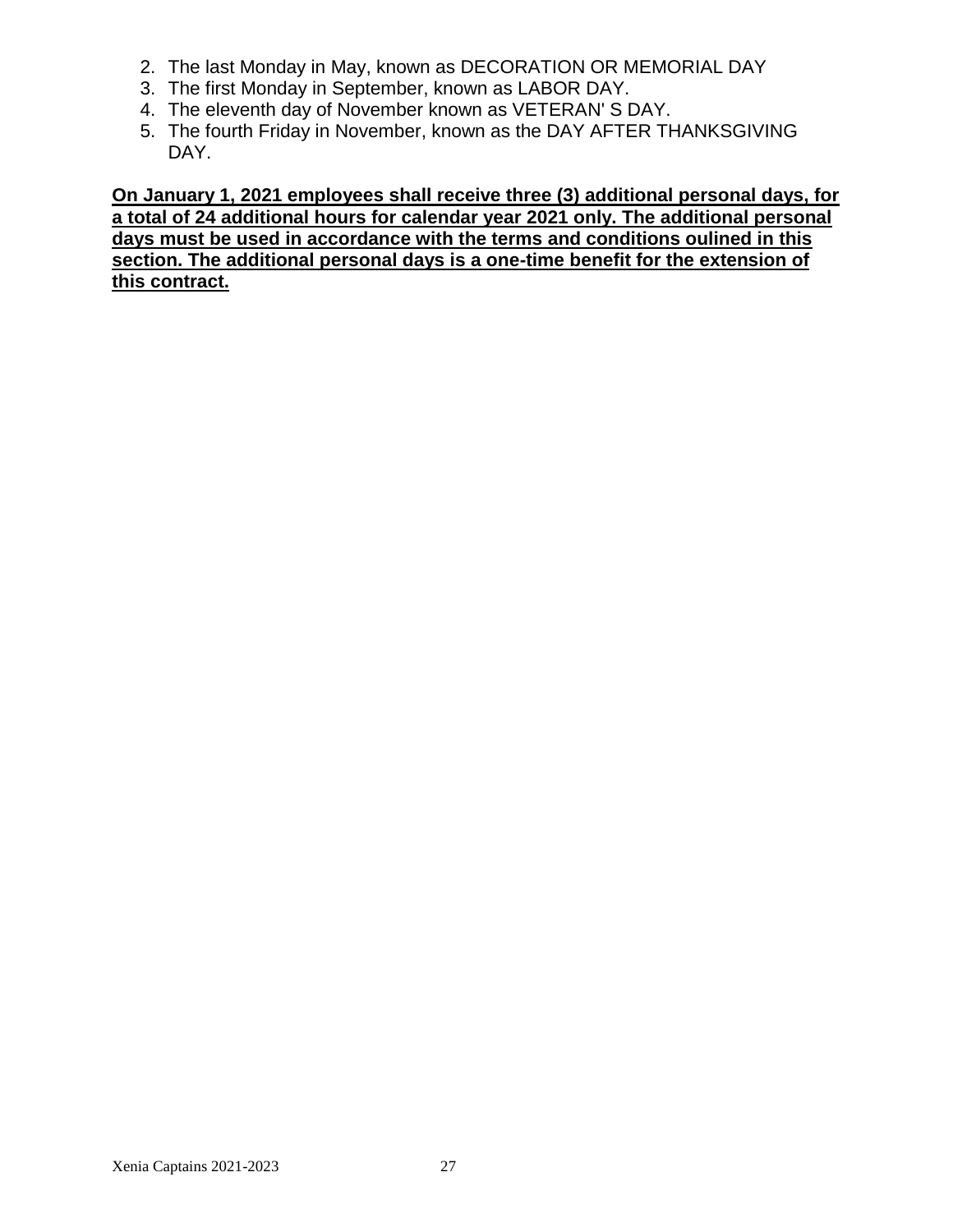2. The last Monday in May, known as DECORATION OR MEMORIAL DAY
3. The first Monday in September, known as LABOR DAY.
4. The eleventh day of November known as VETERAN' S DAY.
5. The fourth Friday in November, known as the DAY AFTER THANKSGIVING DAY.

**On January 1, 2021 employees shall receive three (3) additional personal days, for a total of 24 additional hours for calendar year 2021 only. The additional personal days must be used in accordance with the terms and conditions oulined in this section. The additional personal days is a one-time benefit for the extension of this contract.**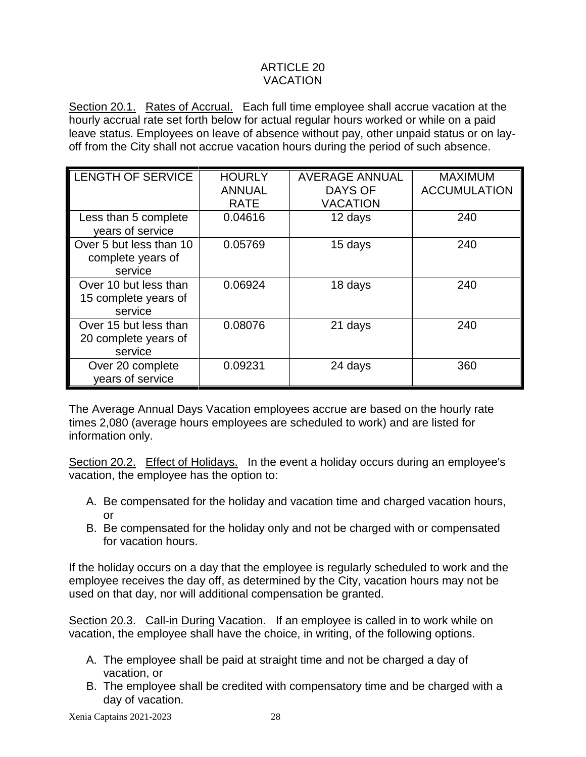# ARTICLE 20
# VACATION

<u>Section 20.1.</u> <u>Rates of Accrual.</u> Each full time employee shall accrue vacation at the hourly accrual rate set forth below for actual regular hours worked or while on a paid leave status. Employees on leave of absence without pay, other unpaid status or on lay-off from the City shall not accrue vacation hours during the period of such absence.

| LENGTH OF SERVICE | HOURLY ANNUAL RATE | AVERAGE ANNUAL DAYS OF VACATION | MAXIMUM ACCUMULATION |
|---|---|---|---|
| Less than 5 complete years of service | 0.04616 | 12 days | 240 |
| Over 5 but less than 10 complete years of service | 0.05769 | 15 days | 240 |
| Over 10 but less than 15 complete years of service | 0.06924 | 18 days | 240 |
| Over 15 but less than 20 complete years of service | 0.08076 | 21 days | 240 |
| Over 20 complete years of service | 0.09231 | 24 days | 360 |

The Average Annual Days Vacation employees accrue are based on the hourly rate times 2,080 (average hours employees are scheduled to work) and are listed for information only.

<u>Section 20.2.</u> <u>Effect of Holidays.</u> In the event a holiday occurs during an employee's vacation, the employee has the option to:

A. Be compensated for the holiday and vacation time and charged vacation hours, or
B. Be compensated for the holiday only and not be charged with or compensated for vacation hours.

If the holiday occurs on a day that the employee is regularly scheduled to work and the employee receives the day off, as determined by the City, vacation hours may not be used on that day, nor will additional compensation be granted.

<u>Section 20.3.</u> <u>Call-in During Vacation.</u> If an employee is called in to work while on vacation, the employee shall have the choice, in writing, of the following options.

A. The employee shall be paid at straight time and not be charged a day of vacation, or
B. The employee shall be credited with compensatory time and be charged with a day of vacation.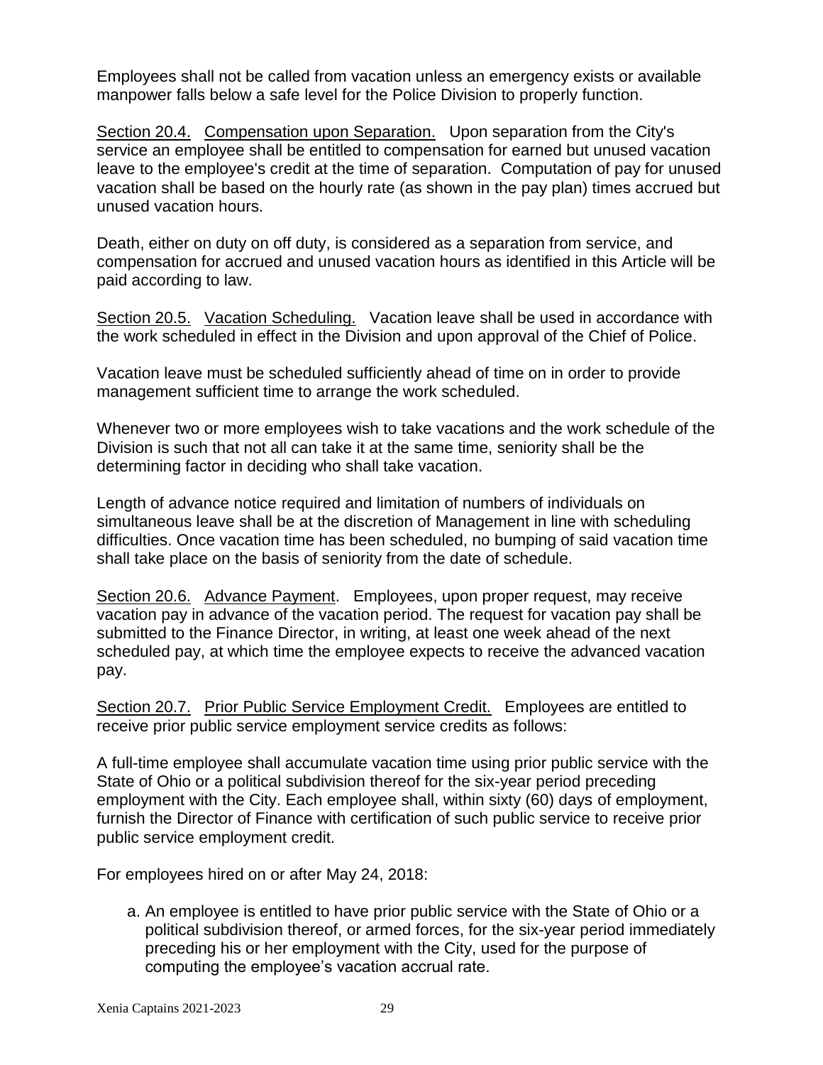Employees shall not be called from vacation unless an emergency exists or available manpower falls below a safe level for the Police Division to properly function.

Section 20.4. Compensation upon Separation. Upon separation from the City's service an employee shall be entitled to compensation for earned but unused vacation leave to the employee's credit at the time of separation. Computation of pay for unused vacation shall be based on the hourly rate (as shown in the pay plan) times accrued but unused vacation hours.

Death, either on duty on off duty, is considered as a separation from service, and compensation for accrued and unused vacation hours as identified in this Article will be paid according to law.

Section 20.5. Vacation Scheduling. Vacation leave shall be used in accordance with the work scheduled in effect in the Division and upon approval of the Chief of Police.

Vacation leave must be scheduled sufficiently ahead of time on in order to provide management sufficient time to arrange the work scheduled.

Whenever two or more employees wish to take vacations and the work schedule of the Division is such that not all can take it at the same time, seniority shall be the determining factor in deciding who shall take vacation.

Length of advance notice required and limitation of numbers of individuals on simultaneous leave shall be at the discretion of Management in line with scheduling difficulties. Once vacation time has been scheduled, no bumping of said vacation time shall take place on the basis of seniority from the date of schedule.

Section 20.6. Advance Payment. Employees, upon proper request, may receive vacation pay in advance of the vacation period. The request for vacation pay shall be submitted to the Finance Director, in writing, at least one week ahead of the next scheduled pay, at which time the employee expects to receive the advanced vacation pay.

Section 20.7. Prior Public Service Employment Credit. Employees are entitled to receive prior public service employment service credits as follows:

A full-time employee shall accumulate vacation time using prior public service with the State of Ohio or a political subdivision thereof for the six-year period preceding employment with the City. Each employee shall, within sixty (60) days of employment, furnish the Director of Finance with certification of such public service to receive prior public service employment credit.

For employees hired on or after May 24, 2018:

a. An employee is entitled to have prior public service with the State of Ohio or a political subdivision thereof, or armed forces, for the six-year period immediately preceding his or her employment with the City, used for the purpose of computing the employee's vacation accrual rate.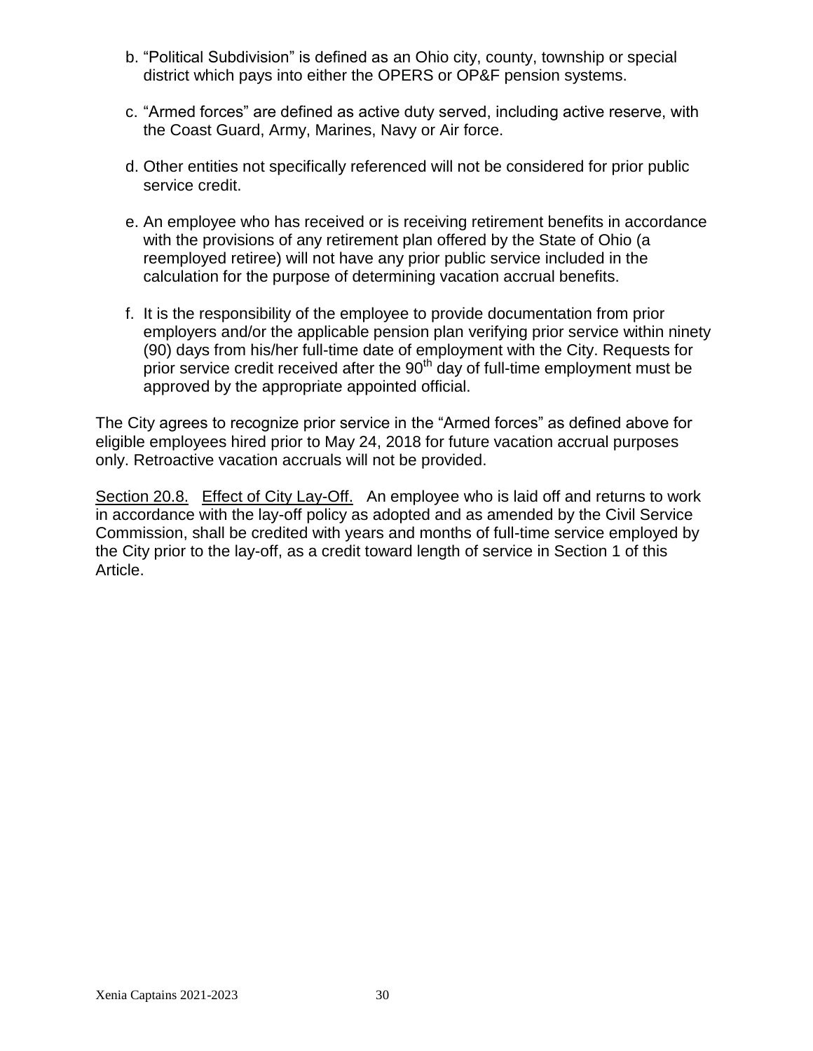b. “Political Subdivision” is defined as an Ohio city, county, township or special district which pays into either the OPERS or OP&F pension systems.

c. “Armed forces” are defined as active duty served, including active reserve, with the Coast Guard, Army, Marines, Navy or Air force.

d. Other entities not specifically referenced will not be considered for prior public service credit.

e. An employee who has received or is receiving retirement benefits in accordance with the provisions of any retirement plan offered by the State of Ohio (a reemployed retiree) will not have any prior public service included in the calculation for the purpose of determining vacation accrual benefits.

f. It is the responsibility of the employee to provide documentation from prior employers and/or the applicable pension plan verifying prior service within ninety (90) days from his/her full-time date of employment with the City. Requests for prior service credit received after the 90th day of full-time employment must be approved by the appropriate appointed official.

The City agrees to recognize prior service in the “Armed forces” as defined above for eligible employees hired prior to May 24, 2018 for future vacation accrual purposes only. Retroactive vacation accruals will not be provided.

Section 20.8. Effect of City Lay-Off. An employee who is laid off and returns to work in accordance with the lay-off policy as adopted and as amended by the Civil Service Commission, shall be credited with years and months of full-time service employed by the City prior to the lay-off, as a credit toward length of service in Section 1 of this Article.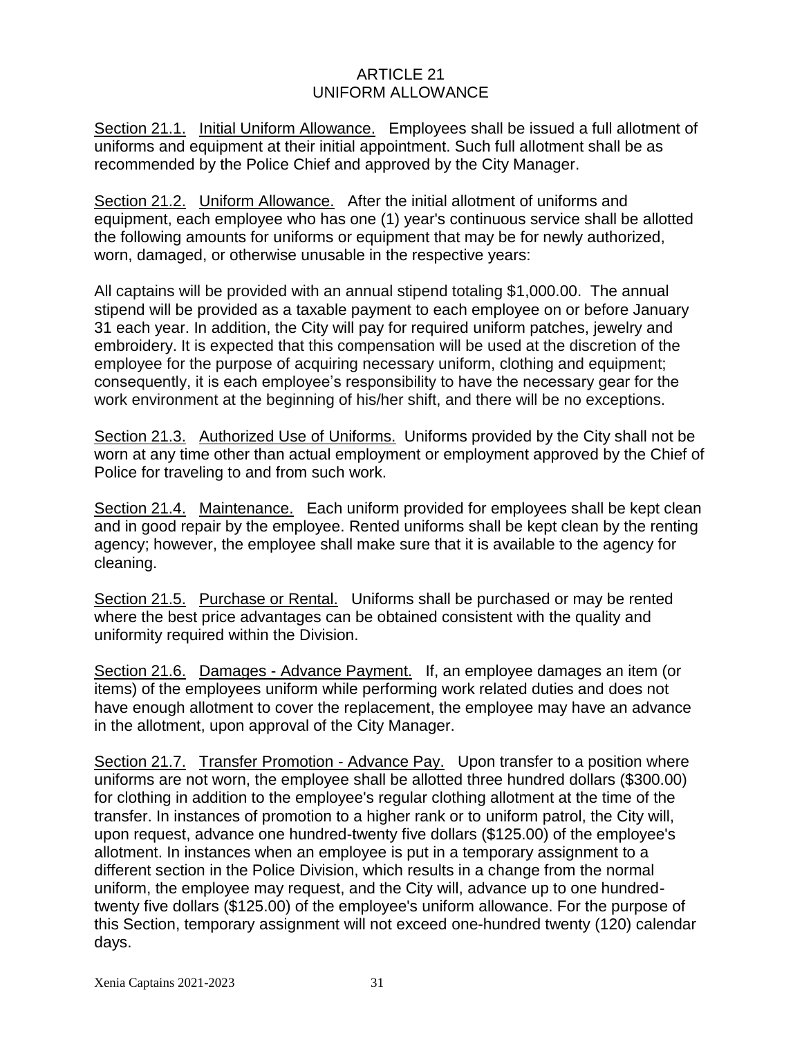# ARTICLE 21
# UNIFORM ALLOWANCE

Section 21.1. Initial Uniform Allowance. Employees shall be issued a full allotment of uniforms and equipment at their initial appointment. Such full allotment shall be as recommended by the Police Chief and approved by the City Manager.

Section 21.2. Uniform Allowance. After the initial allotment of uniforms and equipment, each employee who has one (1) year's continuous service shall be allotted the following amounts for uniforms or equipment that may be for newly authorized, worn, damaged, or otherwise unusable in the respective years:

All captains will be provided with an annual stipend totaling $1,000.00. The annual stipend will be provided as a taxable payment to each employee on or before January 31 each year. In addition, the City will pay for required uniform patches, jewelry and embroidery. It is expected that this compensation will be used at the discretion of the employee for the purpose of acquiring necessary uniform, clothing and equipment; consequently, it is each employee's responsibility to have the necessary gear for the work environment at the beginning of his/her shift, and there will be no exceptions.

Section 21.3. Authorized Use of Uniforms. Uniforms provided by the City shall not be worn at any time other than actual employment or employment approved by the Chief of Police for traveling to and from such work.

Section 21.4. Maintenance. Each uniform provided for employees shall be kept clean and in good repair by the employee. Rented uniforms shall be kept clean by the renting agency; however, the employee shall make sure that it is available to the agency for cleaning.

Section 21.5. Purchase or Rental. Uniforms shall be purchased or may be rented where the best price advantages can be obtained consistent with the quality and uniformity required within the Division.

Section 21.6. Damages - Advance Payment. If, an employee damages an item (or items) of the employees uniform while performing work related duties and does not have enough allotment to cover the replacement, the employee may have an advance in the allotment, upon approval of the City Manager.

Section 21.7. Transfer Promotion - Advance Pay. Upon transfer to a position where uniforms are not worn, the employee shall be allotted three hundred dollars ($300.00) for clothing in addition to the employee's regular clothing allotment at the time of the transfer. In instances of promotion to a higher rank or to uniform patrol, the City will, upon request, advance one hundred-twenty five dollars ($125.00) of the employee's allotment. In instances when an employee is put in a temporary assignment to a different section in the Police Division, which results in a change from the normal uniform, the employee may request, and the City will, advance up to one hundred-twenty five dollars ($125.00) of the employee's uniform allowance. For the purpose of this Section, temporary assignment will not exceed one-hundred twenty (120) calendar days.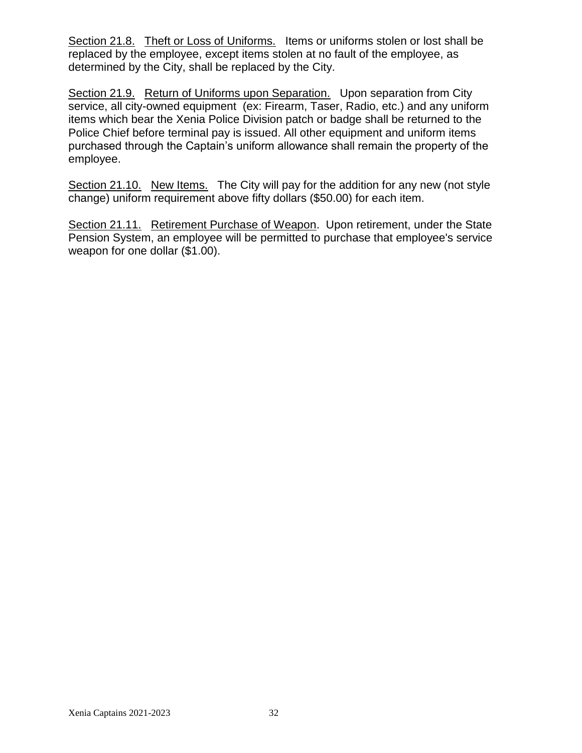Section 21.8. Theft or Loss of Uniforms. Items or uniforms stolen or lost shall be replaced by the employee, except items stolen at no fault of the employee, as determined by the City, shall be replaced by the City.

Section 21.9. Return of Uniforms upon Separation. Upon separation from City service, all city-owned equipment (ex: Firearm, Taser, Radio, etc.) and any uniform items which bear the Xenia Police Division patch or badge shall be returned to the Police Chief before terminal pay is issued. All other equipment and uniform items purchased through the Captain's uniform allowance shall remain the property of the employee.

Section 21.10. New Items. The City will pay for the addition for any new (not style change) uniform requirement above fifty dollars ($50.00) for each item.

Section 21.11. Retirement Purchase of Weapon. Upon retirement, under the State Pension System, an employee will be permitted to purchase that employee's service weapon for one dollar ($1.00).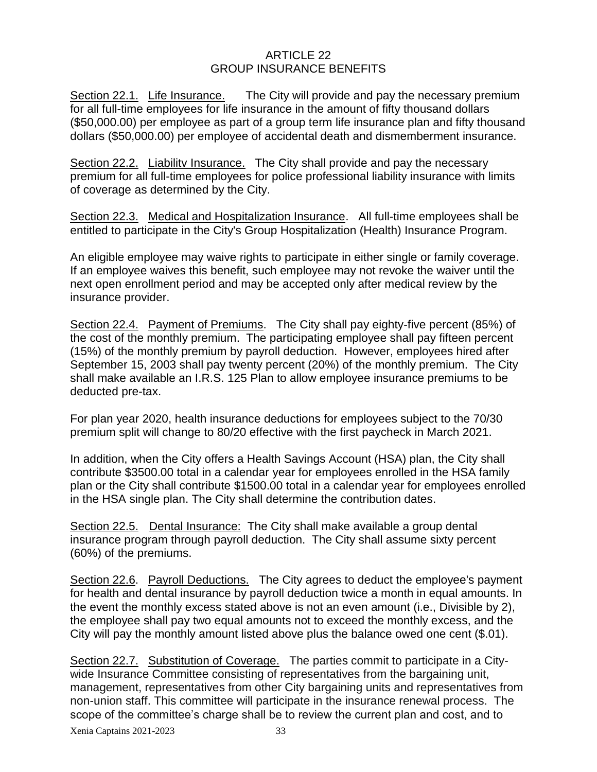# ARTICLE 22
## GROUP INSURANCE BENEFITS

Section 22.1. Life Insurance. The City will provide and pay the necessary premium for all full-time employees for life insurance in the amount of fifty thousand dollars ($50,000.00) per employee as part of a group term life insurance plan and fifty thousand dollars ($50,000.00) per employee of accidental death and dismemberment insurance.

Section 22.2. Liabilitv Insurance. The City shall provide and pay the necessary premium for all full-time employees for police professional liability insurance with limits of coverage as determined by the City.

Section 22.3. Medical and Hospitalization Insurance. All full-time employees shall be entitled to participate in the City's Group Hospitalization (Health) Insurance Program.

An eligible employee may waive rights to participate in either single or family coverage. If an employee waives this benefit, such employee may not revoke the waiver until the next open enrollment period and may be accepted only after medical review by the insurance provider.

Section 22.4. Payment of Premiums. The City shall pay eighty-five percent (85%) of the cost of the monthly premium. The participating employee shall pay fifteen percent (15%) of the monthly premium by payroll deduction. However, employees hired after September 15, 2003 shall pay twenty percent (20%) of the monthly premium. The City shall make available an I.R.S. 125 Plan to allow employee insurance premiums to be deducted pre-tax.

For plan year 2020, health insurance deductions for employees subject to the 70/30 premium split will change to 80/20 effective with the first paycheck in March 2021.

In addition, when the City offers a Health Savings Account (HSA) plan, the City shall contribute $3500.00 total in a calendar year for employees enrolled in the HSA family plan or the City shall contribute $1500.00 total in a calendar year for employees enrolled in the HSA single plan. The City shall determine the contribution dates.

Section 22.5. Dental Insurance: The City shall make available a group dental insurance program through payroll deduction. The City shall assume sixty percent (60%) of the premiums.

Section 22.6. Payroll Deductions. The City agrees to deduct the employee's payment for health and dental insurance by payroll deduction twice a month in equal amounts. In the event the monthly excess stated above is not an even amount (i.e., Divisible by 2), the employee shall pay two equal amounts not to exceed the monthly excess, and the City will pay the monthly amount listed above plus the balance owed one cent ($.01).

Section 22.7. Substitution of Coverage. The parties commit to participate in a City-wide Insurance Committee consisting of representatives from the bargaining unit, management, representatives from other City bargaining units and representatives from non-union staff. This committee will participate in the insurance renewal process. The scope of the committee's charge shall be to review the current plan and cost, and to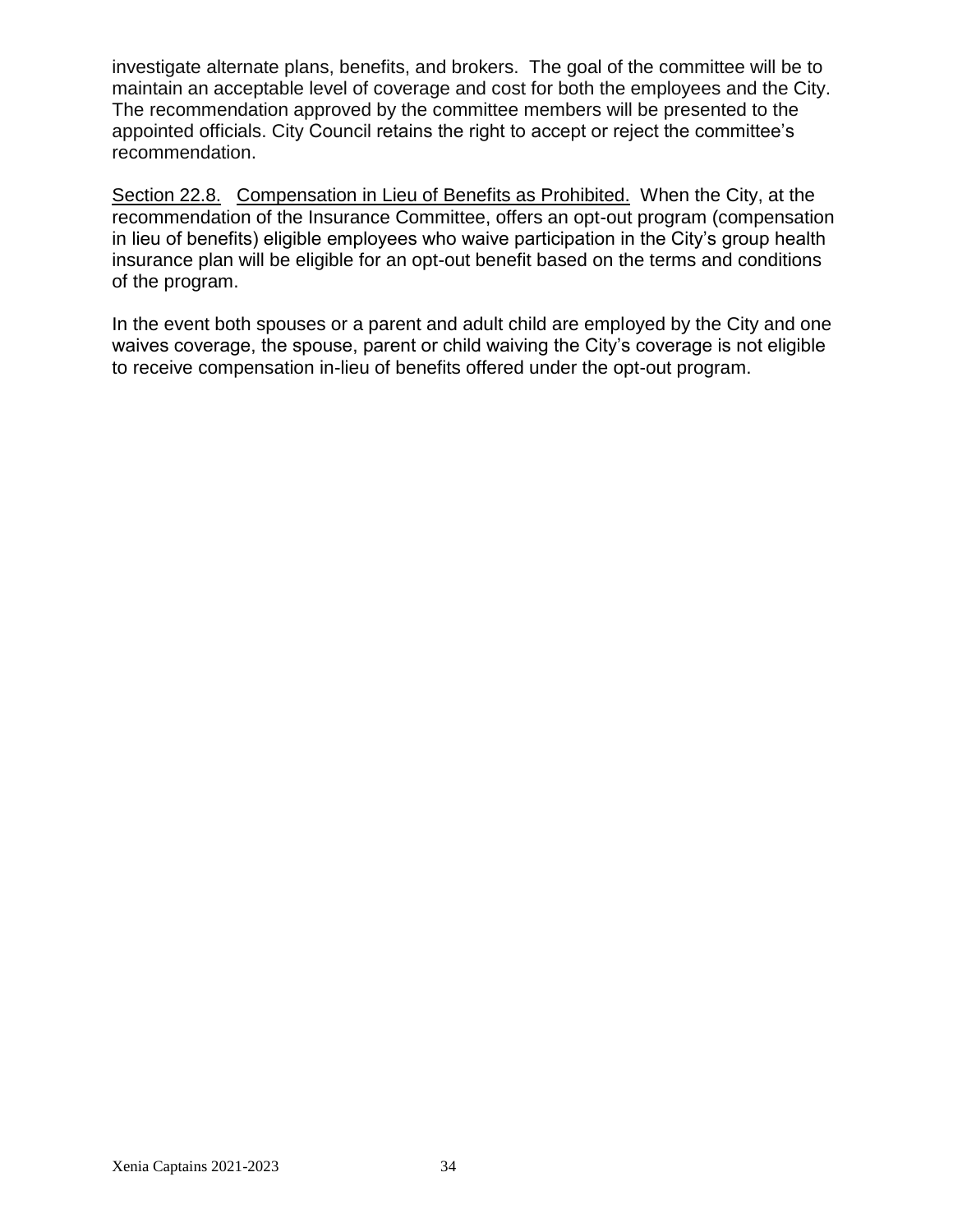investigate alternate plans, benefits, and brokers. The goal of the committee will be to maintain an acceptable level of coverage and cost for both the employees and the City. The recommendation approved by the committee members will be presented to the appointed officials. City Council retains the right to accept or reject the committee's recommendation.

<u>Section 22.8.</u> <u>Compensation in Lieu of Benefits as Prohibited.</u> When the City, at the recommendation of the Insurance Committee, offers an opt-out program (compensation in lieu of benefits) eligible employees who waive participation in the City's group health insurance plan will be eligible for an opt-out benefit based on the terms and conditions of the program.

In the event both spouses or a parent and adult child are employed by the City and one waives coverage, the spouse, parent or child waiving the City's coverage is not eligible to receive compensation in-lieu of benefits offered under the opt-out program.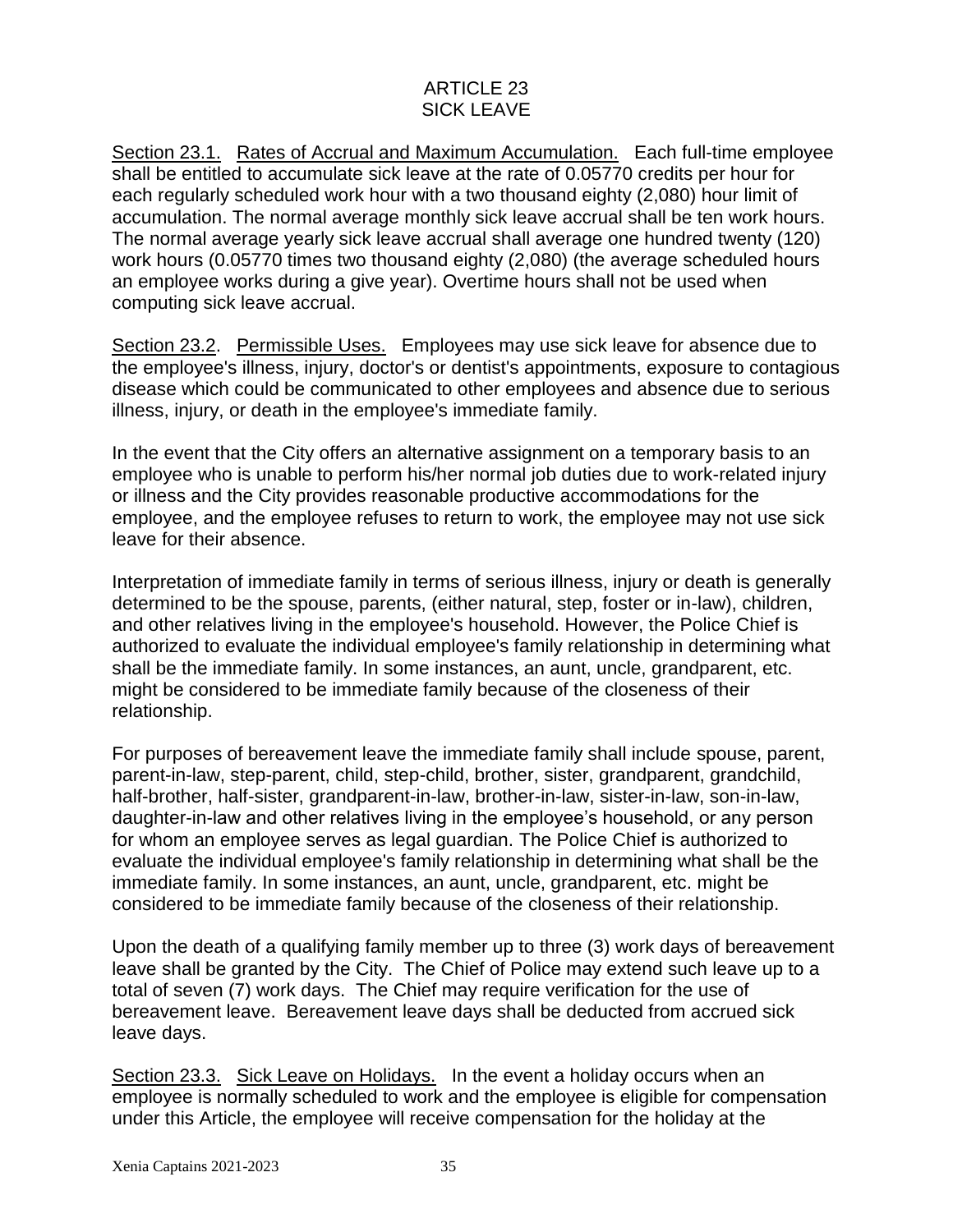# ARTICLE 23
# SICK LEAVE

<u>Section 23.1.</u> <u>Rates of Accrual and Maximum Accumulation.</u> Each full-time employee shall be entitled to accumulate sick leave at the rate of 0.05770 credits per hour for each regularly scheduled work hour with a two thousand eighty (2,080) hour limit of accumulation. The normal average monthly sick leave accrual shall be ten work hours. The normal average yearly sick leave accrual shall average one hundred twenty (120) work hours (0.05770 times two thousand eighty (2,080) (the average scheduled hours an employee works during a give year). Overtime hours shall not be used when computing sick leave accrual.

<u>Section 23.2</u>. <u>Permissible Uses.</u> Employees may use sick leave for absence due to the employee's illness, injury, doctor's or dentist's appointments, exposure to contagious disease which could be communicated to other employees and absence due to serious illness, injury, or death in the employee's immediate family.

In the event that the City offers an alternative assignment on a temporary basis to an employee who is unable to perform his/her normal job duties due to work-related injury or illness and the City provides reasonable productive accommodations for the employee, and the employee refuses to return to work, the employee may not use sick leave for their absence.

Interpretation of immediate family in terms of serious illness, injury or death is generally determined to be the spouse, parents, (either natural, step, foster or in-law), children, and other relatives living in the employee's household. However, the Police Chief is authorized to evaluate the individual employee's family relationship in determining what shall be the immediate family. In some instances, an aunt, uncle, grandparent, etc. might be considered to be immediate family because of the closeness of their relationship.

For purposes of bereavement leave the immediate family shall include spouse, parent, parent-in-law, step-parent, child, step-child, brother, sister, grandparent, grandchild, half-brother, half-sister, grandparent-in-law, brother-in-law, sister-in-law, son-in-law, daughter-in-law and other relatives living in the employee's household, or any person for whom an employee serves as legal guardian. The Police Chief is authorized to evaluate the individual employee's family relationship in determining what shall be the immediate family. In some instances, an aunt, uncle, grandparent, etc. might be considered to be immediate family because of the closeness of their relationship.

Upon the death of a qualifying family member up to three (3) work days of bereavement leave shall be granted by the City. The Chief of Police may extend such leave up to a total of seven (7) work days. The Chief may require verification for the use of bereavement leave. Bereavement leave days shall be deducted from accrued sick leave days.

<u>Section 23.3.</u> <u>Sick Leave on Holidays.</u> In the event a holiday occurs when an employee is normally scheduled to work and the employee is eligible for compensation under this Article, the employee will receive compensation for the holiday at the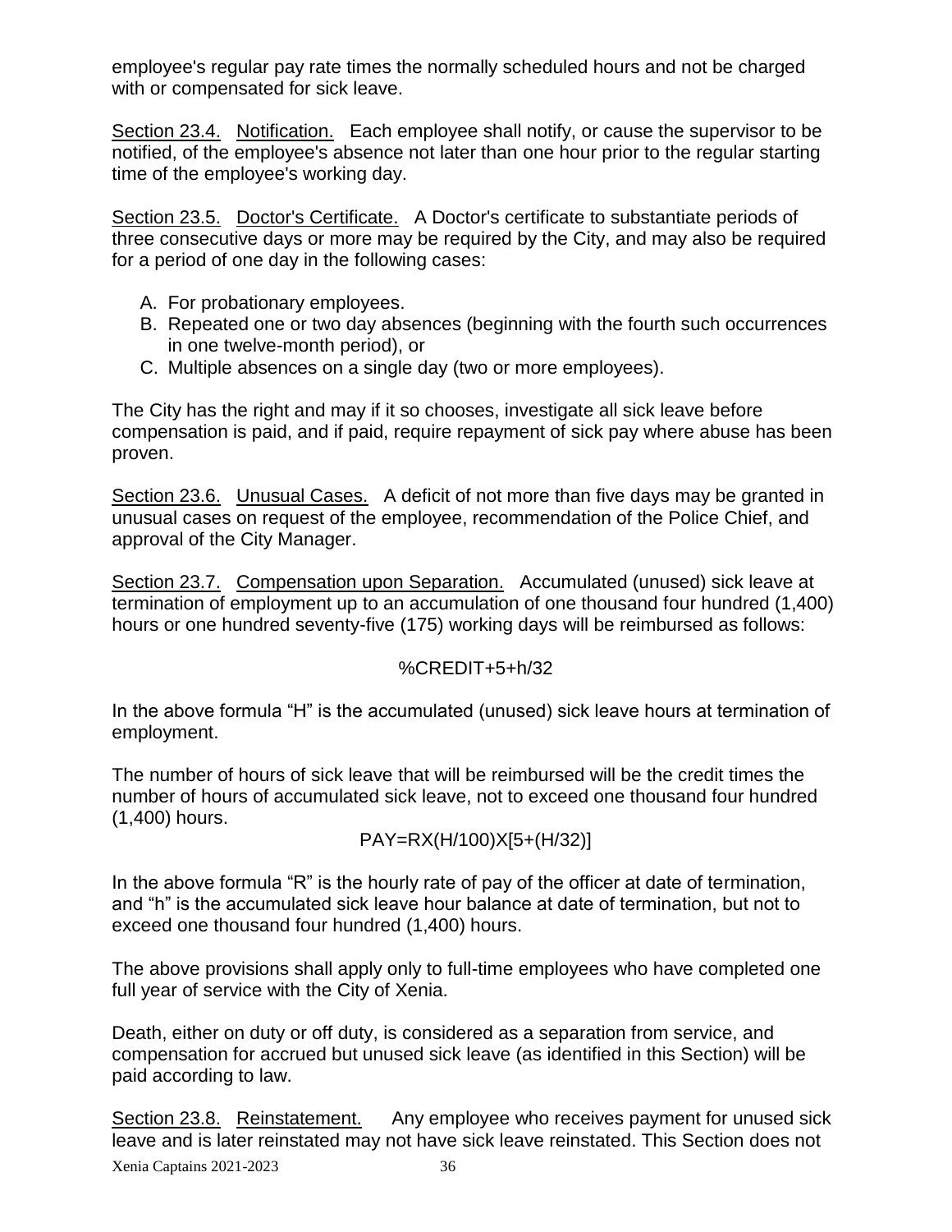employee's regular pay rate times the normally scheduled hours and not be charged with or compensated for sick leave.

Section 23.4. Notification. Each employee shall notify, or cause the supervisor to be notified, of the employee's absence not later than one hour prior to the regular starting time of the employee's working day.

Section 23.5. Doctor's Certificate. A Doctor's certificate to substantiate periods of three consecutive days or more may be required by the City, and may also be required for a period of one day in the following cases:

A. For probationary employees.
B. Repeated one or two day absences (beginning with the fourth such occurrences in one twelve-month period), or
C. Multiple absences on a single day (two or more employees).

The City has the right and may if it so chooses, investigate all sick leave before compensation is paid, and if paid, require repayment of sick pay where abuse has been proven.

Section 23.6. Unusual Cases. A deficit of not more than five days may be granted in unusual cases on request of the employee, recommendation of the Police Chief, and approval of the City Manager.

Section 23.7. Compensation upon Separation. Accumulated (unused) sick leave at termination of employment up to an accumulation of one thousand four hundred (1,400) hours or one hundred seventy-five (175) working days will be reimbursed as follows:

$$\%CREDIT+5+h/32$$

In the above formula "H" is the accumulated (unused) sick leave hours at termination of employment.

The number of hours of sick leave that will be reimbursed will be the credit times the number of hours of accumulated sick leave, not to exceed one thousand four hundred (1,400) hours.

$$PAY=RX(H/100)X[5+(H/32)]$$

In the above formula "R" is the hourly rate of pay of the officer at date of termination, and "h" is the accumulated sick leave hour balance at date of termination, but not to exceed one thousand four hundred (1,400) hours.

The above provisions shall apply only to full-time employees who have completed one full year of service with the City of Xenia.

Death, either on duty or off duty, is considered as a separation from service, and compensation for accrued but unused sick leave (as identified in this Section) will be paid according to law.

Section 23.8. Reinstatement. Any employee who receives payment for unused sick leave and is later reinstated may not have sick leave reinstated. This Section does not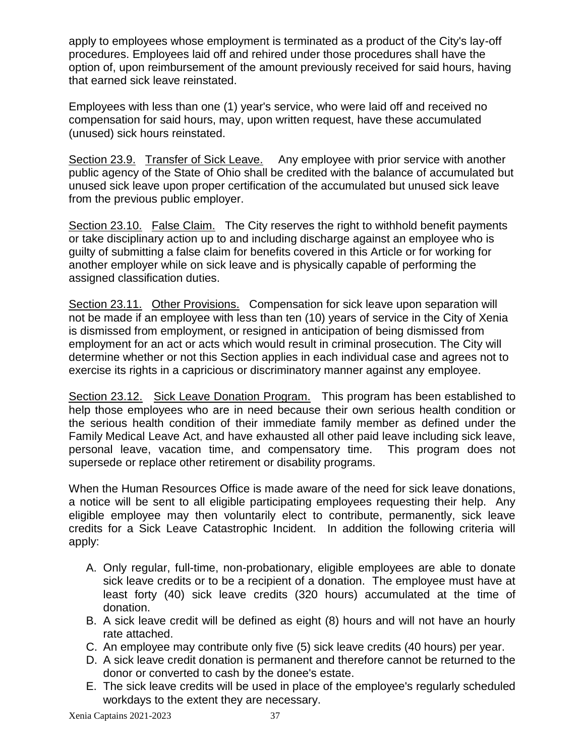apply to employees whose employment is terminated as a product of the City's lay-off procedures. Employees laid off and rehired under those procedures shall have the option of, upon reimbursement of the amount previously received for said hours, having that earned sick leave reinstated.

Employees with less than one (1) year's service, who were laid off and received no compensation for said hours, may, upon written request, have these accumulated (unused) sick hours reinstated.

Section 23.9. Transfer of Sick Leave. Any employee with prior service with another public agency of the State of Ohio shall be credited with the balance of accumulated but unused sick leave upon proper certification of the accumulated but unused sick leave from the previous public employer.

Section 23.10. False Claim. The City reserves the right to withhold benefit payments or take disciplinary action up to and including discharge against an employee who is guilty of submitting a false claim for benefits covered in this Article or for working for another employer while on sick leave and is physically capable of performing the assigned classification duties.

Section 23.11. Other Provisions. Compensation for sick leave upon separation will not be made if an employee with less than ten (10) years of service in the City of Xenia is dismissed from employment, or resigned in anticipation of being dismissed from employment for an act or acts which would result in criminal prosecution. The City will determine whether or not this Section applies in each individual case and agrees not to exercise its rights in a capricious or discriminatory manner against any employee.

Section 23.12. Sick Leave Donation Program. This program has been established to help those employees who are in need because their own serious health condition or the serious health condition of their immediate family member as defined under the Family Medical Leave Act, and have exhausted all other paid leave including sick leave, personal leave, vacation time, and compensatory time. This program does not supersede or replace other retirement or disability programs.

When the Human Resources Office is made aware of the need for sick leave donations, a notice will be sent to all eligible participating employees requesting their help. Any eligible employee may then voluntarily elect to contribute, permanently, sick leave credits for a Sick Leave Catastrophic Incident. In addition the following criteria will apply:

A. Only regular, full-time, non-probationary, eligible employees are able to donate sick leave credits or to be a recipient of a donation. The employee must have at least forty (40) sick leave credits (320 hours) accumulated at the time of donation.
B. A sick leave credit will be defined as eight (8) hours and will not have an hourly rate attached.
C. An employee may contribute only five (5) sick leave credits (40 hours) per year.
D. A sick leave credit donation is permanent and therefore cannot be returned to the donor or converted to cash by the donee's estate.
E. The sick leave credits will be used in place of the employee's regularly scheduled workdays to the extent they are necessary.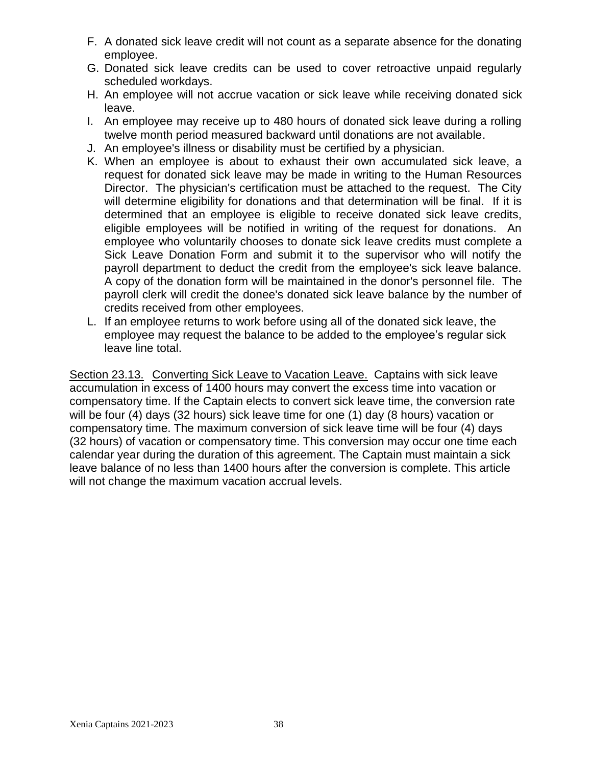F. A donated sick leave credit will not count as a separate absence for the donating employee.
G. Donated sick leave credits can be used to cover retroactive unpaid regularly scheduled workdays.
H. An employee will not accrue vacation or sick leave while receiving donated sick leave.
I. An employee may receive up to 480 hours of donated sick leave during a rolling twelve month period measured backward until donations are not available.
J. An employee's illness or disability must be certified by a physician.
K. When an employee is about to exhaust their own accumulated sick leave, a request for donated sick leave may be made in writing to the Human Resources Director. The physician's certification must be attached to the request. The City will determine eligibility for donations and that determination will be final. If it is determined that an employee is eligible to receive donated sick leave credits, eligible employees will be notified in writing of the request for donations. An employee who voluntarily chooses to donate sick leave credits must complete a Sick Leave Donation Form and submit it to the supervisor who will notify the payroll department to deduct the credit from the employee's sick leave balance. A copy of the donation form will be maintained in the donor's personnel file. The payroll clerk will credit the donee's donated sick leave balance by the number of credits received from other employees.
L. If an employee returns to work before using all of the donated sick leave, the employee may request the balance to be added to the employee's regular sick leave line total.

<u>Section 23.13.</u> <u>Converting Sick Leave to Vacation Leave.</u> Captains with sick leave accumulation in excess of 1400 hours may convert the excess time into vacation or compensatory time. If the Captain elects to convert sick leave time, the conversion rate will be four (4) days (32 hours) sick leave time for one (1) day (8 hours) vacation or compensatory time. The maximum conversion of sick leave time will be four (4) days (32 hours) of vacation or compensatory time. This conversion may occur one time each calendar year during the duration of this agreement. The Captain must maintain a sick leave balance of no less than 1400 hours after the conversion is complete. This article will not change the maximum vacation accrual levels.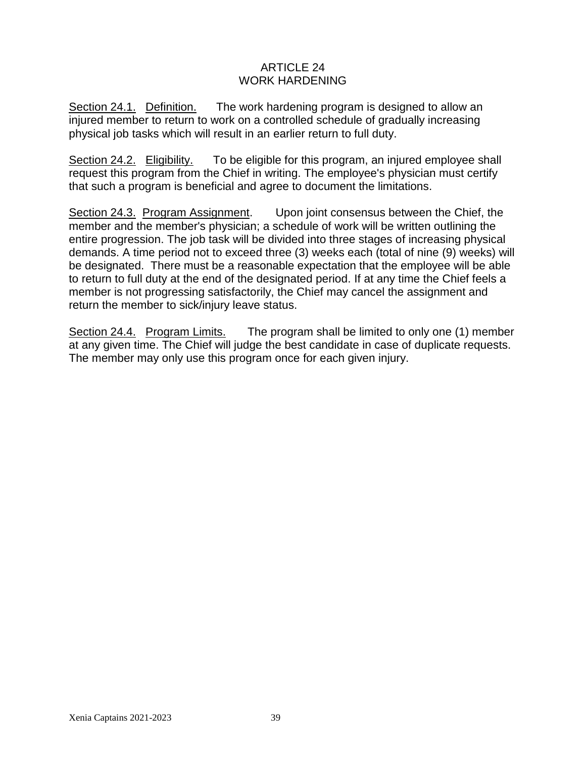# ARTICLE 24
# WORK HARDENING

Section 24.1. Definition. The work hardening program is designed to allow an injured member to return to work on a controlled schedule of gradually increasing physical job tasks which will result in an earlier return to full duty.

Section 24.2. Eligibility. To be eligible for this program, an injured employee shall request this program from the Chief in writing. The employee's physician must certify that such a program is beneficial and agree to document the limitations.

Section 24.3. Program Assignment. Upon joint consensus between the Chief, the member and the member's physician; a schedule of work will be written outlining the entire progression. The job task will be divided into three stages of increasing physical demands. A time period not to exceed three (3) weeks each (total of nine (9) weeks) will be designated. There must be a reasonable expectation that the employee will be able to return to full duty at the end of the designated period. If at any time the Chief feels a member is not progressing satisfactorily, the Chief may cancel the assignment and return the member to sick/injury leave status.

Section 24.4. Program Limits. The program shall be limited to only one (1) member at any given time. The Chief will judge the best candidate in case of duplicate requests. The member may only use this program once for each given injury.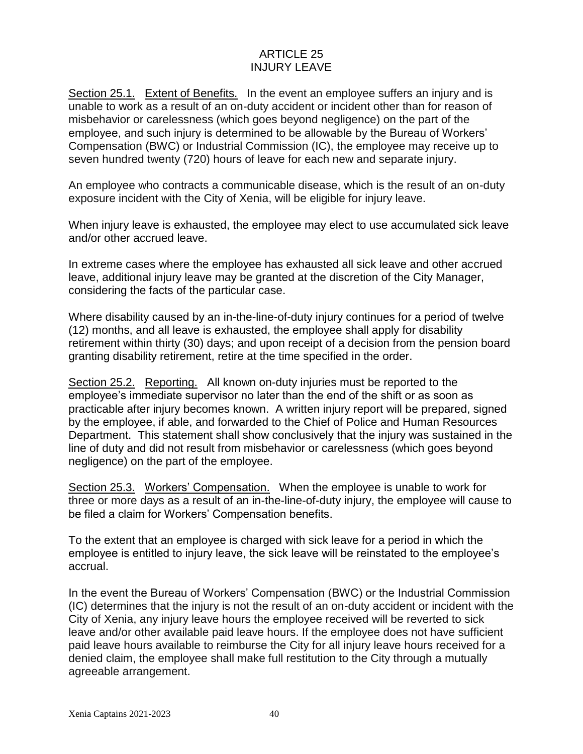# ARTICLE 25
# INJURY LEAVE

<u>Section 25.1.</u> <u>Extent of Benefits.</u> In the event an employee suffers an injury and is unable to work as a result of an on-duty accident or incident other than for reason of misbehavior or carelessness (which goes beyond negligence) on the part of the employee, and such injury is determined to be allowable by the Bureau of Workers' Compensation (BWC) or Industrial Commission (IC), the employee may receive up to seven hundred twenty (720) hours of leave for each new and separate injury.

An employee who contracts a communicable disease, which is the result of an on-duty exposure incident with the City of Xenia, will be eligible for injury leave.

When injury leave is exhausted, the employee may elect to use accumulated sick leave and/or other accrued leave.

In extreme cases where the employee has exhausted all sick leave and other accrued leave, additional injury leave may be granted at the discretion of the City Manager, considering the facts of the particular case.

Where disability caused by an in-the-line-of-duty injury continues for a period of twelve (12) months, and all leave is exhausted, the employee shall apply for disability retirement within thirty (30) days; and upon receipt of a decision from the pension board granting disability retirement, retire at the time specified in the order.

<u>Section 25.2.</u> <u>Reporting.</u> All known on-duty injuries must be reported to the employee's immediate supervisor no later than the end of the shift or as soon as practicable after injury becomes known. A written injury report will be prepared, signed by the employee, if able, and forwarded to the Chief of Police and Human Resources Department. This statement shall show conclusively that the injury was sustained in the line of duty and did not result from misbehavior or carelessness (which goes beyond negligence) on the part of the employee.

<u>Section 25.3.</u> <u>Workers' Compensation.</u> When the employee is unable to work for three or more days as a result of an in-the-line-of-duty injury, the employee will cause to be filed a claim for Workers' Compensation benefits.

To the extent that an employee is charged with sick leave for a period in which the employee is entitled to injury leave, the sick leave will be reinstated to the employee's accrual.

In the event the Bureau of Workers' Compensation (BWC) or the Industrial Commission (IC) determines that the injury is not the result of an on-duty accident or incident with the City of Xenia, any injury leave hours the employee received will be reverted to sick leave and/or other available paid leave hours. If the employee does not have sufficient paid leave hours available to reimburse the City for all injury leave hours received for a denied claim, the employee shall make full restitution to the City through a mutually agreeable arrangement.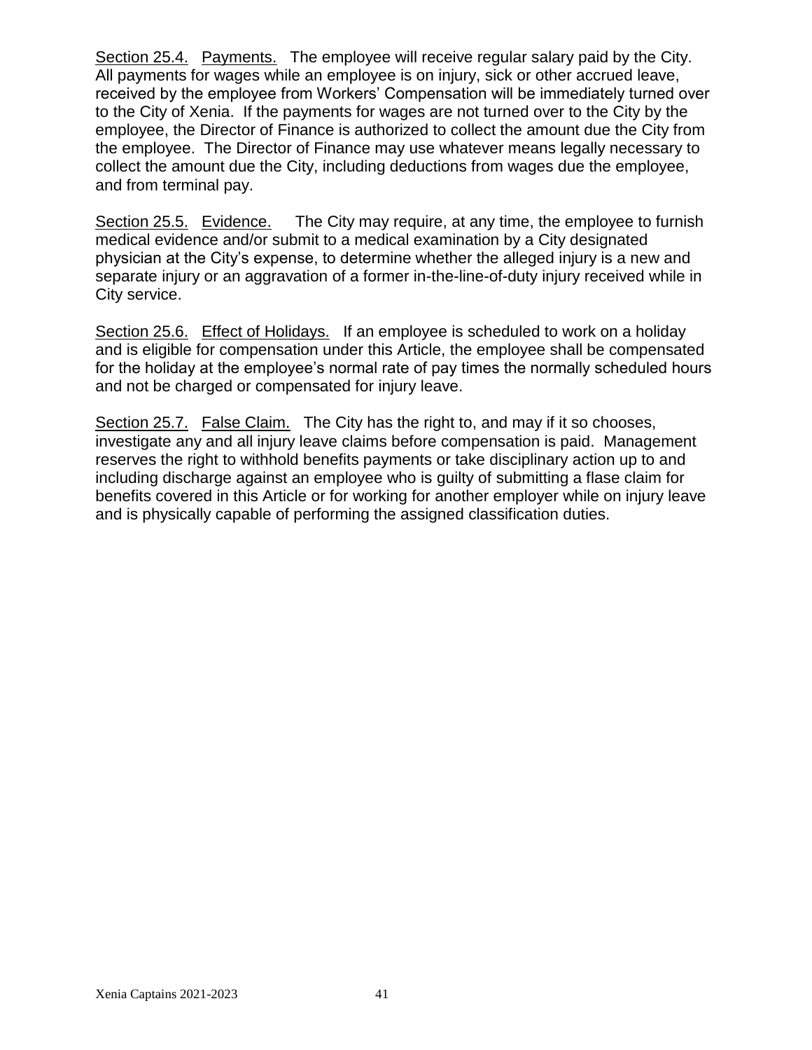Section 25.4. Payments. The employee will receive regular salary paid by the City. All payments for wages while an employee is on injury, sick or other accrued leave, received by the employee from Workers' Compensation will be immediately turned over to the City of Xenia. If the payments for wages are not turned over to the City by the employee, the Director of Finance is authorized to collect the amount due the City from the employee. The Director of Finance may use whatever means legally necessary to collect the amount due the City, including deductions from wages due the employee, and from terminal pay.

Section 25.5. Evidence. The City may require, at any time, the employee to furnish medical evidence and/or submit to a medical examination by a City designated physician at the City's expense, to determine whether the alleged injury is a new and separate injury or an aggravation of a former in-the-line-of-duty injury received while in City service.

Section 25.6. Effect of Holidays. If an employee is scheduled to work on a holiday and is eligible for compensation under this Article, the employee shall be compensated for the holiday at the employee's normal rate of pay times the normally scheduled hours and not be charged or compensated for injury leave.

Section 25.7. False Claim. The City has the right to, and may if it so chooses, investigate any and all injury leave claims before compensation is paid. Management reserves the right to withhold benefits payments or take disciplinary action up to and including discharge against an employee who is guilty of submitting a flase claim for benefits covered in this Article or for working for another employer while on injury leave and is physically capable of performing the assigned classification duties.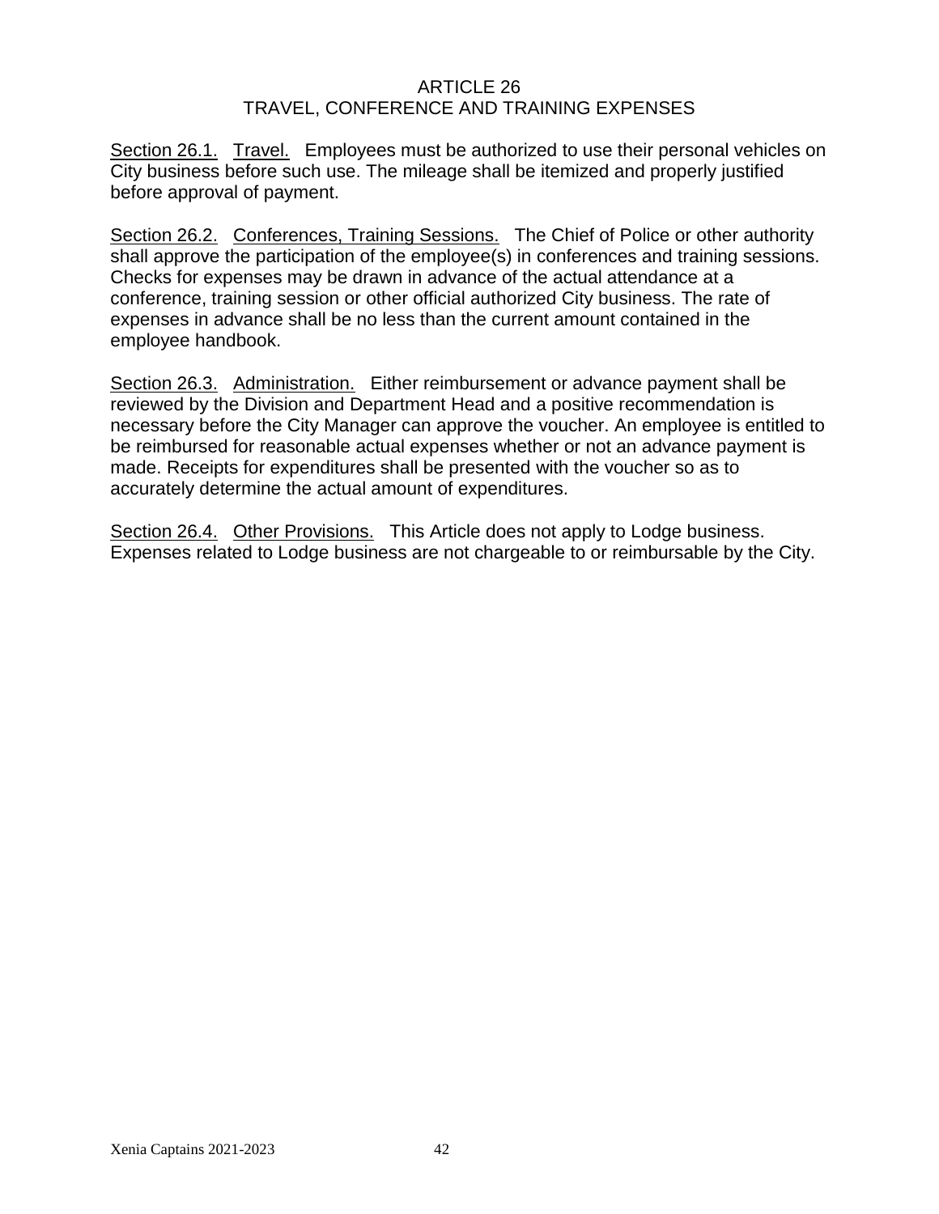# ARTICLE 26
# TRAVEL, CONFERENCE AND TRAINING EXPENSES

Section 26.1. Travel. Employees must be authorized to use their personal vehicles on City business before such use. The mileage shall be itemized and properly justified before approval of payment.

Section 26.2. Conferences, Training Sessions. The Chief of Police or other authority shall approve the participation of the employee(s) in conferences and training sessions. Checks for expenses may be drawn in advance of the actual attendance at a conference, training session or other official authorized City business. The rate of expenses in advance shall be no less than the current amount contained in the employee handbook.

Section 26.3. Administration. Either reimbursement or advance payment shall be reviewed by the Division and Department Head and a positive recommendation is necessary before the City Manager can approve the voucher. An employee is entitled to be reimbursed for reasonable actual expenses whether or not an advance payment is made. Receipts for expenditures shall be presented with the voucher so as to accurately determine the actual amount of expenditures.

Section 26.4. Other Provisions. This Article does not apply to Lodge business. Expenses related to Lodge business are not chargeable to or reimbursable by the City.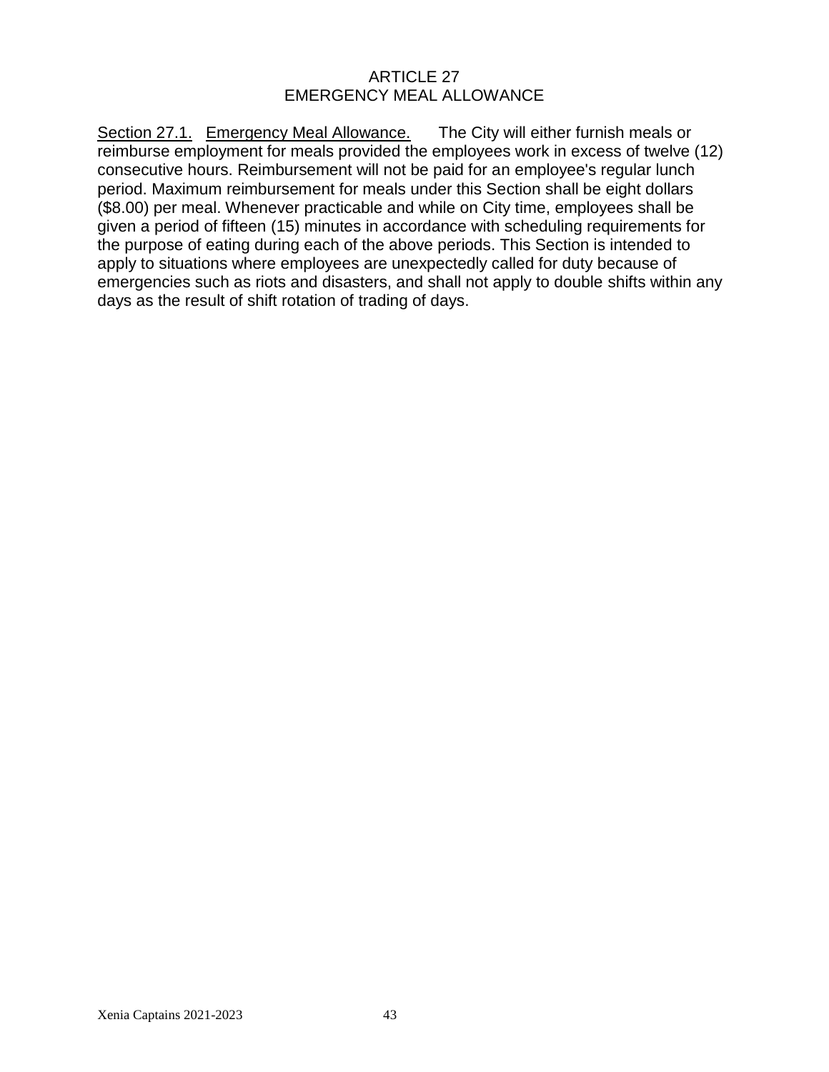# ARTICLE 27
# EMERGENCY MEAL ALLOWANCE

Section 27.1. Emergency Meal Allowance. The City will either furnish meals or reimburse employment for meals provided the employees work in excess of twelve (12) consecutive hours. Reimbursement will not be paid for an employee's regular lunch period. Maximum reimbursement for meals under this Section shall be eight dollars ($8.00) per meal. Whenever practicable and while on City time, employees shall be given a period of fifteen (15) minutes in accordance with scheduling requirements for the purpose of eating during each of the above periods. This Section is intended to apply to situations where employees are unexpectedly called for duty because of emergencies such as riots and disasters, and shall not apply to double shifts within any days as the result of shift rotation of trading of days.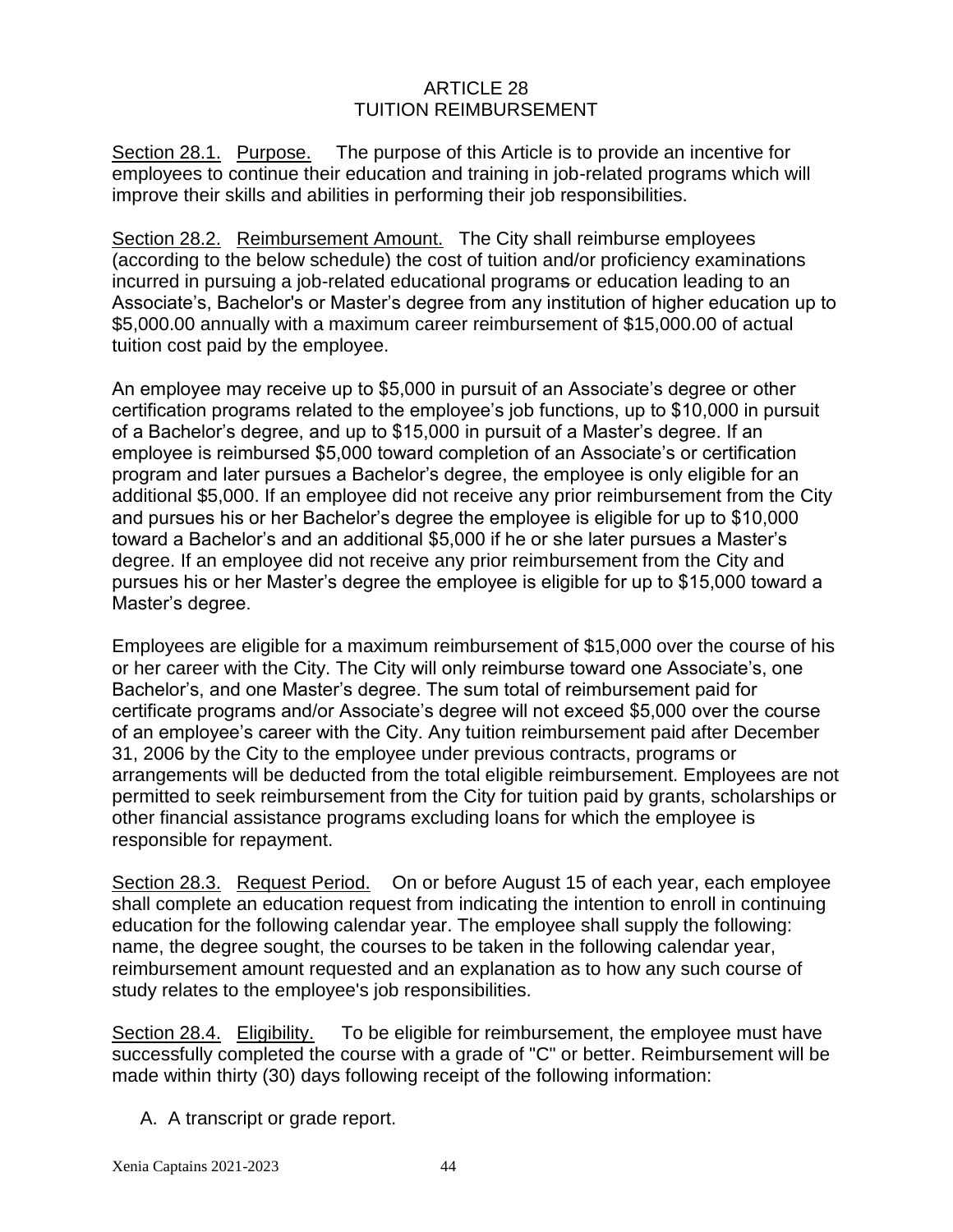# ARTICLE 28
# TUITION REIMBURSEMENT

Section 28.1. Purpose. The purpose of this Article is to provide an incentive for employees to continue their education and training in job-related programs which will improve their skills and abilities in performing their job responsibilities.

Section 28.2. Reimbursement Amount. The City shall reimburse employees (according to the below schedule) the cost of tuition and/or proficiency examinations incurred in pursuing a job-related educational programs or education leading to an Associate's, Bachelor's or Master's degree from any institution of higher education up to $5,000.00 annually with a maximum career reimbursement of $15,000.00 of actual tuition cost paid by the employee.

An employee may receive up to $5,000 in pursuit of an Associate's degree or other certification programs related to the employee's job functions, up to $10,000 in pursuit of a Bachelor's degree, and up to $15,000 in pursuit of a Master's degree. If an employee is reimbursed $5,000 toward completion of an Associate's or certification program and later pursues a Bachelor's degree, the employee is only eligible for an additional $5,000. If an employee did not receive any prior reimbursement from the City and pursues his or her Bachelor's degree the employee is eligible for up to $10,000 toward a Bachelor's and an additional $5,000 if he or she later pursues a Master's degree. If an employee did not receive any prior reimbursement from the City and pursues his or her Master's degree the employee is eligible for up to $15,000 toward a Master's degree.

Employees are eligible for a maximum reimbursement of $15,000 over the course of his or her career with the City. The City will only reimburse toward one Associate's, one Bachelor's, and one Master's degree. The sum total of reimbursement paid for certificate programs and/or Associate's degree will not exceed $5,000 over the course of an employee's career with the City. Any tuition reimbursement paid after December 31, 2006 by the City to the employee under previous contracts, programs or arrangements will be deducted from the total eligible reimbursement. Employees are not permitted to seek reimbursement from the City for tuition paid by grants, scholarships or other financial assistance programs excluding loans for which the employee is responsible for repayment.

Section 28.3. Request Period. On or before August 15 of each year, each employee shall complete an education request from indicating the intention to enroll in continuing education for the following calendar year. The employee shall supply the following: name, the degree sought, the courses to be taken in the following calendar year, reimbursement amount requested and an explanation as to how any such course of study relates to the employee's job responsibilities.

Section 28.4. Eligibility. To be eligible for reimbursement, the employee must have successfully completed the course with a grade of "C" or better. Reimbursement will be made within thirty (30) days following receipt of the following information:

A. A transcript or grade report.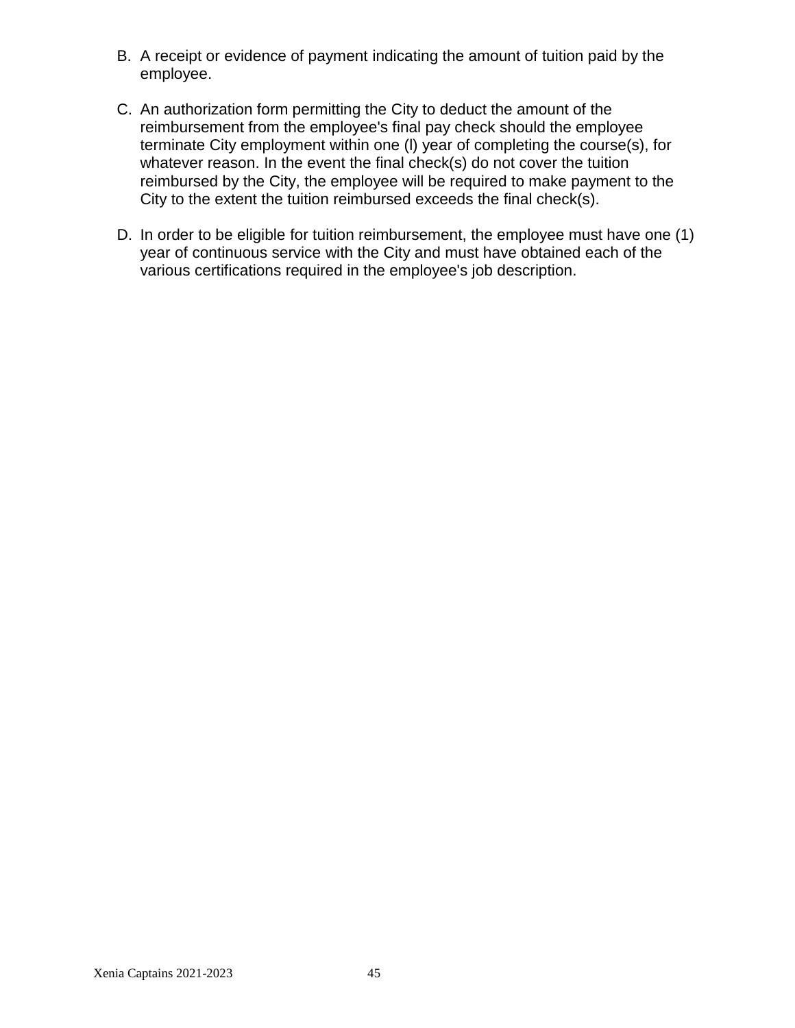B. A receipt or evidence of payment indicating the amount of tuition paid by the employee.

C. An authorization form permitting the City to deduct the amount of the reimbursement from the employee's final pay check should the employee terminate City employment within one (l) year of completing the course(s), for whatever reason. In the event the final check(s) do not cover the tuition reimbursed by the City, the employee will be required to make payment to the City to the extent the tuition reimbursed exceeds the final check(s).

D. In order to be eligible for tuition reimbursement, the employee must have one (1) year of continuous service with the City and must have obtained each of the various certifications required in the employee's job description.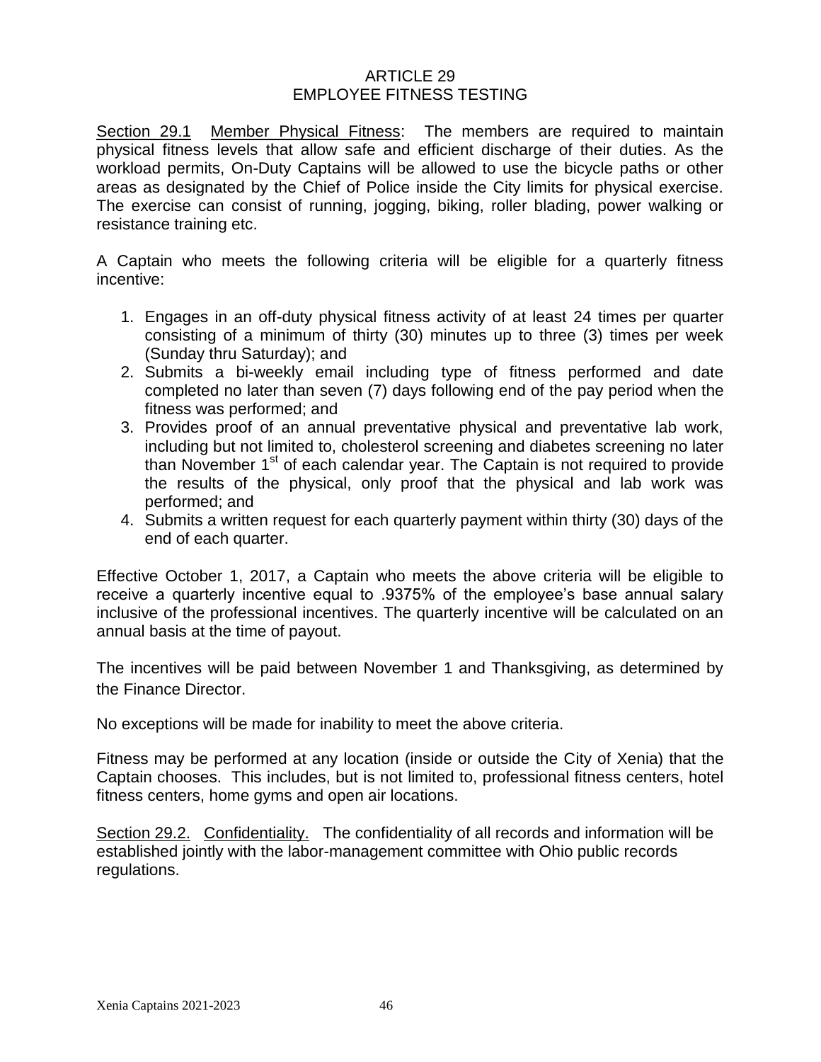# ARTICLE 29
# EMPLOYEE FITNESS TESTING

Section 29.1 Member Physical Fitness: The members are required to maintain physical fitness levels that allow safe and efficient discharge of their duties. As the workload permits, On-Duty Captains will be allowed to use the bicycle paths or other areas as designated by the Chief of Police inside the City limits for physical exercise. The exercise can consist of running, jogging, biking, roller blading, power walking or resistance training etc.

A Captain who meets the following criteria will be eligible for a quarterly fitness incentive:

1. Engages in an off-duty physical fitness activity of at least 24 times per quarter consisting of a minimum of thirty (30) minutes up to three (3) times per week (Sunday thru Saturday); and
2. Submits a bi-weekly email including type of fitness performed and date completed no later than seven (7) days following end of the pay period when the fitness was performed; and
3. Provides proof of an annual preventative physical and preventative lab work, including but not limited to, cholesterol screening and diabetes screening no later than November 1st of each calendar year. The Captain is not required to provide the results of the physical, only proof that the physical and lab work was performed; and
4. Submits a written request for each quarterly payment within thirty (30) days of the end of each quarter.

Effective October 1, 2017, a Captain who meets the above criteria will be eligible to receive a quarterly incentive equal to .9375% of the employee's base annual salary inclusive of the professional incentives. The quarterly incentive will be calculated on an annual basis at the time of payout.

The incentives will be paid between November 1 and Thanksgiving, as determined by the Finance Director.

No exceptions will be made for inability to meet the above criteria.

Fitness may be performed at any location (inside or outside the City of Xenia) that the Captain chooses. This includes, but is not limited to, professional fitness centers, hotel fitness centers, home gyms and open air locations.

Section 29.2. Confidentiality. The confidentiality of all records and information will be established jointly with the labor-management committee with Ohio public records regulations.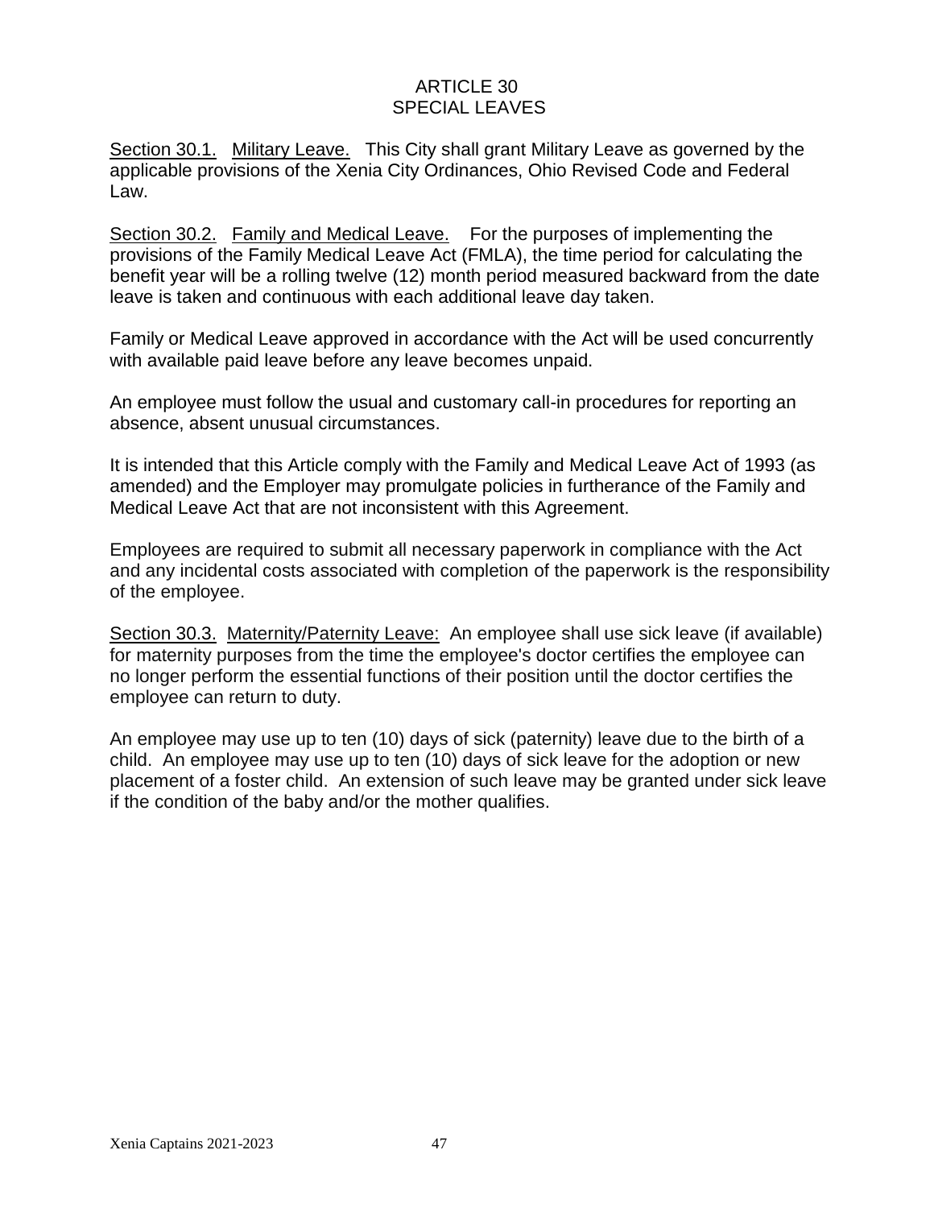# ARTICLE 30
# SPECIAL LEAVES

<u>Section 30.1.</u> <u>Military Leave.</u> This City shall grant Military Leave as governed by the applicable provisions of the Xenia City Ordinances, Ohio Revised Code and Federal Law.

<u>Section 30.2.</u> <u>Family and Medical Leave.</u> For the purposes of implementing the provisions of the Family Medical Leave Act (FMLA), the time period for calculating the benefit year will be a rolling twelve (12) month period measured backward from the date leave is taken and continuous with each additional leave day taken.

Family or Medical Leave approved in accordance with the Act will be used concurrently with available paid leave before any leave becomes unpaid.

An employee must follow the usual and customary call-in procedures for reporting an absence, absent unusual circumstances.

It is intended that this Article comply with the Family and Medical Leave Act of 1993 (as amended) and the Employer may promulgate policies in furtherance of the Family and Medical Leave Act that are not inconsistent with this Agreement.

Employees are required to submit all necessary paperwork in compliance with the Act and any incidental costs associated with completion of the paperwork is the responsibility of the employee.

<u>Section 30.3.</u> <u>Maternity/Paternity Leave:</u> An employee shall use sick leave (if available) for maternity purposes from the time the employee's doctor certifies the employee can no longer perform the essential functions of their position until the doctor certifies the employee can return to duty.

An employee may use up to ten (10) days of sick (paternity) leave due to the birth of a child. An employee may use up to ten (10) days of sick leave for the adoption or new placement of a foster child. An extension of such leave may be granted under sick leave if the condition of the baby and/or the mother qualifies.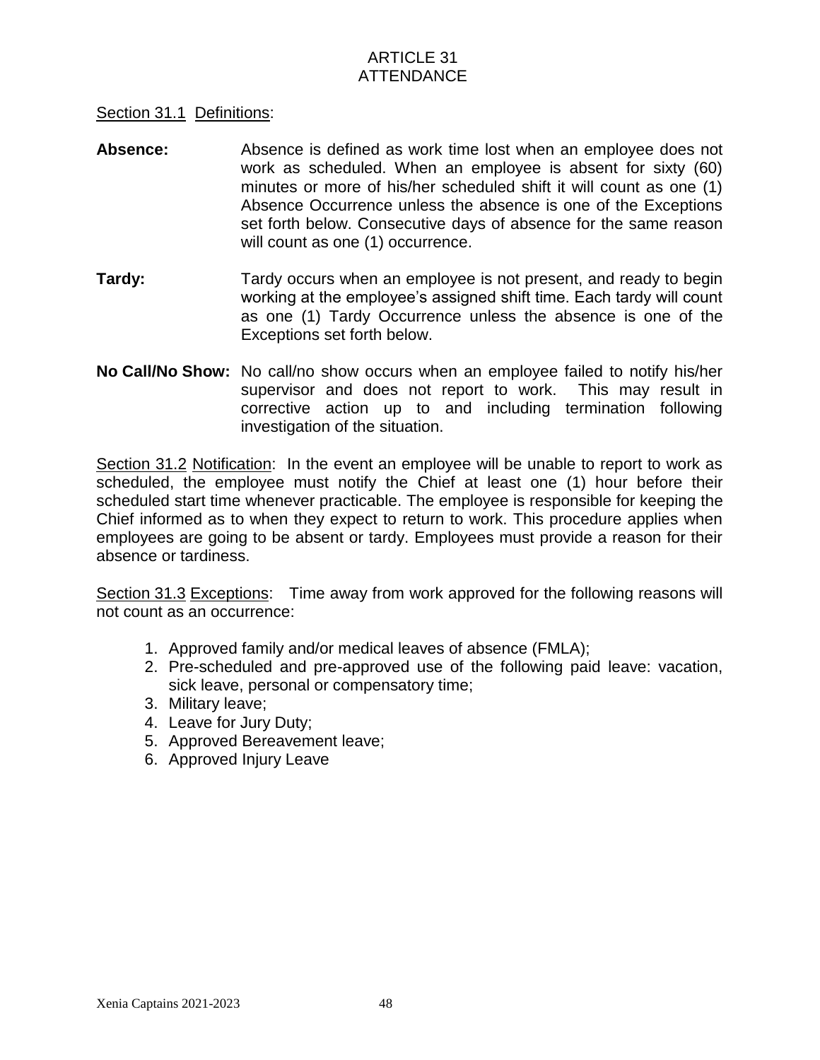# ARTICLE 31
# ATTENDANCE

Section 31.1 Definitions:

**Absence:** Absence is defined as work time lost when an employee does not work as scheduled. When an employee is absent for sixty (60) minutes or more of his/her scheduled shift it will count as one (1) Absence Occurrence unless the absence is one of the Exceptions set forth below. Consecutive days of absence for the same reason will count as one (1) occurrence.

**Tardy:** Tardy occurs when an employee is not present, and ready to begin working at the employee's assigned shift time. Each tardy will count as one (1) Tardy Occurrence unless the absence is one of the Exceptions set forth below.

**No Call/No Show:** No call/no show occurs when an employee failed to notify his/her supervisor and does not report to work. This may result in corrective action up to and including termination following investigation of the situation.

Section 31.2 Notification: In the event an employee will be unable to report to work as scheduled, the employee must notify the Chief at least one (1) hour before their scheduled start time whenever practicable. The employee is responsible for keeping the Chief informed as to when they expect to return to work. This procedure applies when employees are going to be absent or tardy. Employees must provide a reason for their absence or tardiness.

Section 31.3 Exceptions: Time away from work approved for the following reasons will not count as an occurrence:

1. Approved family and/or medical leaves of absence (FMLA);
2. Pre-scheduled and pre-approved use of the following paid leave: vacation, sick leave, personal or compensatory time;
3. Military leave;
4. Leave for Jury Duty;
5. Approved Bereavement leave;
6. Approved Injury Leave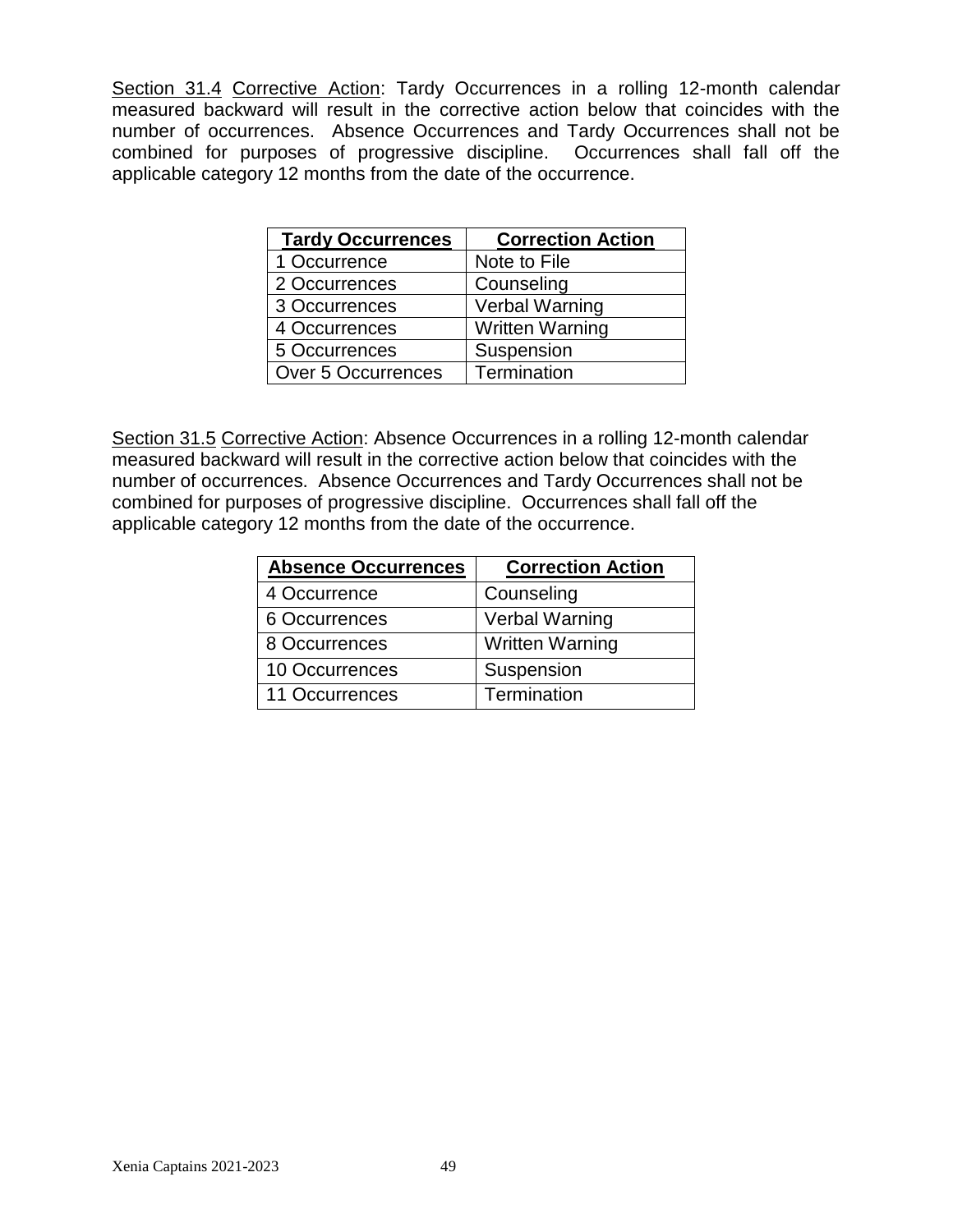Section 31.4 Corrective Action: Tardy Occurrences in a rolling 12-month calendar measured backward will result in the corrective action below that coincides with the number of occurrences. Absence Occurrences and Tardy Occurrences shall not be combined for purposes of progressive discipline. Occurrences shall fall off the applicable category 12 months from the date of the occurrence.

| **Tardy Occurrences** | **Correction Action** |
|---|---|
| 1 Occurrence | Note to File |
| 2 Occurrences | Counseling |
| 3 Occurrences | Verbal Warning |
| 4 Occurrences | Written Warning |
| 5 Occurrences | Suspension |
| Over 5 Occurrences | Termination |

Section 31.5 Corrective Action: Absence Occurrences in a rolling 12-month calendar measured backward will result in the corrective action below that coincides with the number of occurrences. Absence Occurrences and Tardy Occurrences shall not be combined for purposes of progressive discipline. Occurrences shall fall off the applicable category 12 months from the date of the occurrence.

| **Absence Occurrences** | **Correction Action** |
|---|---|
| 4 Occurrence | Counseling |
| 6 Occurrences | Verbal Warning |
| 8 Occurrences | Written Warning |
| 10 Occurrences | Suspension |
| 11 Occurrences | Termination |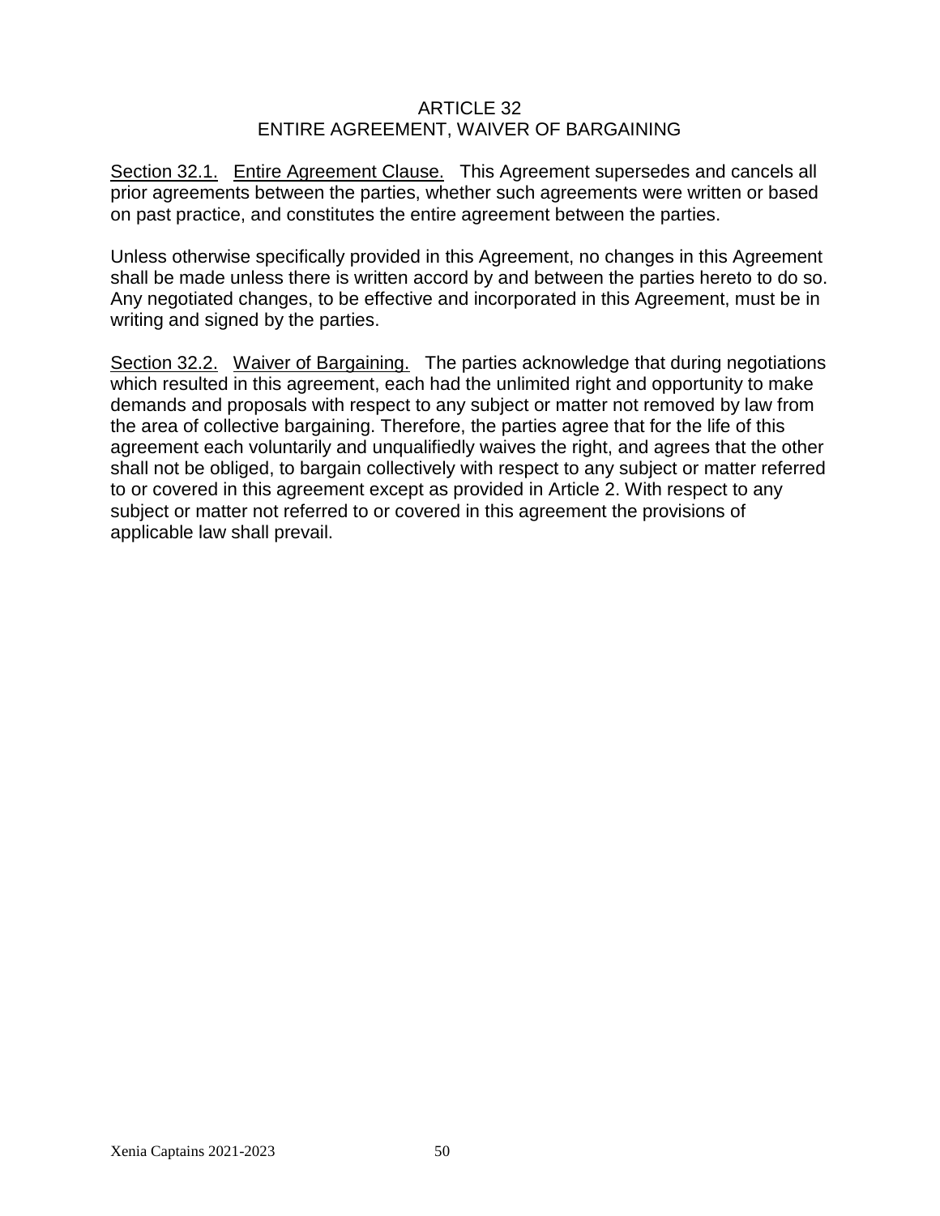# ARTICLE 32
## ENTIRE AGREEMENT, WAIVER OF BARGAINING

Section 32.1. Entire Agreement Clause. This Agreement supersedes and cancels all prior agreements between the parties, whether such agreements were written or based on past practice, and constitutes the entire agreement between the parties.

Unless otherwise specifically provided in this Agreement, no changes in this Agreement shall be made unless there is written accord by and between the parties hereto to do so. Any negotiated changes, to be effective and incorporated in this Agreement, must be in writing and signed by the parties.

Section 32.2. Waiver of Bargaining. The parties acknowledge that during negotiations which resulted in this agreement, each had the unlimited right and opportunity to make demands and proposals with respect to any subject or matter not removed by law from the area of collective bargaining. Therefore, the parties agree that for the life of this agreement each voluntarily and unqualifiedly waives the right, and agrees that the other shall not be obliged, to bargain collectively with respect to any subject or matter referred to or covered in this agreement except as provided in Article 2. With respect to any subject or matter not referred to or covered in this agreement the provisions of applicable law shall prevail.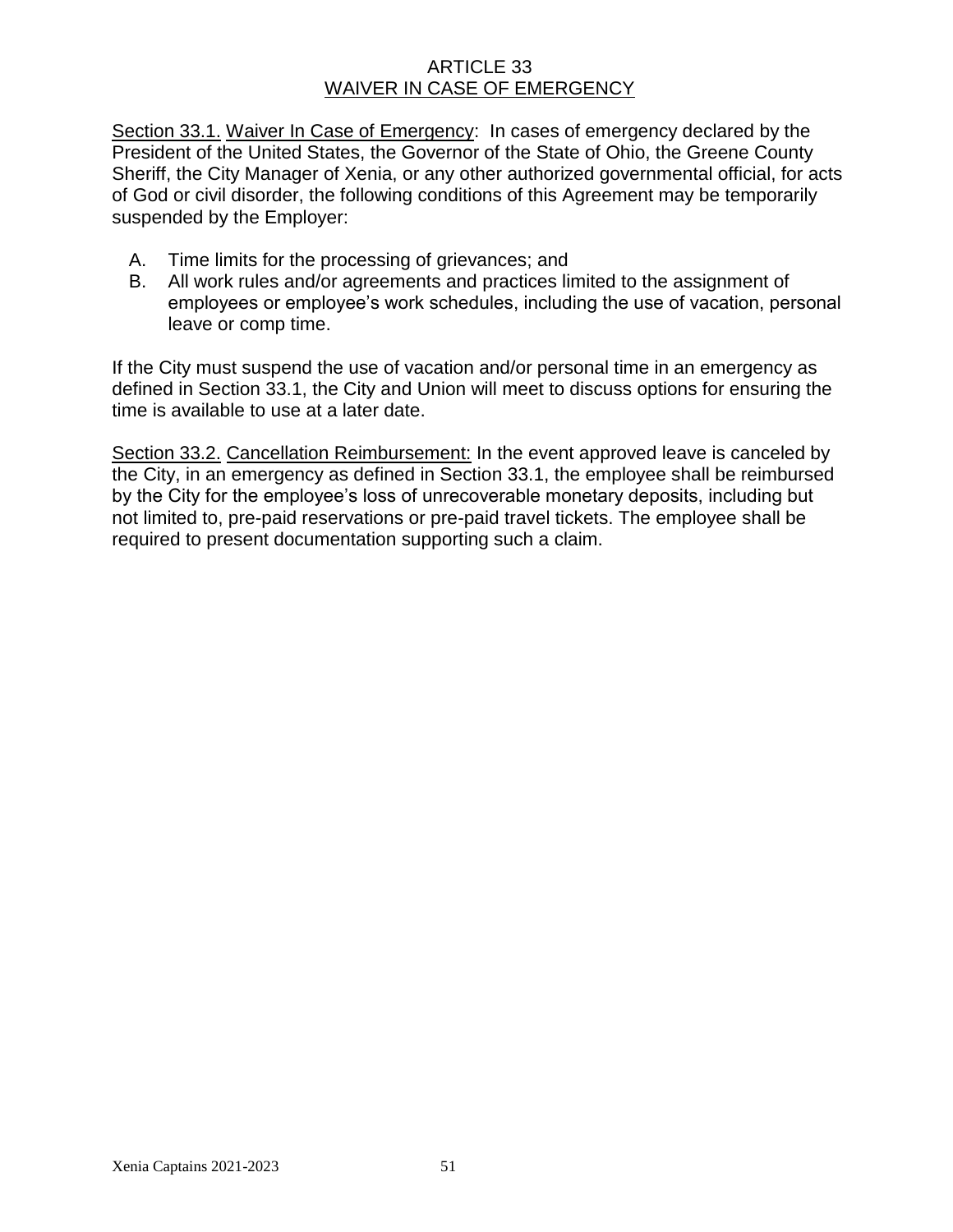# ARTICLE 33
## WAIVER IN CASE OF EMERGENCY

Section 33.1. Waiver In Case of Emergency: In cases of emergency declared by the President of the United States, the Governor of the State of Ohio, the Greene County Sheriff, the City Manager of Xenia, or any other authorized governmental official, for acts of God or civil disorder, the following conditions of this Agreement may be temporarily suspended by the Employer:

A. Time limits for the processing of grievances; and
B. All work rules and/or agreements and practices limited to the assignment of employees or employee's work schedules, including the use of vacation, personal leave or comp time.

If the City must suspend the use of vacation and/or personal time in an emergency as defined in Section 33.1, the City and Union will meet to discuss options for ensuring the time is available to use at a later date.

Section 33.2. Cancellation Reimbursement: In the event approved leave is canceled by the City, in an emergency as defined in Section 33.1, the employee shall be reimbursed by the City for the employee's loss of unrecoverable monetary deposits, including but not limited to, pre-paid reservations or pre-paid travel tickets. The employee shall be required to present documentation supporting such a claim.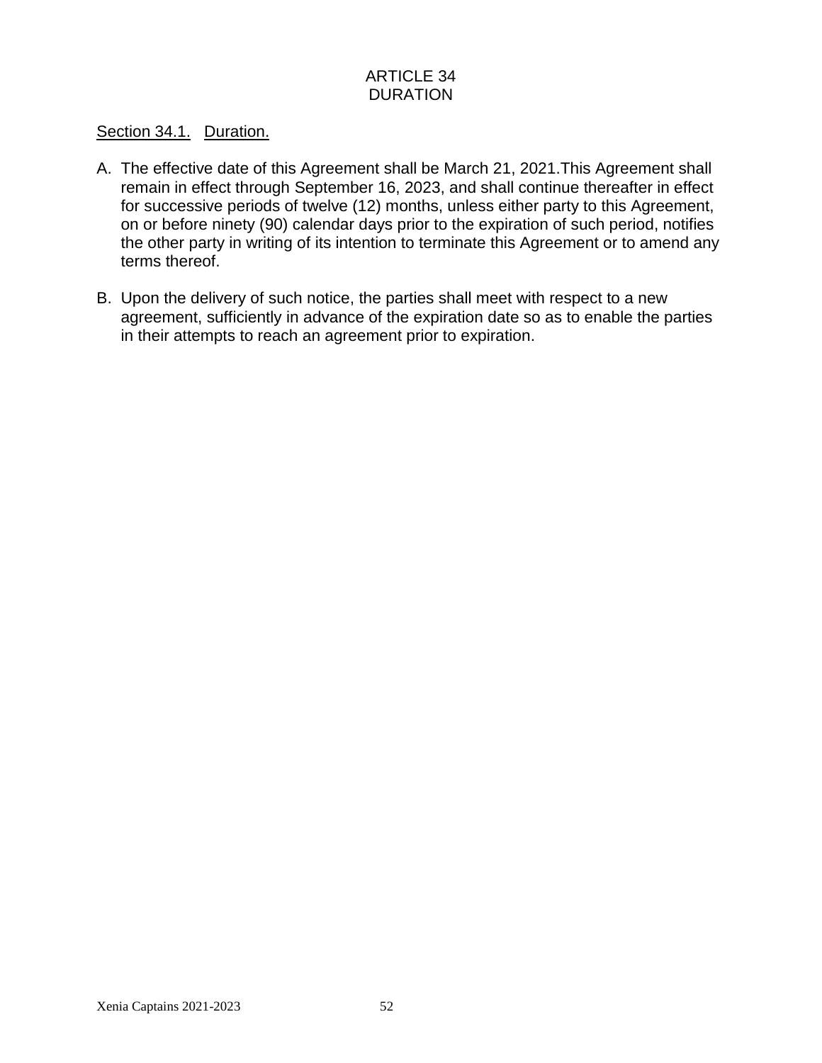# ARTICLE 34
# DURATION

Section 34.1. Duration.

A. The effective date of this Agreement shall be March 21, 2021.This Agreement shall remain in effect through September 16, 2023, and shall continue thereafter in effect for successive periods of twelve (12) months, unless either party to this Agreement, on or before ninety (90) calendar days prior to the expiration of such period, notifies the other party in writing of its intention to terminate this Agreement or to amend any terms thereof.

B. Upon the delivery of such notice, the parties shall meet with respect to a new agreement, sufficiently in advance of the expiration date so as to enable the parties in their attempts to reach an agreement prior to expiration.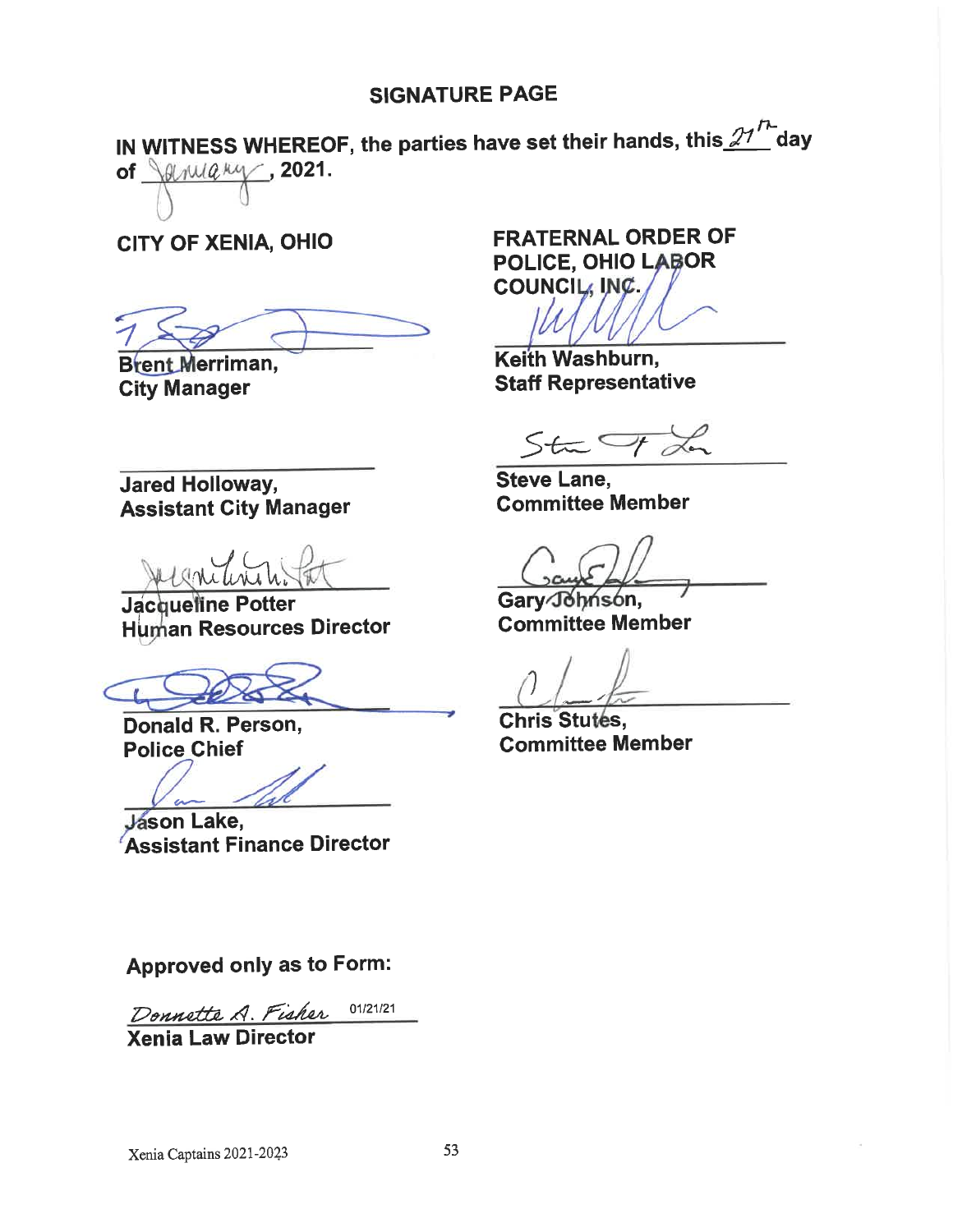## SIGNATURE PAGE

**IN WITNESS WHEREOF, the parties have set their hands, this 27th day of January, 2021.**

**CITY OF XENIA, OHIO**

**Brent Merriman,**
**City Manager**

**Jared Holloway,**
**Assistant City Manager**

**Jacqueline Potter**
**Human Resources Director**

**Donald R. Person,**
**Police Chief**

**Jason Lake,**
**Assistant Finance Director**

**FRATERNAL ORDER OF POLICE, OHIO LABOR COUNCIL, INC.**

**Keith Washburn,**
**Staff Representative**

**Steve Lane,**
**Committee Member**

**Gary Johnson,**
**Committee Member**

**Chris Stutes,**
**Committee Member**

**Approved only as to Form:**

*Donnette A. Fisher* 01/21/21
**Xenia Law Director**

Xenia Captains 2021-2023